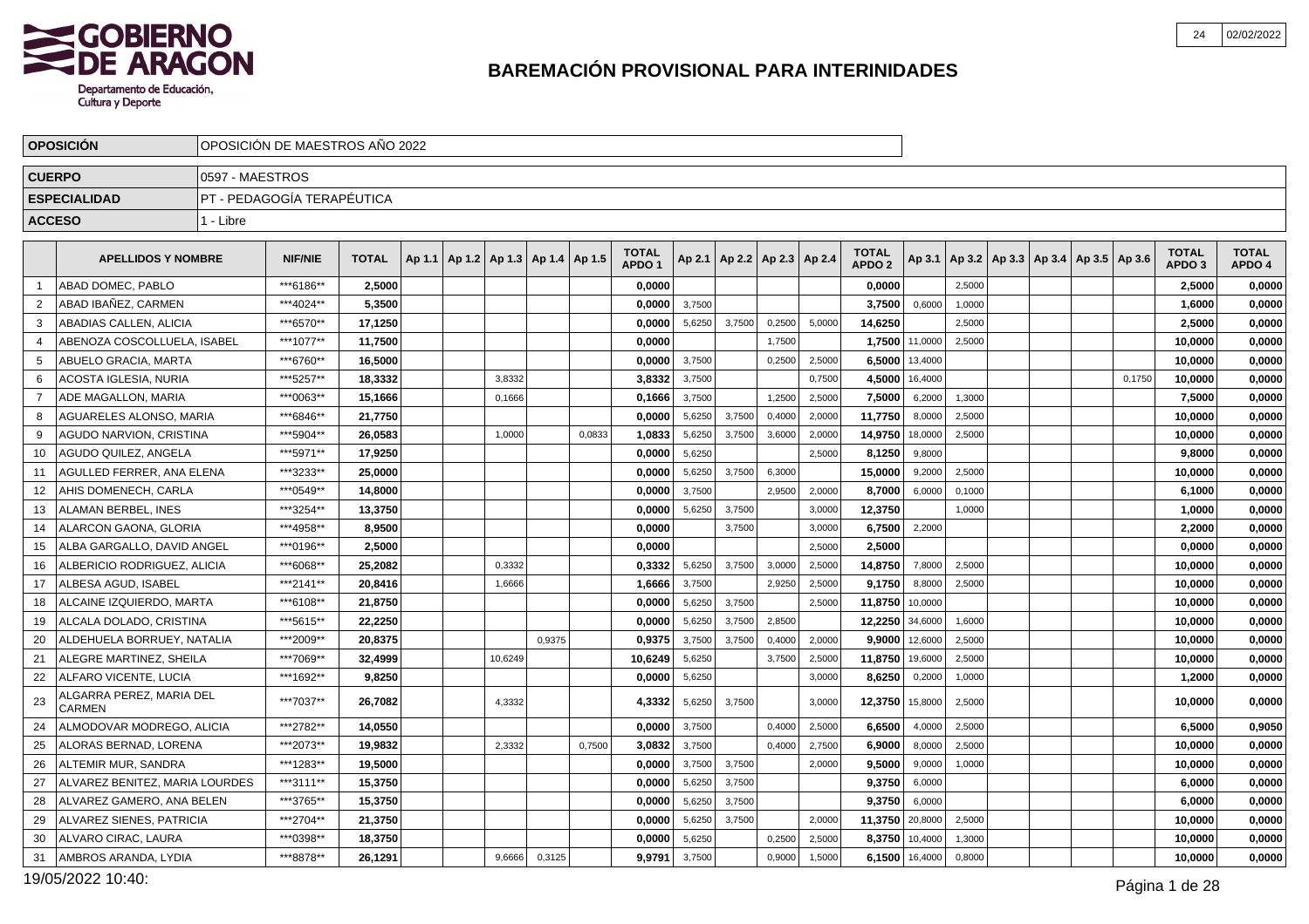# BAREMACIÓN PROVISIONAL PARA INTERINIDADES

| OPOSICIÓN | OPOSICIÓN DE MAESTROS AÑO 2022 |
|---|---|
| CUERPO | 0597 - MAESTROS |
| ESPECIALIDAD | PT - PEDAGOGÍA TERAPÉUTICA |
| ACCESO | 1 - Libre |

| | APELLIDOS Y NOMBRE | NIF/NIE | TOTAL | Ap 1.1 | Ap 1.2 | Ap 1.3 | Ap 1.4 | Ap 1.5 | TOTAL APDO 1 | Ap 2.1 | Ap 2.2 | Ap 2.3 | Ap 2.4 | TOTAL APDO 2 | Ap 3.1 | Ap 3.2 | Ap 3.3 | Ap 3.4 | Ap 3.5 | Ap 3.6 | TOTAL APDO 3 | TOTAL APDO 4 |
|---|---|---|---|---|---|---|---|---|---|---|---|---|---|---|---|---|---|---|---|---|---|---|
| 1 | ABAD DOMEC, PABLO | ***6186** | 2,5000 | | | | | | 0,0000 | | | | | 0,0000 | | 2,5000 | | | | | 2,5000 | 0,0000 |
| 2 | ABAD IBAÑEZ, CARMEN | ***4024** | 5,3500 | | | | | | 0,0000 | 3,7500 | | | | 3,7500 | 0,6000 | 1,0000 | | | | | 1,6000 | 0,0000 |
| 3 | ABADIAS CALLEN, ALICIA | ***6570** | 17,1250 | | | | | | 0,0000 | 5,6250 | 3,7500 | 0,2500 | 5,0000 | 14,6250 | | 2,5000 | | | | | 2,5000 | 0,0000 |
| 4 | ABENOZA COSCOLLUELA, ISABEL | ***1077** | 11,7500 | | | | | | 0,0000 | | | 1,7500 | | 1,7500 | 11,0000 | 2,5000 | | | | | 10,0000 | 0,0000 |
| 5 | ABUELO GRACIA, MARTA | ***6760** | 16,5000 | | | | | | 0,0000 | 3,7500 | | 0,2500 | 2,5000 | 6,5000 | 13,4000 | | | | | | 10,0000 | 0,0000 |
| 6 | ACOSTA IGLESIA, NURIA | ***5257** | 18,3332 | | | 3,8332 | | | 3,8332 | 3,7500 | | | 0,7500 | 4,5000 | 16,4000 | | | | | 0,1750 | 10,0000 | 0,0000 |
| 7 | ADE MAGALLON, MARIA | ***0063** | 15,1666 | | | 0,1666 | | | 0,1666 | 3,7500 | | 1,2500 | 2,5000 | 7,5000 | 6,2000 | 1,3000 | | | | | 7,5000 | 0,0000 |
| 8 | AGUARELES ALONSO, MARIA | ***6846** | 21,7750 | | | | | | 0,0000 | 5,6250 | 3,7500 | 0,4000 | 2,0000 | 11,7750 | 8,0000 | 2,5000 | | | | | 10,0000 | 0,0000 |
| 9 | AGUDO NARVION, CRISTINA | ***5904** | 26,0583 | | | 1,0000 | | 0,0833 | 1,0833 | 5,6250 | 3,7500 | 3,6000 | 2,0000 | 14,9750 | 18,0000 | 2,5000 | | | | | 10,0000 | 0,0000 |
| 10 | AGUDO QUILEZ, ANGELA | ***5971** | 17,9250 | | | | | | 0,0000 | 5,6250 | | | 2,5000 | 8,1250 | 9,8000 | | | | | | 9,8000 | 0,0000 |
| 11 | AGULLED FERRER, ANA ELENA | ***3233** | 25,0000 | | | | | | 0,0000 | 5,6250 | 3,7500 | 6,3000 | | 15,0000 | 9,2000 | 2,5000 | | | | | 10,0000 | 0,0000 |
| 12 | AHIS DOMENECH, CARLA | ***0549** | 14,8000 | | | | | | 0,0000 | 3,7500 | | 2,9500 | 2,0000 | 8,7000 | 6,0000 | 0,1000 | | | | | 6,1000 | 0,0000 |
| 13 | ALAMAN BERBEL, INES | ***3254** | 13,3750 | | | | | | 0,0000 | 5,6250 | 3,7500 | | 3,0000 | 12,3750 | | 1,0000 | | | | | 1,0000 | 0,0000 |
| 14 | ALARCON GAONA, GLORIA | ***4958** | 8,9500 | | | | | | 0,0000 | | 3,7500 | | 3,0000 | 6,7500 | 2,2000 | | | | | | 2,2000 | 0,0000 |
| 15 | ALBA GARGALLO, DAVID ANGEL | ***0196** | 2,5000 | | | | | | 0,0000 | | | | 2,5000 | 2,5000 | | | | | | | 0,0000 | 0,0000 |
| 16 | ALBERICIO RODRIGUEZ, ALICIA | ***6068** | 25,2082 | | | 0,3332 | | | 0,3332 | 5,6250 | 3,7500 | 3,0000 | 2,5000 | 14,8750 | 7,8000 | 2,5000 | | | | | 10,0000 | 0,0000 |
| 17 | ALBESA AGUD, ISABEL | ***2141** | 20,8416 | | | 1,6666 | | | 1,6666 | 3,7500 | | 2,9250 | 2,5000 | 9,1750 | 8,8000 | 2,5000 | | | | | 10,0000 | 0,0000 |
| 18 | ALCAINE IZQUIERDO, MARTA | ***6108** | 21,8750 | | | | | | 0,0000 | 5,6250 | 3,7500 | | 2,5000 | 11,8750 | 10,0000 | | | | | | 10,0000 | 0,0000 |
| 19 | ALCALA DOLADO, CRISTINA | ***5615** | 22,2250 | | | | | | 0,0000 | 5,6250 | 3,7500 | 2,8500 | | 12,2250 | 34,6000 | 1,6000 | | | | | 10,0000 | 0,0000 |
| 20 | ALDEHUELA BORRUEY, NATALIA | ***2009** | 20,8375 | | | | 0,9375 | | 0,9375 | 3,7500 | 3,7500 | 0,4000 | 2,0000 | 9,9000 | 12,6000 | 2,5000 | | | | | 10,0000 | 0,0000 |
| 21 | ALEGRE MARTINEZ, SHEILA | ***7069** | 32,4999 | | | 10,6249 | | | 10,6249 | 5,6250 | | 3,7500 | 2,5000 | 11,8750 | 19,6000 | 2,5000 | | | | | 10,0000 | 0,0000 |
| 22 | ALFARO VICENTE, LUCIA | ***1692** | 9,8250 | | | | | | 0,0000 | 5,6250 | | | 3,0000 | 8,6250 | 0,2000 | 1,0000 | | | | | 1,2000 | 0,0000 |
| 23 | ALGARRA PEREZ, MARIA DEL CARMEN | ***7037** | 26,7082 | | | 4,3332 | | | 4,3332 | 5,6250 | 3,7500 | | 3,0000 | 12,3750 | 15,8000 | 2,5000 | | | | | 10,0000 | 0,0000 |
| 24 | ALMODOVAR MODREGO, ALICIA | ***2782** | 14,0550 | | | | | | 0,0000 | 3,7500 | | 0,4000 | 2,5000 | 6,6500 | 4,0000 | 2,5000 | | | | | 6,5000 | 0,9050 |
| 25 | ALORAS BERNAD, LORENA | ***2073** | 19,9832 | | | 2,3332 | | 0,7500 | 3,0832 | 3,7500 | | 0,4000 | 2,7500 | 6,9000 | 8,0000 | 2,5000 | | | | | 10,0000 | 0,0000 |
| 26 | ALTEMIR MUR, SANDRA | ***1283** | 19,5000 | | | | | | 0,0000 | 3,7500 | 3,7500 | | 2,0000 | 9,5000 | 9,0000 | 1,0000 | | | | | 10,0000 | 0,0000 |
| 27 | ALVAREZ BENITEZ, MARIA LOURDES | ***3111** | 15,3750 | | | | | | 0,0000 | 5,6250 | 3,7500 | | | 9,3750 | 6,0000 | | | | | | 6,0000 | 0,0000 |
| 28 | ALVAREZ GAMERO, ANA BELEN | ***3765** | 15,3750 | | | | | | 0,0000 | 5,6250 | 3,7500 | | | 9,3750 | 6,0000 | | | | | | 6,0000 | 0,0000 |
| 29 | ALVAREZ SIENES, PATRICIA | ***2704** | 21,3750 | | | | | | 0,0000 | 5,6250 | 3,7500 | | 2,0000 | 11,3750 | 20,8000 | 2,5000 | | | | | 10,0000 | 0,0000 |
| 30 | ALVARO CIRAC, LAURA | ***0398** | 18,3750 | | | | | | 0,0000 | 5,6250 | | 0,2500 | 2,5000 | 8,3750 | 10,4000 | 1,3000 | | | | | 10,0000 | 0,0000 |
| 31 | AMBROS ARANDA, LYDIA | ***8878** | 26,1291 | | | 9,6666 | 0,3125 | | 9,9791 | 3,7500 | | 0,9000 | 1,5000 | 6,1500 | 16,4000 | 0,8000 | | | | | 10,0000 | 0,0000 |

19/05/2022 10:40: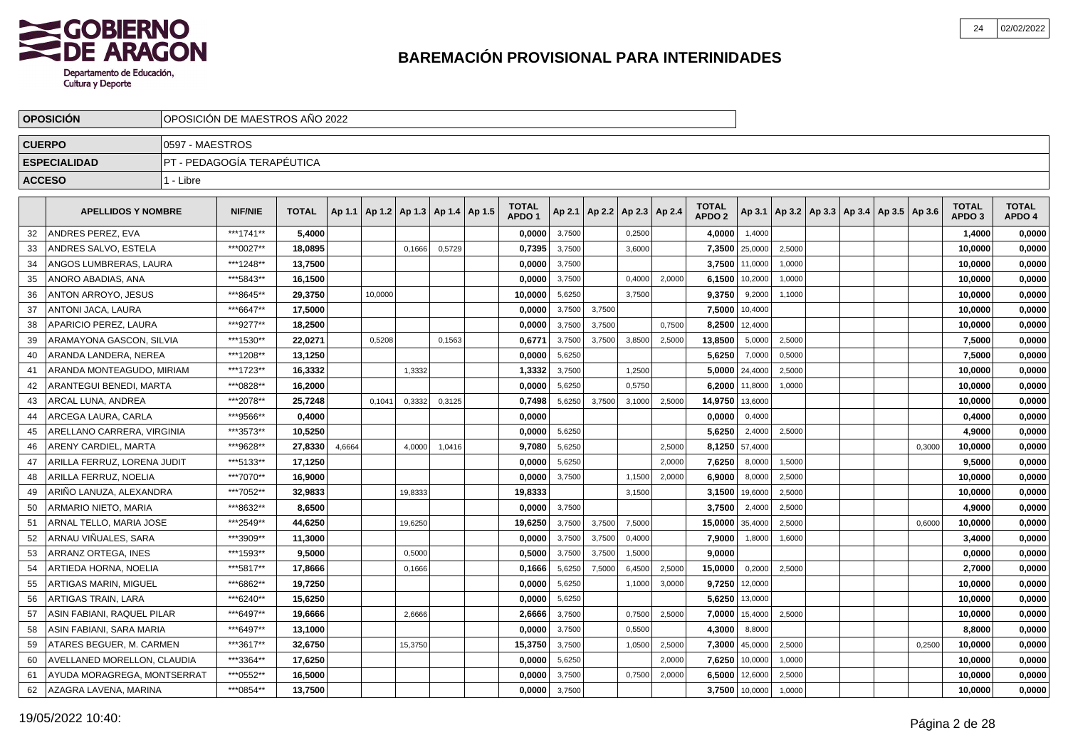# BAREMACIÓN PROVISIONAL PARA INTERINIDADES

| OPOSICIÓN | OPOSICIÓN DE MAESTROS AÑO 2022 |
|---|---|
| CUERPO | 0597 - MAESTROS |
| ESPECIALIDAD | PT - PEDAGOGÍA TERAPÉUTICA |
| ACCESO | 1 - Libre |

| | APELLIDOS Y NOMBRE | NIF/NIE | TOTAL | Ap 1.1 | Ap 1.2 | Ap 1.3 | Ap 1.4 | Ap 1.5 | TOTAL APDO 1 | Ap 2.1 | Ap 2.2 | Ap 2.3 | Ap 2.4 | TOTAL APDO 2 | Ap 3.1 | Ap 3.2 | Ap 3.3 | Ap 3.4 | Ap 3.5 | Ap 3.6 | TOTAL APDO 3 | TOTAL APDO 4 |
|---|---|---|---|---|---|---|---|---|---|---|---|---|---|---|---|---|---|---|---|---|---|---|
| 32 | ANDRES PEREZ, EVA | ***1741** | 5,4000 | | | | | | 0,0000 | 3,7500 | | 0,2500 | | 4,0000 | 1,4000 | | | | | | 1,4000 | 0,0000 |
| 33 | ANDRES SALVO, ESTELA | ***0027** | 18,0895 | | | 0,1666 | 0,5729 | | 0,7395 | 3,7500 | | 3,6000 | | 7,3500 | 25,0000 | 2,5000 | | | | | 10,0000 | 0,0000 |
| 34 | ANGOS LUMBRERAS, LAURA | ***1248** | 13,7500 | | | | | | 0,0000 | 3,7500 | | | | 3,7500 | 11,0000 | 1,0000 | | | | | 10,0000 | 0,0000 |
| 35 | ANORO ABADIAS, ANA | ***5843** | 16,1500 | | | | | | 0,0000 | 3,7500 | | 0,4000 | 2,0000 | 6,1500 | 10,2000 | 1,0000 | | | | | 10,0000 | 0,0000 |
| 36 | ANTON ARROYO, JESUS | ***8645** | 29,3750 | | 10,0000 | | | | 10,0000 | 5,6250 | | 3,7500 | | 9,3750 | 9,2000 | 1,1000 | | | | | 10,0000 | 0,0000 |
| 37 | ANTONI JACA, LAURA | ***6647** | 17,5000 | | | | | | 0,0000 | 3,7500 | 3,7500 | | | 7,5000 | 10,4000 | | | | | | 10,0000 | 0,0000 |
| 38 | APARICIO PEREZ, LAURA | ***9277** | 18,2500 | | | | | | 0,0000 | 3,7500 | 3,7500 | | 0,7500 | 8,2500 | 12,4000 | | | | | | 10,0000 | 0,0000 |
| 39 | ARAMAYONA GASCON, SILVIA | ***1530** | 22,0271 | | 0,5208 | | 0,1563 | | 0,6771 | 3,7500 | 3,7500 | 3,8500 | 2,5000 | 13,8500 | 5,0000 | 2,5000 | | | | | 7,5000 | 0,0000 |
| 40 | ARANDA LANDERA, NEREA | ***1208** | 13,1250 | | | | | | 0,0000 | 5,6250 | | | | 5,6250 | 7,0000 | 0,5000 | | | | | 7,5000 | 0,0000 |
| 41 | ARANDA MONTEAGUDO, MIRIAM | ***1723** | 16,3332 | | | 1,3332 | | | 1,3332 | 3,7500 | | 1,2500 | | 5,0000 | 24,4000 | 2,5000 | | | | | 10,0000 | 0,0000 |
| 42 | ARANTEGUI BENEDI, MARTA | ***0828** | 16,2000 | | | | | | 0,0000 | 5,6250 | | 0,5750 | | 6,2000 | 11,8000 | 1,0000 | | | | | 10,0000 | 0,0000 |
| 43 | ARCAL LUNA, ANDREA | ***2078** | 25,7248 | | 0,1041 | 0,3332 | 0,3125 | | 0,7498 | 5,6250 | 3,7500 | 3,1000 | 2,5000 | 14,9750 | 13,6000 | | | | | | 10,0000 | 0,0000 |
| 44 | ARCEGA LAURA, CARLA | ***9566** | 0,4000 | | | | | | 0,0000 | | | | | 0,0000 | 0,4000 | | | | | | 0,4000 | 0,0000 |
| 45 | ARELLANO CARRERA, VIRGINIA | ***3573** | 10,5250 | | | | | | 0,0000 | 5,6250 | | | | 5,6250 | 2,4000 | 2,5000 | | | | | 4,9000 | 0,0000 |
| 46 | ARENY CARDIEL, MARTA | ***9628** | 27,8330 | 4,6664 | | 4,0000 | 1,0416 | | 9,7080 | 5,6250 | | | 2,5000 | 8,1250 | 57,4000 | | | | | 0,3000 | 10,0000 | 0,0000 |
| 47 | ARILLA FERRUZ, LORENA JUDIT | ***5133** | 17,1250 | | | | | | 0,0000 | 5,6250 | | | 2,0000 | 7,6250 | 8,0000 | 1,5000 | | | | | 9,5000 | 0,0000 |
| 48 | ARILLA FERRUZ, NOELIA | ***7070** | 16,9000 | | | | | | 0,0000 | 3,7500 | | 1,1500 | 2,0000 | 6,9000 | 8,0000 | 2,5000 | | | | | 10,0000 | 0,0000 |
| 49 | ARIÑO LANUZA, ALEXANDRA | ***7052** | 32,9833 | | | 19,8333 | | | 19,8333 | | | 3,1500 | | 3,1500 | 19,6000 | 2,5000 | | | | | 10,0000 | 0,0000 |
| 50 | ARMARIO NIETO, MARIA | ***8632** | 8,6500 | | | | | | 0,0000 | 3,7500 | | | | 3,7500 | 2,4000 | 2,5000 | | | | | 4,9000 | 0,0000 |
| 51 | ARNAL TELLO, MARIA JOSE | ***2549** | 44,6250 | | | 19,6250 | | | 19,6250 | 3,7500 | 3,7500 | 7,5000 | | 15,0000 | 35,4000 | 2,5000 | | | | 0,6000 | 10,0000 | 0,0000 |
| 52 | ARNAU VIÑUALES, SARA | ***3909** | 11,3000 | | | | | | 0,0000 | 3,7500 | 3,7500 | 0,4000 | | 7,9000 | 1,8000 | 1,6000 | | | | | 3,4000 | 0,0000 |
| 53 | ARRANZ ORTEGA, INES | ***1593** | 9,5000 | | | 0,5000 | | | 0,5000 | 3,7500 | 3,7500 | 1,5000 | | 9,0000 | | | | | | | 0,0000 | 0,0000 |
| 54 | ARTIEDA HORNA, NOELIA | ***5817** | 17,8666 | | | 0,1666 | | | 0,1666 | 5,6250 | 7,5000 | 6,4500 | 2,5000 | 15,0000 | 0,2000 | 2,5000 | | | | | 2,7000 | 0,0000 |
| 55 | ARTIGAS MARIN, MIGUEL | ***6862** | 19,7250 | | | | | | 0,0000 | 5,6250 | | 1,1000 | 3,0000 | 9,7250 | 12,0000 | | | | | | 10,0000 | 0,0000 |
| 56 | ARTIGAS TRAIN, LARA | ***6240** | 15,6250 | | | | | | 0,0000 | 5,6250 | | | | 5,6250 | 13,0000 | | | | | | 10,0000 | 0,0000 |
| 57 | ASIN FABIANI, RAQUEL PILAR | ***6497** | 19,6666 | | | 2,6666 | | | 2,6666 | 3,7500 | | 0,7500 | 2,5000 | 7,0000 | 15,4000 | 2,5000 | | | | | 10,0000 | 0,0000 |
| 58 | ASIN FABIANI, SARA MARIA | ***6497** | 13,1000 | | | | | | 0,0000 | 3,7500 | | 0,5500 | | 4,3000 | 8,8000 | | | | | | 8,8000 | 0,0000 |
| 59 | ATARES BEGUER, M. CARMEN | ***3617** | 32,6750 | | | 15,3750 | | | 15,3750 | 3,7500 | | 1,0500 | 2,5000 | 7,3000 | 45,0000 | 2,5000 | | | | 0,2500 | 10,0000 | 0,0000 |
| 60 | AVELLANED MORELLON, CLAUDIA | ***3364** | 17,6250 | | | | | | 0,0000 | 5,6250 | | | 2,0000 | 7,6250 | 10,0000 | 1,0000 | | | | | 10,0000 | 0,0000 |
| 61 | AYUDA MORAGREGA, MONTSERRAT | ***0552** | 16,5000 | | | | | | 0,0000 | 3,7500 | | 0,7500 | 2,0000 | 6,5000 | 12,6000 | 2,5000 | | | | | 10,0000 | 0,0000 |
| 62 | AZAGRA LAVENA, MARINA | ***0854** | 13,7500 | | | | | | 0,0000 | 3,7500 | | | | 3,7500 | 10,0000 | 1,0000 | | | | | 10,0000 | 0,0000 |

19/05/2022 10:40: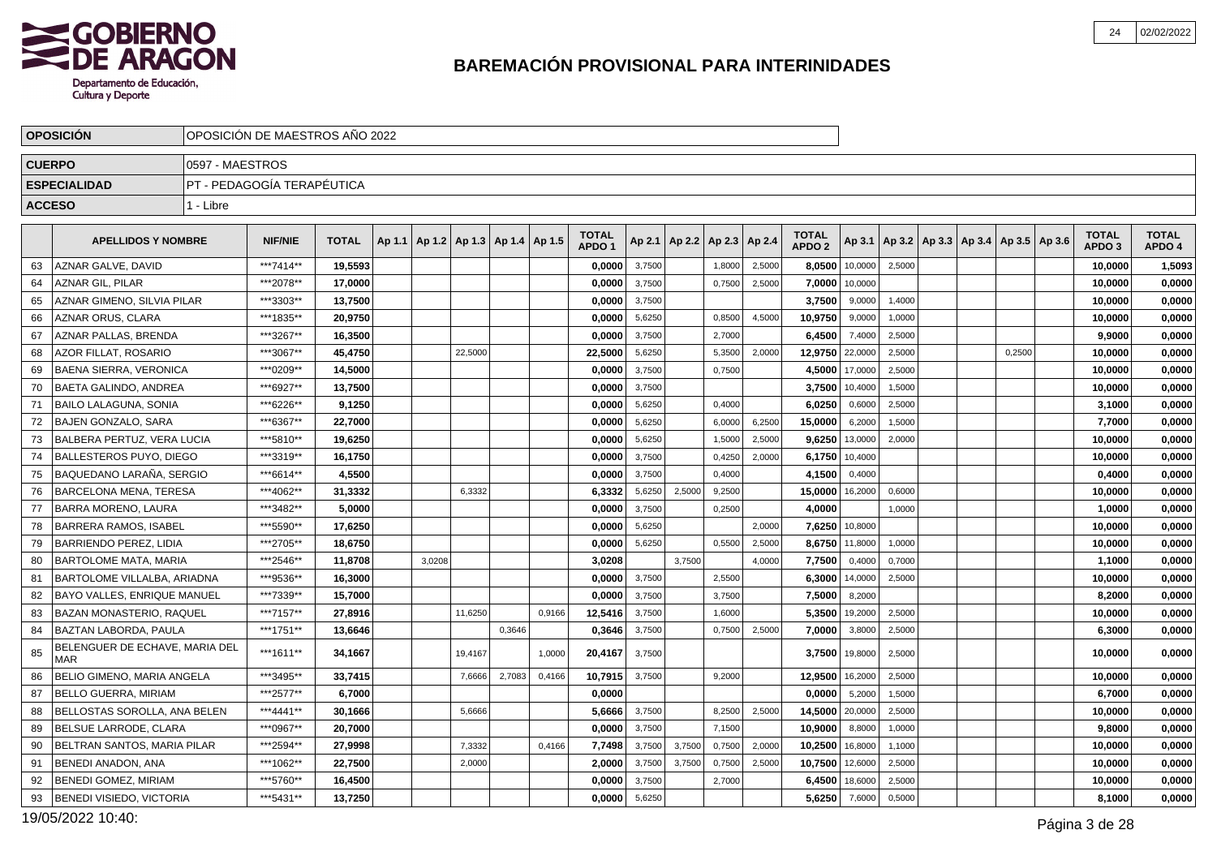**GOBIERNO DE ARAGON**
Departamento de Educación, Cultura y Deporte

# BAREMACIÓN PROVISIONAL PARA INTERINIDADES

| | |
|---|---|
| **OPOSICIÓN** | OPOSICIÓN DE MAESTROS AÑO 2022 |
| **CUERPO** | 0597 - MAESTROS |
| **ESPECIALIDAD** | PT - PEDAGOGÍA TERAPÉUTICA |
| **ACCESO** | 1 - Libre |

| | APELLIDOS Y NOMBRE | NIF/NIE | TOTAL | Ap 1.1 | Ap 1.2 | Ap 1.3 | Ap 1.4 | Ap 1.5 | TOTAL APDO 1 | Ap 2.1 | Ap 2.2 | Ap 2.3 | Ap 2.4 | TOTAL APDO 2 | Ap 3.1 | Ap 3.2 | Ap 3.3 | Ap 3.4 | Ap 3.5 | Ap 3.6 | TOTAL APDO 3 | TOTAL APDO 4 |
|---|---|---|---|---|---|---|---|---|---|---|---|---|---|---|---|---|---|---|---|---|---|---|
| 63 | AZNAR GALVE, DAVID | ***7414** | 19,5593 | | | | | | 0,0000 | 3,7500 | | 1,8000 | 2,5000 | 8,0500 | 10,0000 | 2,5000 | | | | | 10,0000 | 1,5093 |
| 64 | AZNAR GIL, PILAR | ***2078** | 17,0000 | | | | | | 0,0000 | 3,7500 | | 0,7500 | 2,5000 | 7,0000 | 10,0000 | | | | | | 10,0000 | 0,0000 |
| 65 | AZNAR GIMENO, SILVIA PILAR | ***3303** | 13,7500 | | | | | | 0,0000 | 3,7500 | | | | 3,7500 | 9,0000 | 1,4000 | | | | | 10,0000 | 0,0000 |
| 66 | AZNAR ORUS, CLARA | ***1835** | 20,9750 | | | | | | 0,0000 | 5,6250 | | 0,8500 | 4,5000 | 10,9750 | 9,0000 | 1,0000 | | | | | 10,0000 | 0,0000 |
| 67 | AZNAR PALLAS, BRENDA | ***3267** | 16,3500 | | | | | | 0,0000 | 3,7500 | | 2,7000 | | 6,4500 | 7,4000 | 2,5000 | | | | | 9,9000 | 0,0000 |
| 68 | AZOR FILLAT, ROSARIO | ***3067** | 45,4750 | | | 22,5000 | | | 22,5000 | 5,6250 | | 5,3500 | 2,0000 | 12,9750 | 22,0000 | 2,5000 | | | 0,2500 | | 10,0000 | 0,0000 |
| 69 | BAENA SIERRA, VERONICA | ***0209** | 14,5000 | | | | | | 0,0000 | 3,7500 | | 0,7500 | | 4,5000 | 17,0000 | 2,5000 | | | | | 10,0000 | 0,0000 |
| 70 | BAETA GALINDO, ANDREA | ***6927** | 13,7500 | | | | | | 0,0000 | 3,7500 | | | | 3,7500 | 10,4000 | 1,5000 | | | | | 10,0000 | 0,0000 |
| 71 | BAILO LALAGUNA, SONIA | ***6226** | 9,1250 | | | | | | 0,0000 | 5,6250 | | 0,4000 | | 6,0250 | 0,6000 | 2,5000 | | | | | 3,1000 | 0,0000 |
| 72 | BAJEN GONZALO, SARA | ***6367** | 22,7000 | | | | | | 0,0000 | 5,6250 | | 6,0000 | 6,2500 | 15,0000 | 6,2000 | 1,5000 | | | | | 7,7000 | 0,0000 |
| 73 | BALBERA PERTUZ, VERA LUCIA | ***5810** | 19,6250 | | | | | | 0,0000 | 5,6250 | | 1,5000 | 2,5000 | 9,6250 | 13,0000 | 2,0000 | | | | | 10,0000 | 0,0000 |
| 74 | BALLESTEROS PUYO, DIEGO | ***3319** | 16,1750 | | | | | | 0,0000 | 3,7500 | | 0,4250 | 2,0000 | 6,1750 | 10,4000 | | | | | | 10,0000 | 0,0000 |
| 75 | BAQUEDANO LARAÑA, SERGIO | ***6614** | 4,5500 | | | | | | 0,0000 | 3,7500 | | 0,4000 | | 4,1500 | 0,4000 | | | | | | 0,4000 | 0,0000 |
| 76 | BARCELONA MENA, TERESA | ***4062** | 31,3332 | | | 6,3332 | | | 6,3332 | 5,6250 | 2,5000 | 9,2500 | | 15,0000 | 16,2000 | 0,6000 | | | | | 10,0000 | 0,0000 |
| 77 | BARRA MORENO, LAURA | ***3482** | 5,0000 | | | | | | 0,0000 | 3,7500 | | 0,2500 | | 4,0000 | | 1,0000 | | | | | 1,0000 | 0,0000 |
| 78 | BARRERA RAMOS, ISABEL | ***5590** | 17,6250 | | | | | | 0,0000 | 5,6250 | | | 2,0000 | 7,6250 | 10,8000 | | | | | | 10,0000 | 0,0000 |
| 79 | BARRIENDO PEREZ, LIDIA | ***2705** | 18,6750 | | | | | | 0,0000 | 5,6250 | | 0,5500 | 2,5000 | 8,6750 | 11,8000 | 1,0000 | | | | | 10,0000 | 0,0000 |
| 80 | BARTOLOME MATA, MARIA | ***2546** | 11,8708 | | 3,0208 | | | | 3,0208 | | 3,7500 | | 4,0000 | 7,7500 | 0,4000 | 0,7000 | | | | | 1,1000 | 0,0000 |
| 81 | BARTOLOME VILLALBA, ARIADNA | ***9536** | 16,3000 | | | | | | 0,0000 | 3,7500 | | 2,5500 | | 6,3000 | 14,0000 | 2,5000 | | | | | 10,0000 | 0,0000 |
| 82 | BAYO VALLES, ENRIQUE MANUEL | ***7339** | 15,7000 | | | | | | 0,0000 | 3,7500 | | 3,7500 | | 7,5000 | 8,2000 | | | | | | 8,2000 | 0,0000 |
| 83 | BAZAN MONASTERIO, RAQUEL | ***7157** | 27,8916 | | | 11,6250 | | 0,9166 | 12,5416 | 3,7500 | | 1,6000 | | 5,3500 | 19,2000 | 2,5000 | | | | | 10,0000 | 0,0000 |
| 84 | BAZTAN LABORDA, PAULA | ***1751** | 13,6646 | | | | 0,3646 | | 0,3646 | 3,7500 | | 0,7500 | 2,5000 | 7,0000 | 3,8000 | 2,5000 | | | | | 6,3000 | 0,0000 |
| 85 | BELENGUER DE ECHAVE, MARIA DEL MAR | ***1611** | 34,1667 | | | 19,4167 | | 1,0000 | 20,4167 | 3,7500 | | | | 3,7500 | 19,8000 | 2,5000 | | | | | 10,0000 | 0,0000 |
| 86 | BELIO GIMENO, MARIA ANGELA | ***3495** | 33,7415 | | | 7,6666 | 2,7083 | 0,4166 | 10,7915 | 3,7500 | | 9,2000 | | 12,9500 | 16,2000 | 2,5000 | | | | | 10,0000 | 0,0000 |
| 87 | BELLO GUERRA, MIRIAM | ***2577** | 6,7000 | | | | | | 0,0000 | | | | | 0,0000 | 5,2000 | 1,5000 | | | | | 6,7000 | 0,0000 |
| 88 | BELLOSTAS SOROLLA, ANA BELEN | ***4441** | 30,1666 | | | 5,6666 | | | 5,6666 | 3,7500 | | 8,2500 | 2,5000 | 14,5000 | 20,0000 | 2,5000 | | | | | 10,0000 | 0,0000 |
| 89 | BELSUE LARRODE, CLARA | ***0967** | 20,7000 | | | | | | 0,0000 | 3,7500 | | 7,1500 | | 10,9000 | 8,8000 | 1,0000 | | | | | 9,8000 | 0,0000 |
| 90 | BELTRAN SANTOS, MARIA PILAR | ***2594** | 27,9998 | | | 7,3332 | | 0,4166 | 7,7498 | 3,7500 | 3,7500 | 0,7500 | 2,0000 | 10,2500 | 16,8000 | 1,1000 | | | | | 10,0000 | 0,0000 |
| 91 | BENEDI ANADON, ANA | ***1062** | 22,7500 | | | 2,0000 | | | 2,0000 | 3,7500 | 3,7500 | 0,7500 | 2,5000 | 10,7500 | 12,6000 | 2,5000 | | | | | 10,0000 | 0,0000 |
| 92 | BENEDI GOMEZ, MIRIAM | ***5760** | 16,4500 | | | | | | 0,0000 | 3,7500 | | 2,7000 | | 6,4500 | 18,6000 | 2,5000 | | | | | 10,0000 | 0,0000 |
| 93 | BENEDI VISIEDO, VICTORIA | ***5431** | 13,7250 | | | | | | 0,0000 | 5,6250 | | | | 5,6250 | 7,6000 | 0,5000 | | | | | 8,1000 | 0,0000 |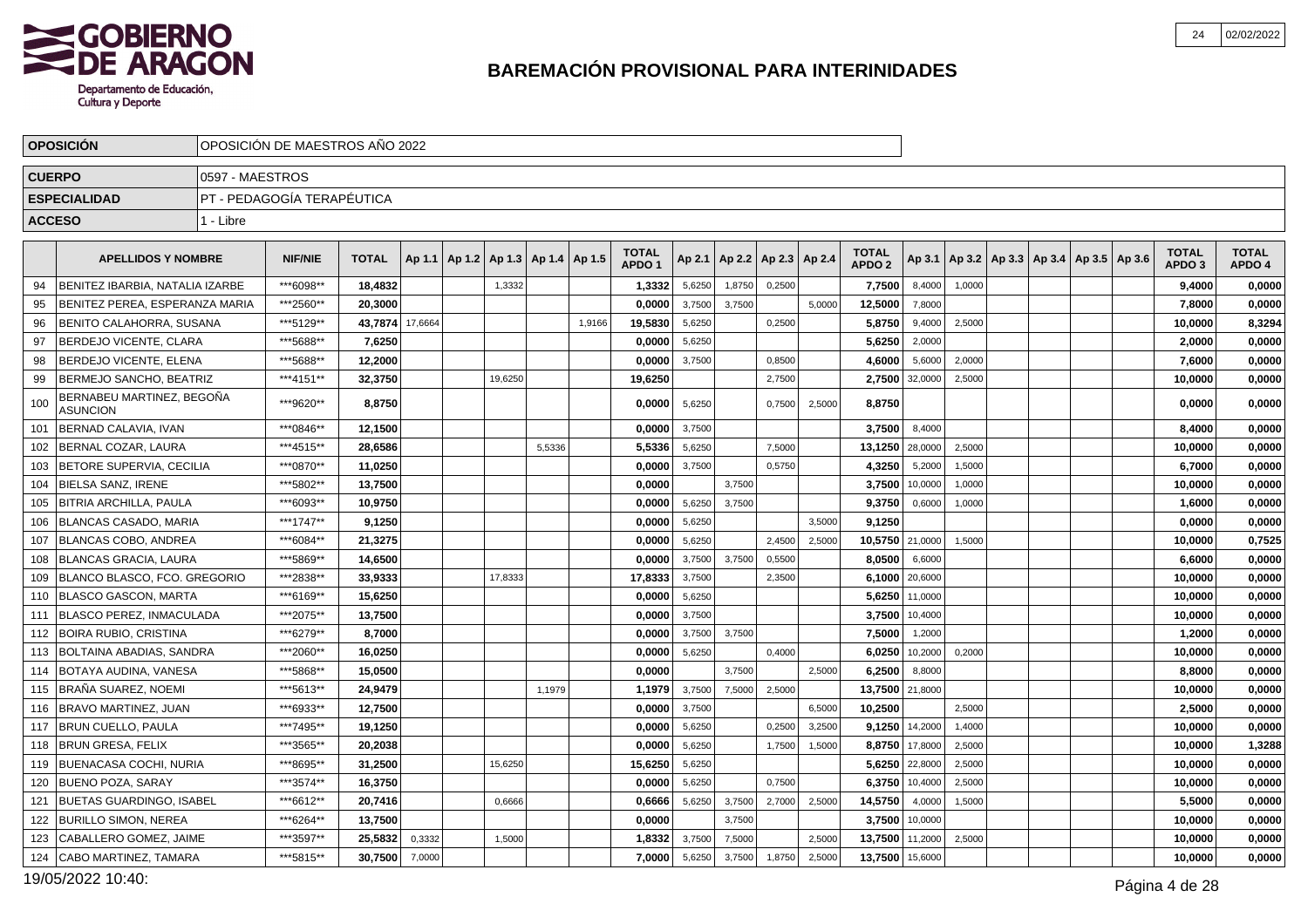**GOBIERNO DE ARAGON**
Departamento de Educación, Cultura y Deporte

# BAREMACIÓN PROVISIONAL PARA INTERINIDADES

| | |
|---|---|
| **OPOSICIÓN** | OPOSICIÓN DE MAESTROS AÑO 2022 |
| **CUERPO** | 0597 - MAESTROS |
| **ESPECIALIDAD** | PT - PEDAGOGÍA TERAPÉUTICA |
| **ACCESO** | 1 - Libre |

| | APELLIDOS Y NOMBRE | NIF/NIE | TOTAL | Ap 1.1 | Ap 1.2 | Ap 1.3 | Ap 1.4 | Ap 1.5 | TOTAL APDO 1 | Ap 2.1 | Ap 2.2 | Ap 2.3 | Ap 2.4 | TOTAL APDO 2 | Ap 3.1 | Ap 3.2 | Ap 3.3 | Ap 3.4 | Ap 3.5 | Ap 3.6 | TOTAL APDO 3 | TOTAL APDO 4 |
|---|---|---|---|---|---|---|---|---|---|---|---|---|---|---|---|---|---|---|---|---|---|---|
| 94 | BENITEZ IBARBIA, NATALIA IZARBE | ***6098** | **18,4832** | | | 1,3332 | | | **1,3332** | 5,6250 | 1,8750 | 0,2500 | | **7,7500** | 8,4000 | 1,0000 | | | | | **9,4000** | **0,0000** |
| 95 | BENITEZ PEREA, ESPERANZA MARIA | ***2560** | **20,3000** | | | | | | **0,0000** | 3,7500 | 3,7500 | | 5,0000 | **12,5000** | 7,8000 | | | | | | **7,8000** | **0,0000** |
| 96 | BENITO CALAHORRA, SUSANA | ***5129** | **43,7874** | 17,6664 | | | | 1,9166 | **19,5830** | 5,6250 | | 0,2500 | | **5,8750** | 9,4000 | 2,5000 | | | | | **10,0000** | **8,3294** |
| 97 | BERDEJO VICENTE, CLARA | ***5688** | **7,6250** | | | | | | **0,0000** | 5,6250 | | | | **5,6250** | 2,0000 | | | | | | **2,0000** | **0,0000** |
| 98 | BERDEJO VICENTE, ELENA | ***5688** | **12,2000** | | | | | | **0,0000** | 3,7500 | | 0,8500 | | **4,6000** | 5,6000 | 2,0000 | | | | | **7,6000** | **0,0000** |
| 99 | BERMEJO SANCHO, BEATRIZ | ***4151** | **32,3750** | | | 19,6250 | | | **19,6250** | | | 2,7500 | | **2,7500** | 32,0000 | 2,5000 | | | | | **10,0000** | **0,0000** |
| 100 | BERNABEU MARTINEZ, BEGOÑA ASUNCION | ***9620** | **8,8750** | | | | | | **0,0000** | 5,6250 | | 0,7500 | 2,5000 | **8,8750** | | | | | | | **0,0000** | **0,0000** |
| 101 | BERNAD CALAVIA, IVAN | ***0846** | **12,1500** | | | | | | **0,0000** | 3,7500 | | | | **3,7500** | 8,4000 | | | | | | **8,4000** | **0,0000** |
| 102 | BERNAL COZAR, LAURA | ***4515** | **28,6586** | | | | 5,5336 | | **5,5336** | 5,6250 | | 7,5000 | | **13,1250** | 28,0000 | 2,5000 | | | | | **10,0000** | **0,0000** |
| 103 | BETORE SUPERVIA, CECILIA | ***0870** | **11,0250** | | | | | | **0,0000** | 3,7500 | | 0,5750 | | **4,3250** | 5,2000 | 1,5000 | | | | | **6,7000** | **0,0000** |
| 104 | BIELSA SANZ, IRENE | ***5802** | **13,7500** | | | | | | **0,0000** | | 3,7500 | | | **3,7500** | 10,0000 | 1,0000 | | | | | **10,0000** | **0,0000** |
| 105 | BITRIA ARCHILLA, PAULA | ***6093** | **10,9750** | | | | | | **0,0000** | 5,6250 | 3,7500 | | | **9,3750** | 0,6000 | 1,0000 | | | | | **1,6000** | **0,0000** |
| 106 | BLANCAS CASADO, MARIA | ***1747** | **9,1250** | | | | | | **0,0000** | 5,6250 | | | 3,5000 | **9,1250** | | | | | | | **0,0000** | **0,0000** |
| 107 | BLANCAS COBO, ANDREA | ***6084** | **21,3275** | | | | | | **0,0000** | 5,6250 | | 2,4500 | 2,5000 | **10,5750** | 21,0000 | 1,5000 | | | | | **10,0000** | **0,7525** |
| 108 | BLANCAS GRACIA, LAURA | ***5869** | **14,6500** | | | | | | **0,0000** | 3,7500 | 3,7500 | 0,5500 | | **8,0500** | 6,6000 | | | | | | **6,6000** | **0,0000** |
| 109 | BLANCO BLASCO, FCO. GREGORIO | ***2838** | **33,9333** | | | 17,8333 | | | **17,8333** | 3,7500 | | 2,3500 | | **6,1000** | 20,6000 | | | | | | **10,0000** | **0,0000** |
| 110 | BLASCO GASCON, MARTA | ***6169** | **15,6250** | | | | | | **0,0000** | 5,6250 | | | | **5,6250** | 11,0000 | | | | | | **10,0000** | **0,0000** |
| 111 | BLASCO PEREZ, INMACULADA | ***2075** | **13,7500** | | | | | | **0,0000** | 3,7500 | | | | **3,7500** | 10,4000 | | | | | | **10,0000** | **0,0000** |
| 112 | BOIRA RUBIO, CRISTINA | ***6279** | **8,7000** | | | | | | **0,0000** | 3,7500 | 3,7500 | | | **7,5000** | 1,2000 | | | | | | **1,2000** | **0,0000** |
| 113 | BOLTAINA ABADIAS, SANDRA | ***2060** | **16,0250** | | | | | | **0,0000** | 5,6250 | | 0,4000 | | **6,0250** | 10,2000 | 0,2000 | | | | | **10,0000** | **0,0000** |
| 114 | BOTAYA AUDINA, VANESA | ***5868** | **15,0500** | | | | | | **0,0000** | | 3,7500 | | 2,5000 | **6,2500** | 8,8000 | | | | | | **8,8000** | **0,0000** |
| 115 | BRAÑA SUAREZ, NOEMI | ***5613** | **24,9479** | | | | 1,1979 | | **1,1979** | 3,7500 | 7,5000 | 2,5000 | | **13,7500** | 21,8000 | | | | | | **10,0000** | **0,0000** |
| 116 | BRAVO MARTINEZ, JUAN | ***6933** | **12,7500** | | | | | | **0,0000** | 3,7500 | | | 6,5000 | **10,2500** | | 2,5000 | | | | | **2,5000** | **0,0000** |
| 117 | BRUN CUELLO, PAULA | ***7495** | **19,1250** | | | | | | **0,0000** | 5,6250 | | 0,2500 | 3,2500 | **9,1250** | 14,2000 | 1,4000 | | | | | **10,0000** | **0,0000** |
| 118 | BRUN GRESA, FELIX | ***3565** | **20,2038** | | | | | | **0,0000** | 5,6250 | | 1,7500 | 1,5000 | **8,8750** | 17,8000 | 2,5000 | | | | | **10,0000** | **1,3288** |
| 119 | BUENACASA COCHI, NURIA | ***8695** | **31,2500** | | | 15,6250 | | | **15,6250** | 5,6250 | | | | **5,6250** | 22,8000 | 2,5000 | | | | | **10,0000** | **0,0000** |
| 120 | BUENO POZA, SARAY | ***3574** | **16,3750** | | | | | | **0,0000** | 5,6250 | | 0,7500 | | **6,3750** | 10,4000 | 2,5000 | | | | | **10,0000** | **0,0000** |
| 121 | BUETAS GUARDINGO, ISABEL | ***6612** | **20,7416** | | | 0,6666 | | | **0,6666** | 5,6250 | 3,7500 | 2,7000 | 2,5000 | **14,5750** | 4,0000 | 1,5000 | | | | | **5,5000** | **0,0000** |
| 122 | BURILLO SIMON, NEREA | ***6264** | **13,7500** | | | | | | **0,0000** | | 3,7500 | | | **3,7500** | 10,0000 | | | | | | **10,0000** | **0,0000** |
| 123 | CABALLERO GOMEZ, JAIME | ***3597** | **25,5832** | 0,3332 | | 1,5000 | | | **1,8332** | 3,7500 | 7,5000 | | 2,5000 | **13,7500** | 11,2000 | 2,5000 | | | | | **10,0000** | **0,0000** |
| 124 | CABO MARTINEZ, TAMARA | ***5815** | **30,7500** | 7,0000 | | | | | **7,0000** | 5,6250 | 3,7500 | 1,8750 | 2,5000 | **13,7500** | 15,6000 | | | | | | **10,0000** | **0,0000** |

19/05/2022 10:40: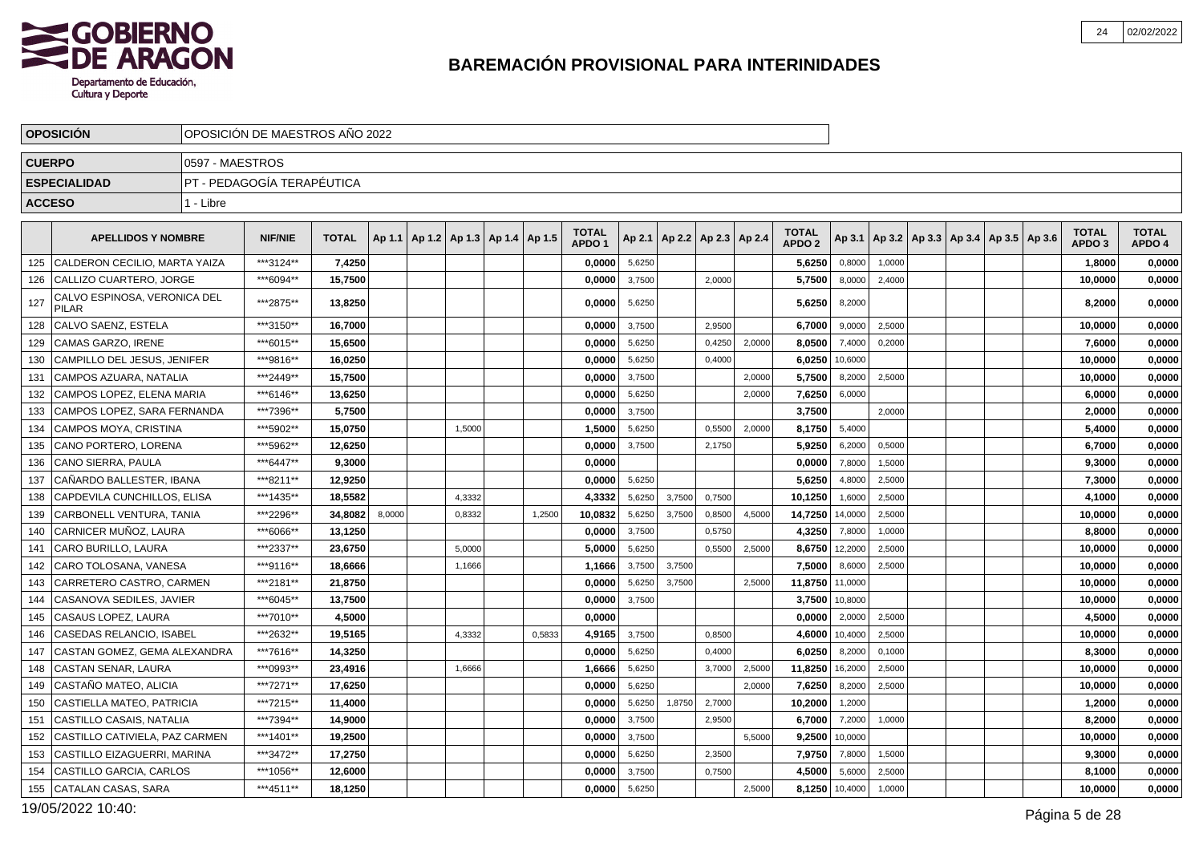# BAREMACIÓN PROVISIONAL PARA INTERINIDADES

| OPOSICIÓN | OPOSICIÓN DE MAESTROS AÑO 2022 |
|---|---|
| CUERPO | 0597 - MAESTROS |
| ESPECIALIDAD | PT - PEDAGOGÍA TERAPÉUTICA |
| ACCESO | 1 - Libre |

| | APELLIDOS Y NOMBRE | NIF/NIE | TOTAL | Ap 1.1 | Ap 1.2 | Ap 1.3 | Ap 1.4 | Ap 1.5 | TOTAL APDO 1 | Ap 2.1 | Ap 2.2 | Ap 2.3 | Ap 2.4 | TOTAL APDO 2 | Ap 3.1 | Ap 3.2 | Ap 3.3 | Ap 3.4 | Ap 3.5 | Ap 3.6 | TOTAL APDO 3 | TOTAL APDO 4 |
|---|---|---|---|---|---|---|---|---|---|---|---|---|---|---|---|---|---|---|---|---|---|---|
| 125 | CALDERON CECILIO, MARTA YAIZA | ***3124** | 7,4250 | | | | | | 0,0000 | 5,6250 | | | | 5,6250 | 0,8000 | 1,0000 | | | | | 1,8000 | 0,0000 |
| 126 | CALLIZO CUARTERO, JORGE | ***6094** | 15,7500 | | | | | | 0,0000 | 3,7500 | | 2,0000 | | 5,7500 | 8,0000 | 2,4000 | | | | | 10,0000 | 0,0000 |
| 127 | CALVO ESPINOSA, VERONICA DEL PILAR | ***2875** | 13,8250 | | | | | | 0,0000 | 5,6250 | | | | 5,6250 | 8,2000 | | | | | | 8,2000 | 0,0000 |
| 128 | CALVO SAENZ, ESTELA | ***3150** | 16,7000 | | | | | | 0,0000 | 3,7500 | | 2,9500 | | 6,7000 | 9,0000 | 2,5000 | | | | | 10,0000 | 0,0000 |
| 129 | CAMAS GARZO, IRENE | ***6015** | 15,6500 | | | | | | 0,0000 | 5,6250 | | 0,4250 | 2,0000 | 8,0500 | 7,4000 | 0,2000 | | | | | 7,6000 | 0,0000 |
| 130 | CAMPILLO DEL JESUS, JENIFER | ***9816** | 16,0250 | | | | | | 0,0000 | 5,6250 | | 0,4000 | | 6,0250 | 10,6000 | | | | | | 10,0000 | 0,0000 |
| 131 | CAMPOS AZUARA, NATALIA | ***2449** | 15,7500 | | | | | | 0,0000 | 3,7500 | | | 2,0000 | 5,7500 | 8,2000 | 2,5000 | | | | | 10,0000 | 0,0000 |
| 132 | CAMPOS LOPEZ, ELENA MARIA | ***6146** | 13,6250 | | | | | | 0,0000 | 5,6250 | | | 2,0000 | 7,6250 | 6,0000 | | | | | | 6,0000 | 0,0000 |
| 133 | CAMPOS LOPEZ, SARA FERNANDA | ***7396** | 5,7500 | | | | | | 0,0000 | 3,7500 | | | | 3,7500 | | 2,0000 | | | | | 2,0000 | 0,0000 |
| 134 | CAMPOS MOYA, CRISTINA | ***5902** | 15,0750 | | | 1,5000 | | | 1,5000 | 5,6250 | | 0,5500 | 2,0000 | 8,1750 | 5,4000 | | | | | | 5,4000 | 0,0000 |
| 135 | CANO PORTERO, LORENA | ***5962** | 12,6250 | | | | | | 0,0000 | 3,7500 | | 2,1750 | | 5,9250 | 6,2000 | 0,5000 | | | | | 6,7000 | 0,0000 |
| 136 | CANO SIERRA, PAULA | ***6447** | 9,3000 | | | | | | 0,0000 | | | | | 0,0000 | 7,8000 | 1,5000 | | | | | 9,3000 | 0,0000 |
| 137 | CAÑARDO BALLESTER, IBANA | ***8211** | 12,9250 | | | | | | 0,0000 | 5,6250 | | | | 5,6250 | 4,8000 | 2,5000 | | | | | 7,3000 | 0,0000 |
| 138 | CAPDEVILA CUNCHILLOS, ELISA | ***1435** | 18,5582 | | | 4,3332 | | | 4,3332 | 5,6250 | 3,7500 | 0,7500 | | 10,1250 | 1,6000 | 2,5000 | | | | | 4,1000 | 0,0000 |
| 139 | CARBONELL VENTURA, TANIA | ***2296** | 34,8082 | 8,0000 | | 0,8332 | | 1,2500 | 10,0832 | 5,6250 | 3,7500 | 0,8500 | 4,5000 | 14,7250 | 14,0000 | 2,5000 | | | | | 10,0000 | 0,0000 |
| 140 | CARNICER MUÑOZ, LAURA | ***6066** | 13,1250 | | | | | | 0,0000 | 3,7500 | | 0,5750 | | 4,3250 | 7,8000 | 1,0000 | | | | | 8,8000 | 0,0000 |
| 141 | CARO BURILLO, LAURA | ***2337** | 23,6750 | | | 5,0000 | | | 5,0000 | 5,6250 | | 0,5500 | 2,5000 | 8,6750 | 12,2000 | 2,5000 | | | | | 10,0000 | 0,0000 |
| 142 | CARO TOLOSANA, VANESA | ***9116** | 18,6666 | | | 1,1666 | | | 1,1666 | 3,7500 | 3,7500 | | | 7,5000 | 8,6000 | 2,5000 | | | | | 10,0000 | 0,0000 |
| 143 | CARRETERO CASTRO, CARMEN | ***2181** | 21,8750 | | | | | | 0,0000 | 5,6250 | 3,7500 | | 2,5000 | 11,8750 | 11,0000 | | | | | | 10,0000 | 0,0000 |
| 144 | CASANOVA SEDILES, JAVIER | ***6045** | 13,7500 | | | | | | 0,0000 | 3,7500 | | | | 3,7500 | 10,8000 | | | | | | 10,0000 | 0,0000 |
| 145 | CASAUS LOPEZ, LAURA | ***7010** | 4,5000 | | | | | | 0,0000 | | | | | 0,0000 | 2,0000 | 2,5000 | | | | | 4,5000 | 0,0000 |
| 146 | CASEDAS RELANCIO, ISABEL | ***2632** | 19,5165 | | | 4,3332 | | 0,5833 | 4,9165 | 3,7500 | | 0,8500 | | 4,6000 | 10,4000 | 2,5000 | | | | | 10,0000 | 0,0000 |
| 147 | CASTAN GOMEZ, GEMA ALEXANDRA | ***7616** | 14,3250 | | | | | | 0,0000 | 5,6250 | | 0,4000 | | 6,0250 | 8,2000 | 0,1000 | | | | | 8,3000 | 0,0000 |
| 148 | CASTAN SENAR, LAURA | ***0993** | 23,4916 | | | 1,6666 | | | 1,6666 | 5,6250 | | 3,7000 | 2,5000 | 11,8250 | 16,2000 | 2,5000 | | | | | 10,0000 | 0,0000 |
| 149 | CASTAÑO MATEO, ALICIA | ***7271** | 17,6250 | | | | | | 0,0000 | 5,6250 | | | 2,0000 | 7,6250 | 8,2000 | 2,5000 | | | | | 10,0000 | 0,0000 |
| 150 | CASTIELLA MATEO, PATRICIA | ***7215** | 11,4000 | | | | | | 0,0000 | 5,6250 | 1,8750 | 2,7000 | | 10,2000 | 1,2000 | | | | | | 1,2000 | 0,0000 |
| 151 | CASTILLO CASAIS, NATALIA | ***7394** | 14,9000 | | | | | | 0,0000 | 3,7500 | | 2,9500 | | 6,7000 | 7,2000 | 1,0000 | | | | | 8,2000 | 0,0000 |
| 152 | CASTILLO CATIVIELA, PAZ CARMEN | ***1401** | 19,2500 | | | | | | 0,0000 | 3,7500 | | | 5,5000 | 9,2500 | 10,0000 | | | | | | 10,0000 | 0,0000 |
| 153 | CASTILLO EIZAGUERRI, MARINA | ***3472** | 17,2750 | | | | | | 0,0000 | 5,6250 | | 2,3500 | | 7,9750 | 7,8000 | 1,5000 | | | | | 9,3000 | 0,0000 |
| 154 | CASTILLO GARCIA, CARLOS | ***1056** | 12,6000 | | | | | | 0,0000 | 3,7500 | | 0,7500 | | 4,5000 | 5,6000 | 2,5000 | | | | | 8,1000 | 0,0000 |
| 155 | CATALAN CASAS, SARA | ***4511** | 18,1250 | | | | | | 0,0000 | 5,6250 | | | 2,5000 | 8,1250 | 10,4000 | 1,0000 | | | | | 10,0000 | 0,0000 |

19/05/2022 10:40: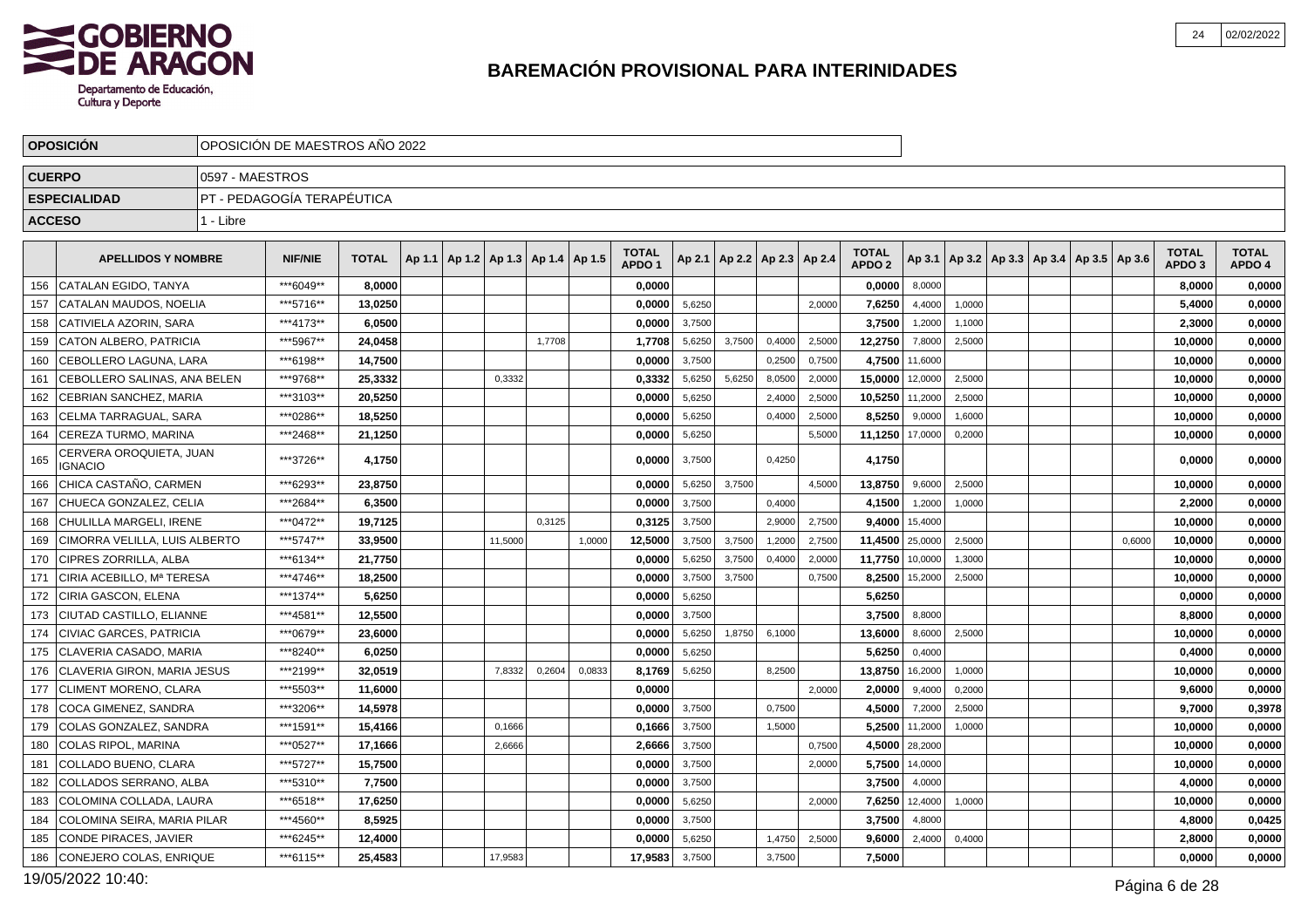# BAREMACIÓN PROVISIONAL PARA INTERINIDADES

| OPOSICIÓN | OPOSICIÓN DE MAESTROS AÑO 2022 |
|---|---|
| CUERPO | 0597 - MAESTROS |
| ESPECIALIDAD | PT - PEDAGOGÍA TERAPÉUTICA |
| ACCESO | 1 - Libre |

| | APELLIDOS Y NOMBRE | NIF/NIE | TOTAL | Ap 1.1 | Ap 1.2 | Ap 1.3 | Ap 1.4 | Ap 1.5 | TOTAL APDO 1 | Ap 2.1 | Ap 2.2 | Ap 2.3 | Ap 2.4 | TOTAL APDO 2 | Ap 3.1 | Ap 3.2 | Ap 3.3 | Ap 3.4 | Ap 3.5 | Ap 3.6 | TOTAL APDO 3 | TOTAL APDO 4 |
|---|---|---|---|---|---|---|---|---|---|---|---|---|---|---|---|---|---|---|---|---|---|---|
| 156 | CATALAN EGIDO, TANYA | ***6049** | 8,0000 | | | | | | 0,0000 | | | | | 0,0000 | 8,0000 | | | | | | 8,0000 | 0,0000 |
| 157 | CATALAN MAUDOS, NOELIA | ***5716** | 13,0250 | | | | | | 0,0000 | 5,6250 | | | 2,0000 | 7,6250 | 4,4000 | 1,0000 | | | | | 5,4000 | 0,0000 |
| 158 | CATIVIELA AZORIN, SARA | ***4173** | 6,0500 | | | | | | 0,0000 | 3,7500 | | | | 3,7500 | 1,2000 | 1,1000 | | | | | 2,3000 | 0,0000 |
| 159 | CATON ALBERO, PATRICIA | ***5967** | 24,0458 | | | | 1,7708 | | 1,7708 | 5,6250 | 3,7500 | 0,4000 | 2,5000 | 12,2750 | 7,8000 | 2,5000 | | | | | 10,0000 | 0,0000 |
| 160 | CEBOLLERO LAGUNA, LARA | ***6198** | 14,7500 | | | | | | 0,0000 | 3,7500 | | 0,2500 | 0,7500 | 4,7500 | 11,6000 | | | | | | 10,0000 | 0,0000 |
| 161 | CEBOLLERO SALINAS, ANA BELEN | ***9768** | 25,3332 | | | 0,3332 | | | 0,3332 | 5,6250 | 5,6250 | 8,0500 | 2,0000 | 15,0000 | 12,0000 | 2,5000 | | | | | 10,0000 | 0,0000 |
| 162 | CEBRIAN SANCHEZ, MARIA | ***3103** | 20,5250 | | | | | | 0,0000 | 5,6250 | | 2,4000 | 2,5000 | 10,5250 | 11,2000 | 2,5000 | | | | | 10,0000 | 0,0000 |
| 163 | CELMA TARRAGUAL, SARA | ***0286** | 18,5250 | | | | | | 0,0000 | 5,6250 | | 0,4000 | 2,5000 | 8,5250 | 9,0000 | 1,6000 | | | | | 10,0000 | 0,0000 |
| 164 | CEREZA TURMO, MARINA | ***2468** | 21,1250 | | | | | | 0,0000 | 5,6250 | | | 5,5000 | 11,1250 | 17,0000 | 0,2000 | | | | | 10,0000 | 0,0000 |
| 165 | CERVERA OROQUIETA, JUAN IGNACIO | ***3726** | 4,1750 | | | | | | 0,0000 | 3,7500 | | 0,4250 | | 4,1750 | | | | | | | 0,0000 | 0,0000 |
| 166 | CHICA CASTAÑO, CARMEN | ***6293** | 23,8750 | | | | | | 0,0000 | 5,6250 | 3,7500 | | 4,5000 | 13,8750 | 9,6000 | 2,5000 | | | | | 10,0000 | 0,0000 |
| 167 | CHUECA GONZALEZ, CELIA | ***2684** | 6,3500 | | | | | | 0,0000 | 3,7500 | | 0,4000 | | 4,1500 | 1,2000 | 1,0000 | | | | | 2,2000 | 0,0000 |
| 168 | CHULILLA MARGELI, IRENE | ***0472** | 19,7125 | | | | 0,3125 | | 0,3125 | 3,7500 | | 2,9000 | 2,7500 | 9,4000 | 15,4000 | | | | | | 10,0000 | 0,0000 |
| 169 | CIMORRA VELILLA, LUIS ALBERTO | ***5747** | 33,9500 | | | 11,5000 | | 1,0000 | 12,5000 | 3,7500 | 3,7500 | 1,2000 | 2,7500 | 11,4500 | 25,0000 | 2,5000 | | | | 0,6000 | 10,0000 | 0,0000 |
| 170 | CIPRES ZORRILLA, ALBA | ***6134** | 21,7750 | | | | | | 0,0000 | 5,6250 | 3,7500 | 0,4000 | 2,0000 | 11,7750 | 10,0000 | 1,3000 | | | | | 10,0000 | 0,0000 |
| 171 | CIRIA ACEBILLO, Mª TERESA | ***4746** | 18,2500 | | | | | | 0,0000 | 3,7500 | 3,7500 | | 0,7500 | 8,2500 | 15,2000 | 2,5000 | | | | | 10,0000 | 0,0000 |
| 172 | CIRIA GASCON, ELENA | ***1374** | 5,6250 | | | | | | 0,0000 | 5,6250 | | | | 5,6250 | | | | | | | 0,0000 | 0,0000 |
| 173 | CIUTAD CASTILLO, ELIANNE | ***4581** | 12,5500 | | | | | | 0,0000 | 3,7500 | | | | 3,7500 | 8,8000 | | | | | | 8,8000 | 0,0000 |
| 174 | CIVIAC GARCES, PATRICIA | ***0679** | 23,6000 | | | | | | 0,0000 | 5,6250 | 1,8750 | 6,1000 | | 13,6000 | 8,6000 | 2,5000 | | | | | 10,0000 | 0,0000 |
| 175 | CLAVERIA CASADO, MARIA | ***8240** | 6,0250 | | | | | | 0,0000 | 5,6250 | | | | 5,6250 | 0,4000 | | | | | | 0,4000 | 0,0000 |
| 176 | CLAVERIA GIRON, MARIA JESUS | ***2199** | 32,0519 | | | 7,8332 | 0,2604 | 0,0833 | 8,1769 | 5,6250 | | 8,2500 | | 13,8750 | 16,2000 | 1,0000 | | | | | 10,0000 | 0,0000 |
| 177 | CLIMENT MORENO, CLARA | ***5503** | 11,6000 | | | | | | 0,0000 | | | | 2,0000 | 2,0000 | 9,4000 | 0,2000 | | | | | 9,6000 | 0,0000 |
| 178 | COCA GIMENEZ, SANDRA | ***3206** | 14,5978 | | | | | | 0,0000 | 3,7500 | | 0,7500 | | 4,5000 | 7,2000 | 2,5000 | | | | | 9,7000 | 0,3978 |
| 179 | COLAS GONZALEZ, SANDRA | ***1591** | 15,4166 | | | 0,1666 | | | 0,1666 | 3,7500 | | 1,5000 | | 5,2500 | 11,2000 | 1,0000 | | | | | 10,0000 | 0,0000 |
| 180 | COLAS RIPOL, MARINA | ***0527** | 17,1666 | | | 2,6666 | | | 2,6666 | 3,7500 | | | 0,7500 | 4,5000 | 28,2000 | | | | | | 10,0000 | 0,0000 |
| 181 | COLLADO BUENO, CLARA | ***5727** | 15,7500 | | | | | | 0,0000 | 3,7500 | | | 2,0000 | 5,7500 | 14,0000 | | | | | | 10,0000 | 0,0000 |
| 182 | COLLADOS SERRANO, ALBA | ***5310** | 7,7500 | | | | | | 0,0000 | 3,7500 | | | | 3,7500 | 4,0000 | | | | | | 4,0000 | 0,0000 |
| 183 | COLOMINA COLLADA, LAURA | ***6518** | 17,6250 | | | | | | 0,0000 | 5,6250 | | | 2,0000 | 7,6250 | 12,4000 | 1,0000 | | | | | 10,0000 | 0,0000 |
| 184 | COLOMINA SEIRA, MARIA PILAR | ***4560** | 8,5925 | | | | | | 0,0000 | 3,7500 | | | | 3,7500 | 4,8000 | | | | | | 4,8000 | 0,0425 |
| 185 | CONDE PIRACES, JAVIER | ***6245** | 12,4000 | | | | | | 0,0000 | 5,6250 | | 1,4750 | 2,5000 | 9,6000 | 2,4000 | 0,4000 | | | | | 2,8000 | 0,0000 |
| 186 | CONEJERO COLAS, ENRIQUE | ***6115** | 25,4583 | | | 17,9583 | | | 17,9583 | 3,7500 | | 3,7500 | | 7,5000 | | | | | | | 0,0000 | 0,0000 |

19/05/2022 10:40: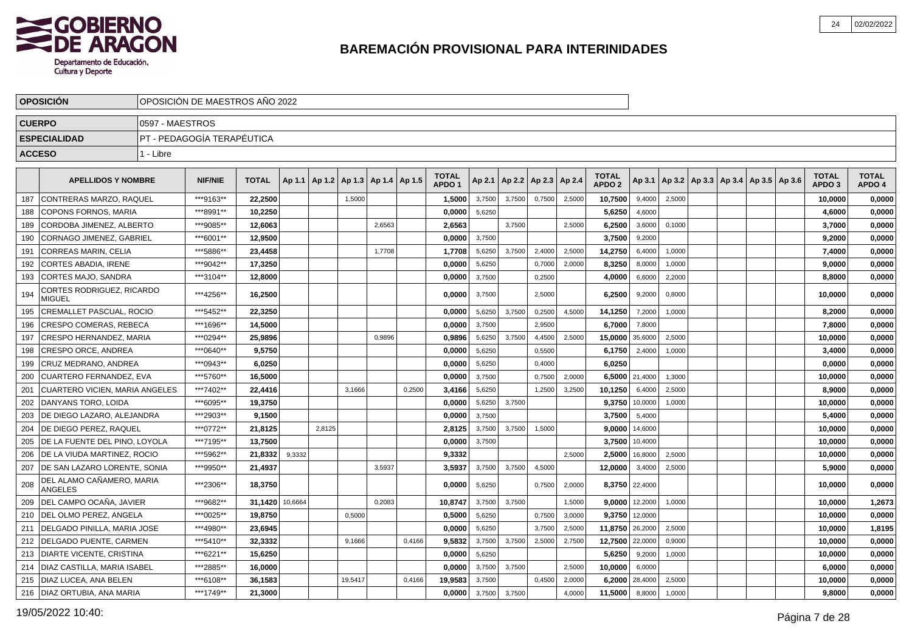# BAREMACIÓN PROVISIONAL PARA INTERINIDADES

| | |
|---|---|
| **OPOSICIÓN** | OPOSICIÓN DE MAESTROS AÑO 2022 |
| **CUERPO** | 0597 - MAESTROS |
| **ESPECIALIDAD** | PT - PEDAGOGÍA TERAPÉUTICA |
| **ACCESO** | 1 - Libre |

| | APELLIDOS Y NOMBRE | NIF/NIE | TOTAL | Ap 1.1 | Ap 1.2 | Ap 1.3 | Ap 1.4 | Ap 1.5 | TOTAL APDO 1 | Ap 2.1 | Ap 2.2 | Ap 2.3 | Ap 2.4 | TOTAL APDO 2 | Ap 3.1 | Ap 3.2 | Ap 3.3 | Ap 3.4 | Ap 3.5 | Ap 3.6 | TOTAL APDO 3 | TOTAL APDO 4 |
|---|---|---|---|---|---|---|---|---|---|---|---|---|---|---|---|---|---|---|---|---|---|---|
| 187 | CONTRERAS MARZO, RAQUEL | ***9163** | **22,2500** | | | 1,5000 | | | **1,5000** | 3,7500 | 3,7500 | 0,7500 | 2,5000 | **10,7500** | 9,4000 | 2,5000 | | | | | **10,0000** | **0,0000** |
| 188 | COPONS FORNOS, MARIA | ***8991** | **10,2250** | | | | | | **0,0000** | 5,6250 | | | | **5,6250** | 4,6000 | | | | | | **4,6000** | **0,0000** |
| 189 | CORDOBA JIMENEZ, ALBERTO | ***9085** | **12,6063** | | | | 2,6563 | | **2,6563** | | 3,7500 | | 2,5000 | **6,2500** | 3,6000 | 0,1000 | | | | | **3,7000** | **0,0000** |
| 190 | CORNAGO JIMENEZ, GABRIEL | ***6001** | **12,9500** | | | | | | **0,0000** | 3,7500 | | | | **3,7500** | 9,2000 | | | | | | **9,2000** | **0,0000** |
| 191 | CORREAS MARIN, CELIA | ***5886** | **23,4458** | | | | 1,7708 | | **1,7708** | 5,6250 | 3,7500 | 2,4000 | 2,5000 | **14,2750** | 6,4000 | 1,0000 | | | | | **7,4000** | **0,0000** |
| 192 | CORTES ABADIA, IRENE | ***9042** | **17,3250** | | | | | | **0,0000** | 5,6250 | | 0,7000 | 2,0000 | **8,3250** | 8,0000 | 1,0000 | | | | | **9,0000** | **0,0000** |
| 193 | CORTES MAJO, SANDRA | ***3104** | **12,8000** | | | | | | **0,0000** | 3,7500 | | 0,2500 | | **4,0000** | 6,6000 | 2,2000 | | | | | **8,8000** | **0,0000** |
| 194 | CORTES RODRIGUEZ, RICARDO MIGUEL | ***4256** | **16,2500** | | | | | | **0,0000** | 3,7500 | | 2,5000 | | **6,2500** | 9,2000 | 0,8000 | | | | | **10,0000** | **0,0000** |
| 195 | CREMALLET PASCUAL, ROCIO | ***5452** | **22,3250** | | | | | | **0,0000** | 5,6250 | 3,7500 | 0,2500 | 4,5000 | **14,1250** | 7,2000 | 1,0000 | | | | | **8,2000** | **0,0000** |
| 196 | CRESPO COMERAS, REBECA | ***1696** | **14,5000** | | | | | | **0,0000** | 3,7500 | | 2,9500 | | **6,7000** | 7,8000 | | | | | | **7,8000** | **0,0000** |
| 197 | CRESPO HERNANDEZ, MARIA | ***0294** | **25,9896** | | | | 0,9896 | | **0,9896** | 5,6250 | 3,7500 | 4,4500 | 2,5000 | **15,0000** | 35,6000 | 2,5000 | | | | | **10,0000** | **0,0000** |
| 198 | CRESPO ORCE, ANDREA | ***0640** | **9,5750** | | | | | | **0,0000** | 5,6250 | | 0,5500 | | **6,1750** | 2,4000 | 1,0000 | | | | | **3,4000** | **0,0000** |
| 199 | CRUZ MEDRANO, ANDREA | ***0943** | **6,0250** | | | | | | **0,0000** | 5,6250 | | 0,4000 | | **6,0250** | | | | | | | **0,0000** | **0,0000** |
| 200 | CUARTERO FERNANDEZ, EVA | ***5760** | **16,5000** | | | | | | **0,0000** | 3,7500 | | 0,7500 | 2,0000 | **6,5000** | 21,4000 | 1,3000 | | | | | **10,0000** | **0,0000** |
| 201 | CUARTERO VICIEN, MARIA ANGELES | ***7402** | **22,4416** | | | 3,1666 | | 0,2500 | **3,4166** | 5,6250 | | 1,2500 | 3,2500 | **10,1250** | 6,4000 | 2,5000 | | | | | **8,9000** | **0,0000** |
| 202 | DANYANS TORO, LOIDA | ***6095** | **19,3750** | | | | | | **0,0000** | 5,6250 | 3,7500 | | | **9,3750** | 10,0000 | 1,0000 | | | | | **10,0000** | **0,0000** |
| 203 | DE DIEGO LAZARO, ALEJANDRA | ***2903** | **9,1500** | | | | | | **0,0000** | 3,7500 | | | | **3,7500** | 5,4000 | | | | | | **5,4000** | **0,0000** |
| 204 | DE DIEGO PEREZ, RAQUEL | ***0772** | **21,8125** | | 2,8125 | | | | **2,8125** | 3,7500 | 3,7500 | 1,5000 | | **9,0000** | 14,6000 | | | | | | **10,0000** | **0,0000** |
| 205 | DE LA FUENTE DEL PINO, LOYOLA | ***7195** | **13,7500** | | | | | | **0,0000** | 3,7500 | | | | **3,7500** | 10,4000 | | | | | | **10,0000** | **0,0000** |
| 206 | DE LA VIUDA MARTINEZ, ROCIO | ***5962** | **21,8332** | 9,3332 | | | | | **9,3332** | | | | 2,5000 | **2,5000** | 16,8000 | 2,5000 | | | | | **10,0000** | **0,0000** |
| 207 | DE SAN LAZARO LORENTE, SONIA | ***9950** | **21,4937** | | | | 3,5937 | | **3,5937** | 3,7500 | 3,7500 | 4,5000 | | **12,0000** | 3,4000 | 2,5000 | | | | | **5,9000** | **0,0000** |
| 208 | DEL ALAMO CAÑAMERO, MARIA ANGELES | ***2306** | **18,3750** | | | | | | **0,0000** | 5,6250 | | 0,7500 | 2,0000 | **8,3750** | 22,4000 | | | | | | **10,0000** | **0,0000** |
| 209 | DEL CAMPO OCAÑA, JAVIER | ***9682** | **31,1420** | 10,6664 | | | 0,2083 | | **10,8747** | 3,7500 | 3,7500 | | 1,5000 | **9,0000** | 12,2000 | 1,0000 | | | | | **10,0000** | **1,2673** |
| 210 | DEL OLMO PEREZ, ANGELA | ***0025** | **19,8750** | | | 0,5000 | | | **0,5000** | 5,6250 | | 0,7500 | 3,0000 | **9,3750** | 12,0000 | | | | | | **10,0000** | **0,0000** |
| 211 | DELGADO PINILLA, MARIA JOSE | ***4980** | **23,6945** | | | | | | **0,0000** | 5,6250 | | 3,7500 | 2,5000 | **11,8750** | 26,2000 | 2,5000 | | | | | **10,0000** | **1,8195** |
| 212 | DELGADO PUENTE, CARMEN | ***5410** | **32,3332** | | | 9,1666 | | 0,4166 | **9,5832** | 3,7500 | 3,7500 | 2,5000 | 2,7500 | **12,7500** | 22,0000 | 0,9000 | | | | | **10,0000** | **0,0000** |
| 213 | DIARTE VICENTE, CRISTINA | ***6221** | **15,6250** | | | | | | **0,0000** | 5,6250 | | | | **5,6250** | 9,2000 | 1,0000 | | | | | **10,0000** | **0,0000** |
| 214 | DIAZ CASTILLA, MARIA ISABEL | ***2885** | **16,0000** | | | | | | **0,0000** | 3,7500 | 3,7500 | | 2,5000 | **10,0000** | 6,0000 | | | | | | **6,0000** | **0,0000** |
| 215 | DIAZ LUCEA, ANA BELEN | ***6108** | **36,1583** | | | 19,5417 | | 0,4166 | **19,9583** | 3,7500 | | 0,4500 | 2,0000 | **6,2000** | 28,4000 | 2,5000 | | | | | **10,0000** | **0,0000** |
| 216 | DIAZ ORTUBIA, ANA MARIA | ***1749** | **21,3000** | | | | | | **0,0000** | 3,7500 | 3,7500 | | 4,0000 | **11,5000** | 8,8000 | 1,0000 | | | | | **9,8000** | **0,0000** |

19/05/2022 10:40: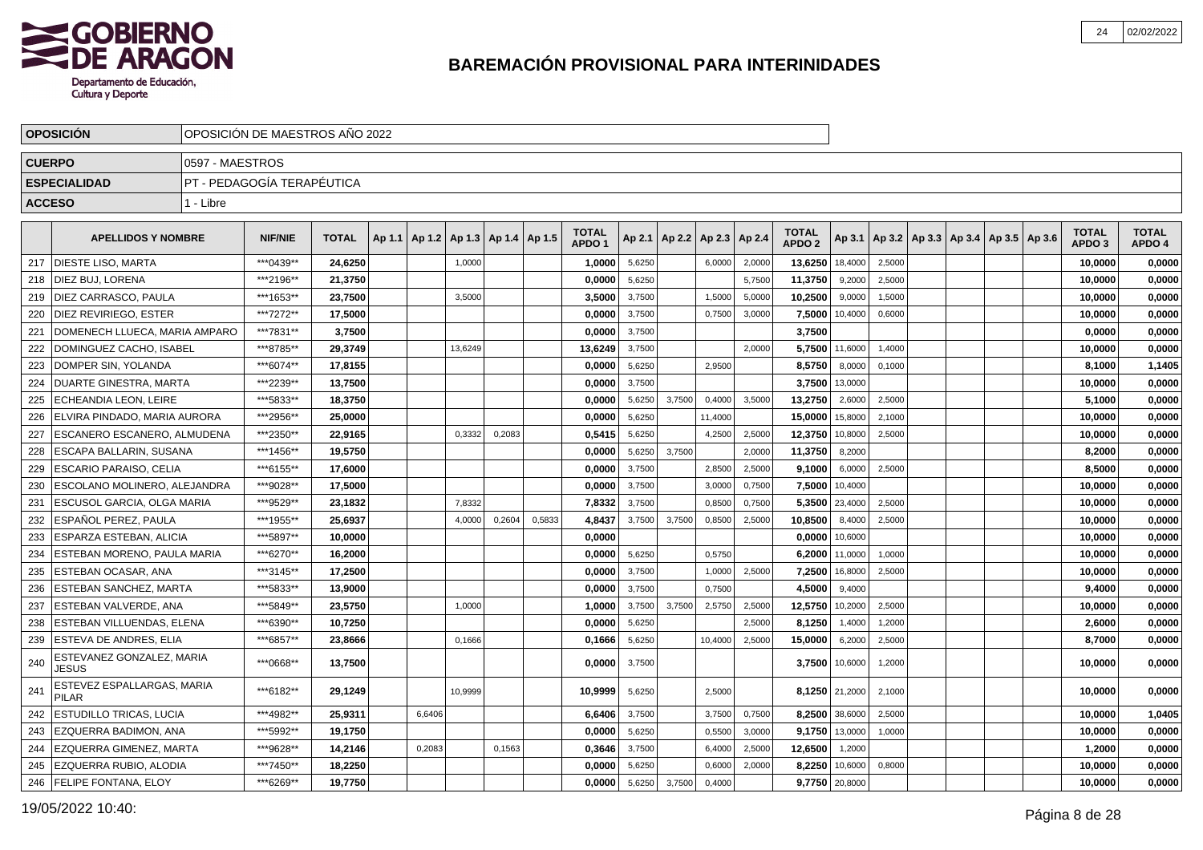# BAREMACIÓN PROVISIONAL PARA INTERINIDADES

| OPOSICIÓN | OPOSICIÓN DE MAESTROS AÑO 2022 |
|---|---|
| CUERPO | 0597 - MAESTROS |
| ESPECIALIDAD | PT - PEDAGOGÍA TERAPÉUTICA |
| ACCESO | 1 - Libre |

| | APELLIDOS Y NOMBRE | NIF/NIE | TOTAL | Ap 1.1 | Ap 1.2 | Ap 1.3 | Ap 1.4 | Ap 1.5 | TOTAL APDO 1 | Ap 2.1 | Ap 2.2 | Ap 2.3 | Ap 2.4 | TOTAL APDO 2 | Ap 3.1 | Ap 3.2 | Ap 3.3 | Ap 3.4 | Ap 3.5 | Ap 3.6 | TOTAL APDO 3 | TOTAL APDO 4 |
|---|---|---|---|---|---|---|---|---|---|---|---|---|---|---|---|---|---|---|---|---|---|---|
| 217 | DIESTE LISO, MARTA | ***0439** | 24,6250 | | | 1,0000 | | | 1,0000 | 5,6250 | | 6,0000 | 2,0000 | 13,6250 | 18,4000 | 2,5000 | | | | | 10,0000 | 0,0000 |
| 218 | DIEZ BUJ, LORENA | ***2196** | 21,3750 | | | | | | 0,0000 | 5,6250 | | | 5,7500 | 11,3750 | 9,2000 | 2,5000 | | | | | 10,0000 | 0,0000 |
| 219 | DIEZ CARRASCO, PAULA | ***1653** | 23,7500 | | | 3,5000 | | | 3,5000 | 3,7500 | | 1,5000 | 5,0000 | 10,2500 | 9,0000 | 1,5000 | | | | | 10,0000 | 0,0000 |
| 220 | DIEZ REVIRIEGO, ESTER | ***7272** | 17,5000 | | | | | | 0,0000 | 3,7500 | | 0,7500 | 3,0000 | 7,5000 | 10,4000 | 0,6000 | | | | | 10,0000 | 0,0000 |
| 221 | DOMENECH LLUECA, MARIA AMPARO | ***7831** | 3,7500 | | | | | | 0,0000 | 3,7500 | | | | 3,7500 | | | | | | | 0,0000 | 0,0000 |
| 222 | DOMINGUEZ CACHO, ISABEL | ***8785** | 29,3749 | | | 13,6249 | | | 13,6249 | 3,7500 | | | 2,0000 | 5,7500 | 11,6000 | 1,4000 | | | | | 10,0000 | 0,0000 |
| 223 | DOMPER SIN, YOLANDA | ***6074** | 17,8155 | | | | | | 0,0000 | 5,6250 | | 2,9500 | | 8,5750 | 8,0000 | 0,1000 | | | | | 8,1000 | 1,1405 |
| 224 | DUARTE GINESTRA, MARTA | ***2239** | 13,7500 | | | | | | 0,0000 | 3,7500 | | | | 3,7500 | 13,0000 | | | | | | 10,0000 | 0,0000 |
| 225 | ECHEANDIA LEON, LEIRE | ***5833** | 18,3750 | | | | | | 0,0000 | 5,6250 | 3,7500 | 0,4000 | 3,5000 | 13,2750 | 2,6000 | 2,5000 | | | | | 5,1000 | 0,0000 |
| 226 | ELVIRA PINDADO, MARIA AURORA | ***2956** | 25,0000 | | | | | | 0,0000 | 5,6250 | | 11,4000 | | 15,0000 | 15,8000 | 2,1000 | | | | | 10,0000 | 0,0000 |
| 227 | ESCANERO ESCANERO, ALMUDENA | ***2350** | 22,9165 | | | 0,3332 | 0,2083 | | 0,5415 | 5,6250 | | 4,2500 | 2,5000 | 12,3750 | 10,8000 | 2,5000 | | | | | 10,0000 | 0,0000 |
| 228 | ESCAPA BALLARIN, SUSANA | ***1456** | 19,5750 | | | | | | 0,0000 | 5,6250 | 3,7500 | | 2,0000 | 11,3750 | 8,2000 | | | | | | 8,2000 | 0,0000 |
| 229 | ESCARIO PARAISO, CELIA | ***6155** | 17,6000 | | | | | | 0,0000 | 3,7500 | | 2,8500 | 2,5000 | 9,1000 | 6,0000 | 2,5000 | | | | | 8,5000 | 0,0000 |
| 230 | ESCOLANO MOLINERO, ALEJANDRA | ***9028** | 17,5000 | | | | | | 0,0000 | 3,7500 | | 3,0000 | 0,7500 | 7,5000 | 10,4000 | | | | | | 10,0000 | 0,0000 |
| 231 | ESCUSOL GARCIA, OLGA MARIA | ***9529** | 23,1832 | | | 7,8332 | | | 7,8332 | 3,7500 | | 0,8500 | 0,7500 | 5,3500 | 23,4000 | 2,5000 | | | | | 10,0000 | 0,0000 |
| 232 | ESPAÑOL PEREZ, PAULA | ***1955** | 25,6937 | | | 4,0000 | 0,2604 | 0,5833 | 4,8437 | 3,7500 | 3,7500 | 0,8500 | 2,5000 | 10,8500 | 8,4000 | 2,5000 | | | | | 10,0000 | 0,0000 |
| 233 | ESPARZA ESTEBAN, ALICIA | ***5897** | 10,0000 | | | | | | 0,0000 | | | | | 0,0000 | 10,6000 | | | | | | 10,0000 | 0,0000 |
| 234 | ESTEBAN MORENO, PAULA MARIA | ***6270** | 16,2000 | | | | | | 0,0000 | 5,6250 | | 0,5750 | | 6,2000 | 11,0000 | 1,0000 | | | | | 10,0000 | 0,0000 |
| 235 | ESTEBAN OCASAR, ANA | ***3145** | 17,2500 | | | | | | 0,0000 | 3,7500 | | 1,0000 | 2,5000 | 7,2500 | 16,8000 | 2,5000 | | | | | 10,0000 | 0,0000 |
| 236 | ESTEBAN SANCHEZ, MARTA | ***5833** | 13,9000 | | | | | | 0,0000 | 3,7500 | | 0,7500 | | 4,5000 | 9,4000 | | | | | | 9,4000 | 0,0000 |
| 237 | ESTEBAN VALVERDE, ANA | ***5849** | 23,5750 | | | 1,0000 | | | 1,0000 | 3,7500 | 3,7500 | 2,5750 | 2,5000 | 12,5750 | 10,2000 | 2,5000 | | | | | 10,0000 | 0,0000 |
| 238 | ESTEBAN VILLUENDAS, ELENA | ***6390** | 10,7250 | | | | | | 0,0000 | 5,6250 | | | 2,5000 | 8,1250 | 1,4000 | 1,2000 | | | | | 2,6000 | 0,0000 |
| 239 | ESTEVA DE ANDRES, ELIA | ***6857** | 23,8666 | | | 0,1666 | | | 0,1666 | 5,6250 | | 10,4000 | 2,5000 | 15,0000 | 6,2000 | 2,5000 | | | | | 8,7000 | 0,0000 |
| 240 | ESTEVANEZ GONZALEZ, MARIA JESUS | ***0668** | 13,7500 | | | | | | 0,0000 | 3,7500 | | | | 3,7500 | 10,6000 | 1,2000 | | | | | 10,0000 | 0,0000 |
| 241 | ESTEVEZ ESPALLARGAS, MARIA PILAR | ***6182** | 29,1249 | | | 10,9999 | | | 10,9999 | 5,6250 | | 2,5000 | | 8,1250 | 21,2000 | 2,1000 | | | | | 10,0000 | 0,0000 |
| 242 | ESTUDILLO TRICAS, LUCIA | ***4982** | 25,9311 | | 6,6406 | | | | 6,6406 | 3,7500 | | 3,7500 | 0,7500 | 8,2500 | 38,6000 | 2,5000 | | | | | 10,0000 | 1,0405 |
| 243 | EZQUERRA BADIMON, ANA | ***5992** | 19,1750 | | | | | | 0,0000 | 5,6250 | | 0,5500 | 3,0000 | 9,1750 | 13,0000 | 1,0000 | | | | | 10,0000 | 0,0000 |
| 244 | EZQUERRA GIMENEZ, MARTA | ***9628** | 14,2146 | | 0,2083 | | 0,1563 | | 0,3646 | 3,7500 | | 6,4000 | 2,5000 | 12,6500 | 1,2000 | | | | | | 1,2000 | 0,0000 |
| 245 | EZQUERRA RUBIO, ALODIA | ***7450** | 18,2250 | | | | | | 0,0000 | 5,6250 | | 0,6000 | 2,0000 | 8,2250 | 10,6000 | 0,8000 | | | | | 10,0000 | 0,0000 |
| 246 | FELIPE FONTANA, ELOY | ***6269** | 19,7750 | | | | | | 0,0000 | 5,6250 | 3,7500 | 0,4000 | | 9,7750 | 20,8000 | | | | | | 10,0000 | 0,0000 |

19/05/2022 10:40: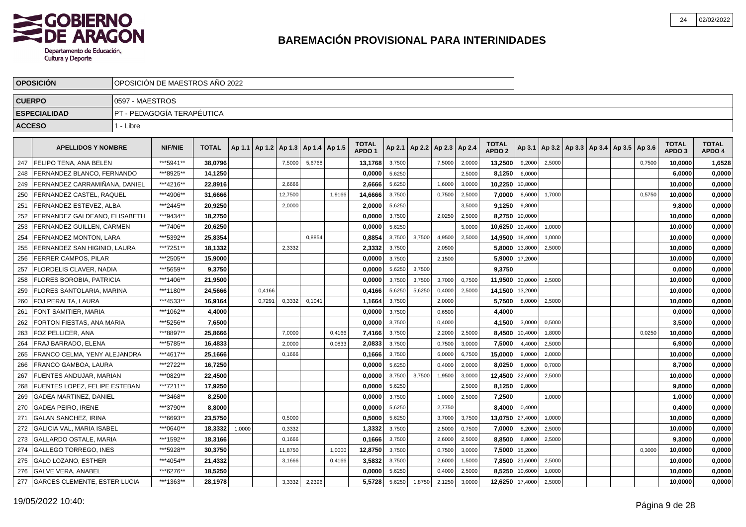# BAREMACIÓN PROVISIONAL PARA INTERINIDADES

| OPOSICIÓN | OPOSICIÓN DE MAESTROS AÑO 2022 |
|---|---|
| CUERPO | 0597 - MAESTROS |
| ESPECIALIDAD | PT - PEDAGOGÍA TERAPÉUTICA |
| ACCESO | 1 - Libre |

| | APELLIDOS Y NOMBRE | NIF/NIE | TOTAL | Ap 1.1 | Ap 1.2 | Ap 1.3 | Ap 1.4 | Ap 1.5 | TOTAL APDO 1 | Ap 2.1 | Ap 2.2 | Ap 2.3 | Ap 2.4 | TOTAL APDO 2 | Ap 3.1 | Ap 3.2 | Ap 3.3 | Ap 3.4 | Ap 3.5 | Ap 3.6 | TOTAL APDO 3 | TOTAL APDO 4 |
|---|---|---|---|---|---|---|---|---|---|---|---|---|---|---|---|---|---|---|---|---|---|---|
| 247 | FELIPO TENA, ANA BELEN | ***5941** | 38,0796 | | | 7,5000 | 5,6768 | | 13,1768 | 3,7500 | | 7,5000 | 2,0000 | 13,2500 | 9,2000 | 2,5000 | | | | 0,7500 | 10,0000 | 1,6528 |
| 248 | FERNANDEZ BLANCO, FERNANDO | ***8925** | 14,1250 | | | | | | 0,0000 | 5,6250 | | | 2,5000 | 8,1250 | 6,0000 | | | | | | 6,0000 | 0,0000 |
| 249 | FERNANDEZ CARRAMIÑANA, DANIEL | ***4216** | 22,8916 | | | 2,6666 | | | 2,6666 | 5,6250 | | 1,6000 | 3,0000 | 10,2250 | 10,8000 | | | | | | 10,0000 | 0,0000 |
| 250 | FERNANDEZ CASTEL, RAQUEL | ***4906** | 31,6666 | | | 12,7500 | | 1,9166 | 14,6666 | 3,7500 | | 0,7500 | 2,5000 | 7,0000 | 8,6000 | 1,7000 | | | | 0,5750 | 10,0000 | 0,0000 |
| 251 | FERNANDEZ ESTEVEZ, ALBA | ***2445** | 20,9250 | | | 2,0000 | | | 2,0000 | 5,6250 | | | 3,5000 | 9,1250 | 9,8000 | | | | | | 9,8000 | 0,0000 |
| 252 | FERNANDEZ GALDEANO, ELISABETH | ***9434** | 18,2750 | | | | | | 0,0000 | 3,7500 | | 2,0250 | 2,5000 | 8,2750 | 10,0000 | | | | | | 10,0000 | 0,0000 |
| 253 | FERNANDEZ GUILLEN, CARMEN | ***7406** | 20,6250 | | | | | | 0,0000 | 5,6250 | | | 5,0000 | 10,6250 | 10,4000 | 1,0000 | | | | | 10,0000 | 0,0000 |
| 254 | FERNANDEZ MONTON, LARA | ***5392** | 25,8354 | | | | 0,8854 | | 0,8854 | 3,7500 | 3,7500 | 4,9500 | 2,5000 | 14,9500 | 18,4000 | 1,0000 | | | | | 10,0000 | 0,0000 |
| 255 | FERNANDEZ SAN HIGINIO, LAURA | ***7251** | 18,1332 | | | 2,3332 | | | 2,3332 | 3,7500 | | 2,0500 | | 5,8000 | 13,8000 | 2,5000 | | | | | 10,0000 | 0,0000 |
| 256 | FERRER CAMPOS, PILAR | ***2505** | 15,9000 | | | | | | 0,0000 | 3,7500 | | 2,1500 | | 5,9000 | 17,2000 | | | | | | 10,0000 | 0,0000 |
| 257 | FLORDELIS CLAVER, NADIA | ***5659** | 9,3750 | | | | | | 0,0000 | 5,6250 | 3,7500 | | | 9,3750 | | | | | | | 0,0000 | 0,0000 |
| 258 | FLORES BOROBIA, PATRICIA | ***1406** | 21,9500 | | | | | | 0,0000 | 3,7500 | 3,7500 | 3,7000 | 0,7500 | 11,9500 | 30,0000 | 2,5000 | | | | | 10,0000 | 0,0000 |
| 259 | FLORES SANTOLARIA, MARINA | ***1180** | 24,5666 | | 0,4166 | | | | 0,4166 | 5,6250 | 5,6250 | 0,4000 | 2,5000 | 14,1500 | 13,2000 | | | | | | 10,0000 | 0,0000 |
| 260 | FOJ PERALTA, LAURA | ***4533** | 16,9164 | | 0,7291 | 0,3332 | 0,1041 | | 1,1664 | 3,7500 | | 2,0000 | | 5,7500 | 8,0000 | 2,5000 | | | | | 10,0000 | 0,0000 |
| 261 | FONT SAMITIER, MARIA | ***1062** | 4,4000 | | | | | | 0,0000 | 3,7500 | | 0,6500 | | 4,4000 | | | | | | | 0,0000 | 0,0000 |
| 262 | FORTON FIESTAS, ANA MARIA | ***5256** | 7,6500 | | | | | | 0,0000 | 3,7500 | | 0,4000 | | 4,1500 | 3,0000 | 0,5000 | | | | | 3,5000 | 0,0000 |
| 263 | FOZ PELLICER, ANA | ***8897** | 25,8666 | | | 7,0000 | | 0,4166 | 7,4166 | 3,7500 | | 2,2000 | 2,5000 | 8,4500 | 10,4000 | 1,8000 | | | | 0,0250 | 10,0000 | 0,0000 |
| 264 | FRAJ BARRADO, ELENA | ***5785** | 16,4833 | | | 2,0000 | | 0,0833 | 2,0833 | 3,7500 | | 0,7500 | 3,0000 | 7,5000 | 4,4000 | 2,5000 | | | | | 6,9000 | 0,0000 |
| 265 | FRANCO CELMA, YENY ALEJANDRA | ***4617** | 25,1666 | | | 0,1666 | | | 0,1666 | 3,7500 | | 6,0000 | 6,7500 | 15,0000 | 9,0000 | 2,0000 | | | | | 10,0000 | 0,0000 |
| 266 | FRANCO GAMBOA, LAURA | ***2722** | 16,7250 | | | | | | 0,0000 | 5,6250 | | 0,4000 | 2,0000 | 8,0250 | 8,0000 | 0,7000 | | | | | 8,7000 | 0,0000 |
| 267 | FUENTES ANDUJAR, MARIAN | ***0829** | 22,4500 | | | | | | 0,0000 | 3,7500 | 3,7500 | 1,9500 | 3,0000 | 12,4500 | 22,6000 | 2,5000 | | | | | 10,0000 | 0,0000 |
| 268 | FUENTES LOPEZ, FELIPE ESTEBAN | ***7211** | 17,9250 | | | | | | 0,0000 | 5,6250 | | | 2,5000 | 8,1250 | 9,8000 | | | | | | 9,8000 | 0,0000 |
| 269 | GADEA MARTINEZ, DANIEL | ***3468** | 8,2500 | | | | | | 0,0000 | 3,7500 | | 1,0000 | 2,5000 | 7,2500 | | 1,0000 | | | | | 1,0000 | 0,0000 |
| 270 | GADEA PEIRO, IRENE | ***3790** | 8,8000 | | | | | | 0,0000 | 5,6250 | | 2,7750 | | 8,4000 | 0,4000 | | | | | | 0,4000 | 0,0000 |
| 271 | GALAN SANCHEZ, IRINA | ***6693** | 23,5750 | | | 0,5000 | | | 0,5000 | 5,6250 | | 3,7000 | 3,7500 | 13,0750 | 27,4000 | 1,0000 | | | | | 10,0000 | 0,0000 |
| 272 | GALICIA VAL, MARIA ISABEL | ***0640** | 18,3332 | 1,0000 | | 0,3332 | | | 1,3332 | 3,7500 | | 2,5000 | 0,7500 | 7,0000 | 8,2000 | 2,5000 | | | | | 10,0000 | 0,0000 |
| 273 | GALLARDO OSTALE, MARIA | ***1592** | 18,3166 | | | 0,1666 | | | 0,1666 | 3,7500 | | 2,6000 | 2,5000 | 8,8500 | 6,8000 | 2,5000 | | | | | 9,3000 | 0,0000 |
| 274 | GALLEGO TORREGO, INES | ***5928** | 30,3750 | | | 11,8750 | | 1,0000 | 12,8750 | 3,7500 | | 0,7500 | 3,0000 | 7,5000 | 15,2000 | | | | | 0,3000 | 10,0000 | 0,0000 |
| 275 | GALO LOZANO, ESTHER | ***4054** | 21,4332 | | | 3,1666 | | 0,4166 | 3,5832 | 3,7500 | | 2,6000 | 1,5000 | 7,8500 | 21,6000 | 2,5000 | | | | | 10,0000 | 0,0000 |
| 276 | GALVE VERA, ANABEL | ***6276** | 18,5250 | | | | | | 0,0000 | 5,6250 | | 0,4000 | 2,5000 | 8,5250 | 10,6000 | 1,0000 | | | | | 10,0000 | 0,0000 |
| 277 | GARCES CLEMENTE, ESTER LUCIA | ***1363** | 28,1978 | | | 3,3332 | 2,2396 | | 5,5728 | 5,6250 | 1,8750 | 2,1250 | 3,0000 | 12,6250 | 17,4000 | 2,5000 | | | | | 10,0000 | 0,0000 |

19/05/2022 10:40: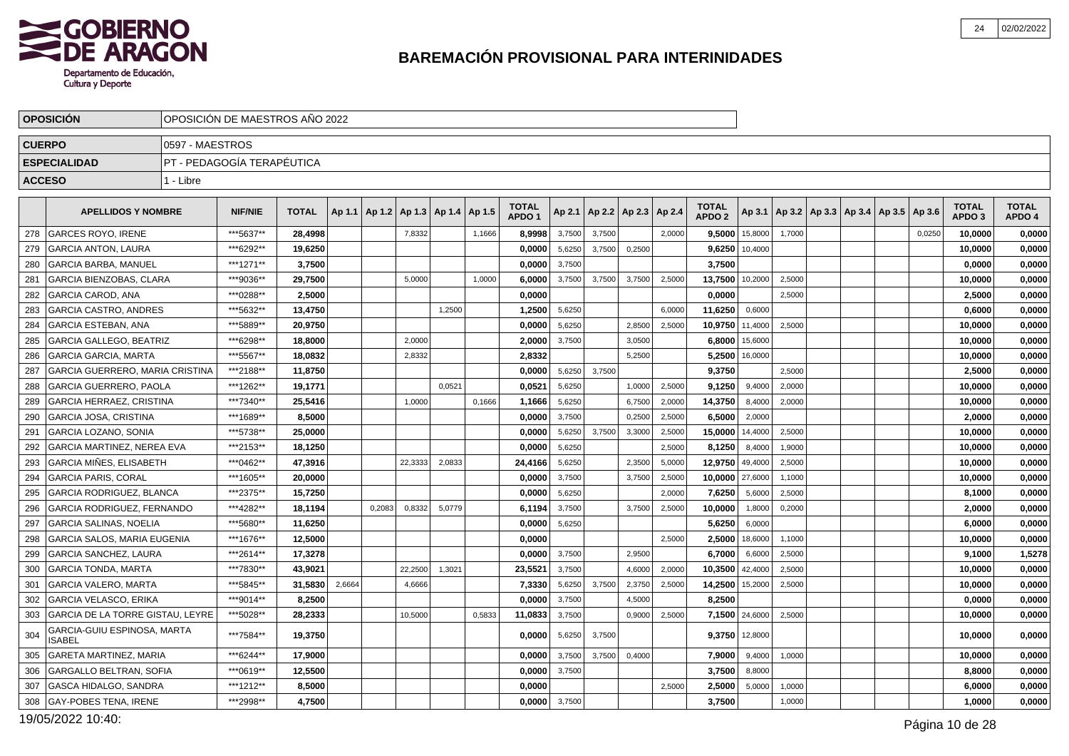# BAREMACIÓN PROVISIONAL PARA INTERINIDADES

| | |
|---|---|
| **OPOSICIÓN** | OPOSICIÓN DE MAESTROS AÑO 2022 |
| **CUERPO** | 0597 - MAESTROS |
| **ESPECIALIDAD** | PT - PEDAGOGÍA TERAPÉUTICA |
| **ACCESO** | 1 - Libre |

| | APELLIDOS Y NOMBRE | NIF/NIE | TOTAL | Ap 1.1 | Ap 1.2 | Ap 1.3 | Ap 1.4 | Ap 1.5 | TOTAL APDO 1 | Ap 2.1 | Ap 2.2 | Ap 2.3 | Ap 2.4 | TOTAL APDO 2 | Ap 3.1 | Ap 3.2 | Ap 3.3 | Ap 3.4 | Ap 3.5 | Ap 3.6 | TOTAL APDO 3 | TOTAL APDO 4 |
|---|---|---|---|---|---|---|---|---|---|---|---|---|---|---|---|---|---|---|---|---|---|---|
| 278 | GARCES ROYO, IRENE | ***5637** | **28,4998** | | | 7,8332 | | 1,1666 | **8,9998** | 3,7500 | 3,7500 | | 2,0000 | **9,5000** | 15,8000 | 1,7000 | | | | 0,0250 | **10,0000** | **0,0000** |
| 279 | GARCIA ANTON, LAURA | ***6292** | **19,6250** | | | | | | **0,0000** | 5,6250 | 3,7500 | 0,2500 | | **9,6250** | 10,4000 | | | | | | **10,0000** | **0,0000** |
| 280 | GARCIA BARBA, MANUEL | ***1271** | **3,7500** | | | | | | **0,0000** | 3,7500 | | | | **3,7500** | | | | | | | **0,0000** | **0,0000** |
| 281 | GARCIA BIENZOBAS, CLARA | ***9036** | **29,7500** | | | 5,0000 | | 1,0000 | **6,0000** | 3,7500 | 3,7500 | 3,7500 | 2,5000 | **13,7500** | 10,2000 | 2,5000 | | | | | **10,0000** | **0,0000** |
| 282 | GARCIA CAROD, ANA | ***0288** | **2,5000** | | | | | | **0,0000** | | | | | **0,0000** | | 2,5000 | | | | | **2,5000** | **0,0000** |
| 283 | GARCIA CASTRO, ANDRES | ***5632** | **13,4750** | | | | 1,2500 | | **1,2500** | 5,6250 | | | 6,0000 | **11,6250** | 0,6000 | | | | | | **0,6000** | **0,0000** |
| 284 | GARCIA ESTEBAN, ANA | ***5889** | **20,9750** | | | | | | **0,0000** | 5,6250 | | 2,8500 | 2,5000 | **10,9750** | 11,4000 | 2,5000 | | | | | **10,0000** | **0,0000** |
| 285 | GARCIA GALLEGO, BEATRIZ | ***6298** | **18,8000** | | | 2,0000 | | | **2,0000** | 3,7500 | | 3,0500 | | **6,8000** | 15,6000 | | | | | | **10,0000** | **0,0000** |
| 286 | GARCIA GARCIA, MARTA | ***5567** | **18,0832** | | | 2,8332 | | | **2,8332** | | | 5,2500 | | **5,2500** | 16,0000 | | | | | | **10,0000** | **0,0000** |
| 287 | GARCIA GUERRERO, MARIA CRISTINA | ***2188** | **11,8750** | | | | | | **0,0000** | 5,6250 | 3,7500 | | | **9,3750** | | 2,5000 | | | | | **2,5000** | **0,0000** |
| 288 | GARCIA GUERRERO, PAOLA | ***1262** | **19,1771** | | | | 0,0521 | | **0,0521** | 5,6250 | | 1,0000 | 2,5000 | **9,1250** | 9,4000 | 2,0000 | | | | | **10,0000** | **0,0000** |
| 289 | GARCIA HERRAEZ, CRISTINA | ***7340** | **25,5416** | | | 1,0000 | | 0,1666 | **1,1666** | 5,6250 | | 6,7500 | 2,0000 | **14,3750** | 8,4000 | 2,0000 | | | | | **10,0000** | **0,0000** |
| 290 | GARCIA JOSA, CRISTINA | ***1689** | **8,5000** | | | | | | **0,0000** | 3,7500 | | 0,2500 | 2,5000 | **6,5000** | 2,0000 | | | | | | **2,0000** | **0,0000** |
| 291 | GARCIA LOZANO, SONIA | ***5738** | **25,0000** | | | | | | **0,0000** | 5,6250 | 3,7500 | 3,3000 | 2,5000 | **15,0000** | 14,4000 | 2,5000 | | | | | **10,0000** | **0,0000** |
| 292 | GARCIA MARTINEZ, NEREA EVA | ***2153** | **18,1250** | | | | | | **0,0000** | 5,6250 | | | 2,5000 | **8,1250** | 8,4000 | 1,9000 | | | | | **10,0000** | **0,0000** |
| 293 | GARCIA MIÑES, ELISABETH | ***0462** | **47,3916** | | | 22,3333 | 2,0833 | | **24,4166** | 5,6250 | | 2,3500 | 5,0000 | **12,9750** | 49,4000 | 2,5000 | | | | | **10,0000** | **0,0000** |
| 294 | GARCIA PARIS, CORAL | ***1605** | **20,0000** | | | | | | **0,0000** | 3,7500 | | 3,7500 | 2,5000 | **10,0000** | 27,6000 | 1,1000 | | | | | **10,0000** | **0,0000** |
| 295 | GARCIA RODRIGUEZ, BLANCA | ***2375** | **15,7250** | | | | | | **0,0000** | 5,6250 | | | 2,0000 | **7,6250** | 5,6000 | 2,5000 | | | | | **8,1000** | **0,0000** |
| 296 | GARCIA RODRIGUEZ, FERNANDO | ***4282** | **18,1194** | | 0,2083 | 0,8332 | 5,0779 | | **6,1194** | 3,7500 | | 3,7500 | 2,5000 | **10,0000** | 1,8000 | 0,2000 | | | | | **2,0000** | **0,0000** |
| 297 | GARCIA SALINAS, NOELIA | ***5680** | **11,6250** | | | | | | **0,0000** | 5,6250 | | | | **5,6250** | 6,0000 | | | | | | **6,0000** | **0,0000** |
| 298 | GARCIA SALOS, MARIA EUGENIA | ***1676** | **12,5000** | | | | | | **0,0000** | | | | 2,5000 | **2,5000** | 18,6000 | 1,1000 | | | | | **10,0000** | **0,0000** |
| 299 | GARCIA SANCHEZ, LAURA | ***2614** | **17,3278** | | | | | | **0,0000** | 3,7500 | | 2,9500 | | **6,7000** | 6,6000 | 2,5000 | | | | | **9,1000** | **1,5278** |
| 300 | GARCIA TONDA, MARTA | ***7830** | **43,9021** | | | 22,2500 | 1,3021 | | **23,5521** | 3,7500 | | 4,6000 | 2,0000 | **10,3500** | 42,4000 | 2,5000 | | | | | **10,0000** | **0,0000** |
| 301 | GARCIA VALERO, MARTA | ***5845** | **31,5830** | 2,6664 | | 4,6666 | | | **7,3330** | 5,6250 | 3,7500 | 2,3750 | 2,5000 | **14,2500** | 15,2000 | 2,5000 | | | | | **10,0000** | **0,0000** |
| 302 | GARCIA VELASCO, ERIKA | ***9014** | **8,2500** | | | | | | **0,0000** | 3,7500 | | 4,5000 | | **8,2500** | | | | | | | **0,0000** | **0,0000** |
| 303 | GARCIA DE LA TORRE GISTAU, LEYRE | ***5028** | **28,2333** | | | 10,5000 | | 0,5833 | **11,0833** | 3,7500 | | 0,9000 | 2,5000 | **7,1500** | 24,6000 | 2,5000 | | | | | **10,0000** | **0,0000** |
| 304 | GARCIA-GUIU ESPINOSA, MARTA ISABEL | ***7584** | **19,3750** | | | | | | **0,0000** | 5,6250 | 3,7500 | | | **9,3750** | 12,8000 | | | | | | **10,0000** | **0,0000** |
| 305 | GARETA MARTINEZ, MARIA | ***6244** | **17,9000** | | | | | | **0,0000** | 3,7500 | 3,7500 | 0,4000 | | **7,9000** | 9,4000 | 1,0000 | | | | | **10,0000** | **0,0000** |
| 306 | GARGALLO BELTRAN, SOFIA | ***0619** | **12,5500** | | | | | | **0,0000** | 3,7500 | | | | **3,7500** | 8,8000 | | | | | | **8,8000** | **0,0000** |
| 307 | GASCA HIDALGO, SANDRA | ***1212** | **8,5000** | | | | | | **0,0000** | | | | 2,5000 | **2,5000** | 5,0000 | 1,0000 | | | | | **6,0000** | **0,0000** |
| 308 | GAY-POBES TENA, IRENE | ***2998** | **4,7500** | | | | | | **0,0000** | 3,7500 | | | | **3,7500** | | 1,0000 | | | | | **1,0000** | **0,0000** |

19/05/2022 10:40: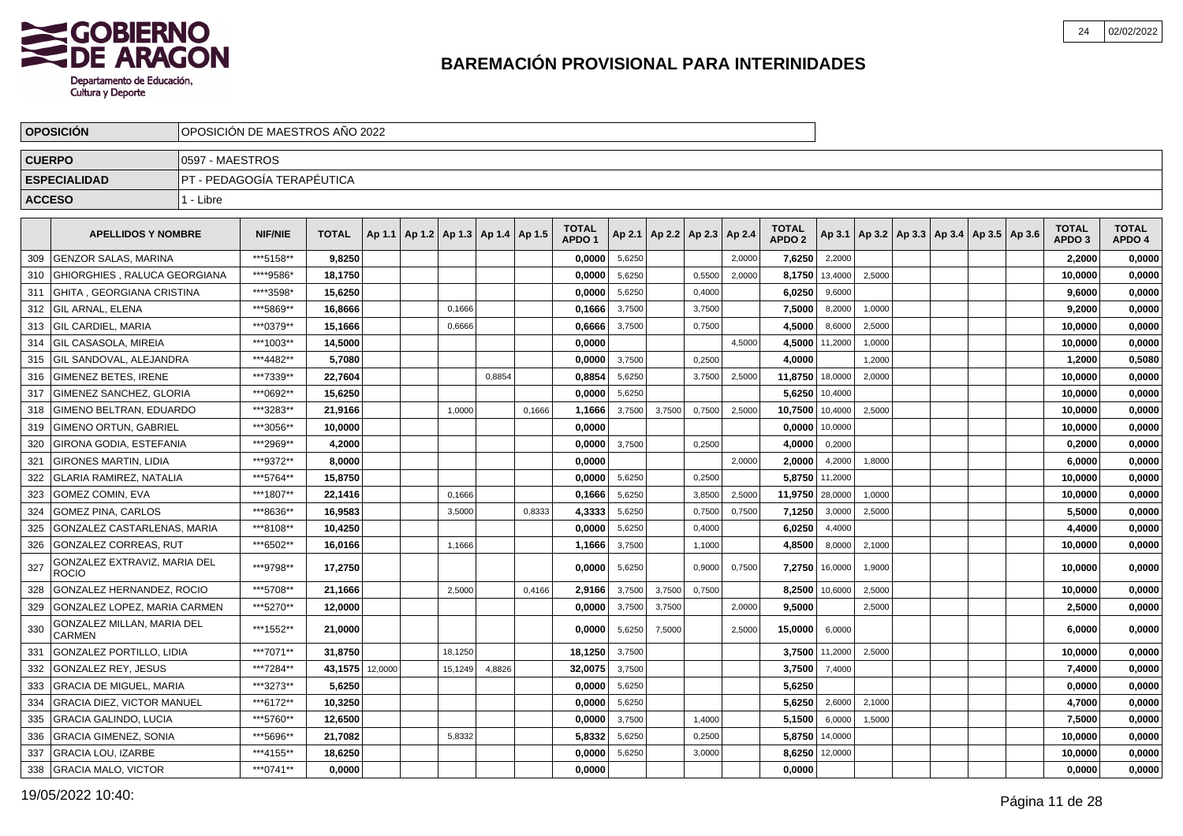# BAREMACIÓN PROVISIONAL PARA INTERINIDADES

| OPOSICIÓN | OPOSICIÓN DE MAESTROS AÑO 2022 |
|---|---|
| CUERPO | 0597 - MAESTROS |
| ESPECIALIDAD | PT - PEDAGOGÍA TERAPÉUTICA |
| ACCESO | 1 - Libre |

| | APELLIDOS Y NOMBRE | NIF/NIE | TOTAL | Ap 1.1 | Ap 1.2 | Ap 1.3 | Ap 1.4 | Ap 1.5 | TOTAL APDO 1 | Ap 2.1 | Ap 2.2 | Ap 2.3 | Ap 2.4 | TOTAL APDO 2 | Ap 3.1 | Ap 3.2 | Ap 3.3 | Ap 3.4 | Ap 3.5 | Ap 3.6 | TOTAL APDO 3 | TOTAL APDO 4 |
|---|---|---|---|---|---|---|---|---|---|---|---|---|---|---|---|---|---|---|---|---|---|---|
| 309 | GENZOR SALAS, MARINA | ***5158** | 9,8250 | | | | | | 0,0000 | 5,6250 | | | 2,0000 | 7,6250 | 2,2000 | | | | | | 2,2000 | 0,0000 |
| 310 | GHIORGHIES , RALUCA GEORGIANA | ****9586* | 18,1750 | | | | | | 0,0000 | 5,6250 | | 0,5500 | 2,0000 | 8,1750 | 13,4000 | 2,5000 | | | | | 10,0000 | 0,0000 |
| 311 | GHITA , GEORGIANA CRISTINA | ****3598* | 15,6250 | | | | | | 0,0000 | 5,6250 | | 0,4000 | | 6,0250 | 9,6000 | | | | | | 9,6000 | 0,0000 |
| 312 | GIL ARNAL, ELENA | ***5869** | 16,8666 | | | 0,1666 | | | 0,1666 | 3,7500 | | 3,7500 | | 7,5000 | 8,2000 | 1,0000 | | | | | 9,2000 | 0,0000 |
| 313 | GIL CARDIEL, MARIA | ***0379** | 15,1666 | | | 0,6666 | | | 0,6666 | 3,7500 | | 0,7500 | | 4,5000 | 8,6000 | 2,5000 | | | | | 10,0000 | 0,0000 |
| 314 | GIL CASASOLA, MIREIA | ***1003** | 14,5000 | | | | | | 0,0000 | | | | 4,5000 | 4,5000 | 11,2000 | 1,0000 | | | | | 10,0000 | 0,0000 |
| 315 | GIL SANDOVAL, ALEJANDRA | ***4482** | 5,7080 | | | | | | 0,0000 | 3,7500 | | 0,2500 | | 4,0000 | | 1,2000 | | | | | 1,2000 | 0,5080 |
| 316 | GIMENEZ BETES, IRENE | ***7339** | 22,7604 | | | | 0,8854 | | 0,8854 | 5,6250 | | 3,7500 | 2,5000 | 11,8750 | 18,0000 | 2,0000 | | | | | 10,0000 | 0,0000 |
| 317 | GIMENEZ SANCHEZ, GLORIA | ***0692** | 15,6250 | | | | | | 0,0000 | 5,6250 | | | | 5,6250 | 10,4000 | | | | | | 10,0000 | 0,0000 |
| 318 | GIMENO BELTRAN, EDUARDO | ***3283** | 21,9166 | | | 1,0000 | | 0,1666 | 1,1666 | 3,7500 | 3,7500 | 0,7500 | 2,5000 | 10,7500 | 10,4000 | 2,5000 | | | | | 10,0000 | 0,0000 |
| 319 | GIMENO ORTUN, GABRIEL | ***3056** | 10,0000 | | | | | | 0,0000 | | | | | 0,0000 | 10,0000 | | | | | | 10,0000 | 0,0000 |
| 320 | GIRONA GODIA, ESTEFANIA | ***2969** | 4,2000 | | | | | | 0,0000 | 3,7500 | | 0,2500 | | 4,0000 | 0,2000 | | | | | | 0,2000 | 0,0000 |
| 321 | GIRONES MARTIN, LIDIA | ***9372** | 8,0000 | | | | | | 0,0000 | | | | 2,0000 | 2,0000 | 4,2000 | 1,8000 | | | | | 6,0000 | 0,0000 |
| 322 | GLARIA RAMIREZ, NATALIA | ***5764** | 15,8750 | | | | | | 0,0000 | 5,6250 | | 0,2500 | | 5,8750 | 11,2000 | | | | | | 10,0000 | 0,0000 |
| 323 | GOMEZ COMIN, EVA | ***1807** | 22,1416 | | | 0,1666 | | | 0,1666 | 5,6250 | | 3,8500 | 2,5000 | 11,9750 | 28,0000 | 1,0000 | | | | | 10,0000 | 0,0000 |
| 324 | GOMEZ PINA, CARLOS | ***8636** | 16,9583 | | | 3,5000 | | 0,8333 | 4,3333 | 5,6250 | | 0,7500 | 0,7500 | 7,1250 | 3,0000 | 2,5000 | | | | | 5,5000 | 0,0000 |
| 325 | GONZALEZ CASTARLENAS, MARIA | ***8108** | 10,4250 | | | | | | 0,0000 | 5,6250 | | 0,4000 | | 6,0250 | 4,4000 | | | | | | 4,4000 | 0,0000 |
| 326 | GONZALEZ CORREAS, RUT | ***6502** | 16,0166 | | | 1,1666 | | | 1,1666 | 3,7500 | | 1,1000 | | 4,8500 | 8,0000 | 2,1000 | | | | | 10,0000 | 0,0000 |
| 327 | GONZALEZ EXTRAVIZ, MARIA DEL ROCIO | ***9798** | 17,2750 | | | | | | 0,0000 | 5,6250 | | 0,9000 | 0,7500 | 7,2750 | 16,0000 | 1,9000 | | | | | 10,0000 | 0,0000 |
| 328 | GONZALEZ HERNANDEZ, ROCIO | ***5708** | 21,1666 | | | 2,5000 | | 0,4166 | 2,9166 | 3,7500 | 3,7500 | 0,7500 | | 8,2500 | 10,6000 | 2,5000 | | | | | 10,0000 | 0,0000 |
| 329 | GONZALEZ LOPEZ, MARIA CARMEN | ***5270** | 12,0000 | | | | | | 0,0000 | 3,7500 | 3,7500 | | 2,0000 | 9,5000 | | 2,5000 | | | | | 2,5000 | 0,0000 |
| 330 | GONZALEZ MILLAN, MARIA DEL CARMEN | ***1552** | 21,0000 | | | | | | 0,0000 | 5,6250 | 7,5000 | | 2,5000 | 15,0000 | 6,0000 | | | | | | 6,0000 | 0,0000 |
| 331 | GONZALEZ PORTILLO, LIDIA | ***7071** | 31,8750 | | | 18,1250 | | | 18,1250 | 3,7500 | | | | 3,7500 | 11,2000 | 2,5000 | | | | | 10,0000 | 0,0000 |
| 332 | GONZALEZ REY, JESUS | ***7284** | 43,1575 | 12,0000 | | 15,1249 | 4,8826 | | 32,0075 | 3,7500 | | | | 3,7500 | 7,4000 | | | | | | 7,4000 | 0,0000 |
| 333 | GRACIA DE MIGUEL, MARIA | ***3273** | 5,6250 | | | | | | 0,0000 | 5,6250 | | | | 5,6250 | | | | | | | 0,0000 | 0,0000 |
| 334 | GRACIA DIEZ, VICTOR MANUEL | ***6172** | 10,3250 | | | | | | 0,0000 | 5,6250 | | | | 5,6250 | 2,6000 | 2,1000 | | | | | 4,7000 | 0,0000 |
| 335 | GRACIA GALINDO, LUCIA | ***5760** | 12,6500 | | | | | | 0,0000 | 3,7500 | | 1,4000 | | 5,1500 | 6,0000 | 1,5000 | | | | | 7,5000 | 0,0000 |
| 336 | GRACIA GIMENEZ, SONIA | ***5696** | 21,7082 | | | 5,8332 | | | 5,8332 | 5,6250 | | 0,2500 | | 5,8750 | 14,0000 | | | | | | 10,0000 | 0,0000 |
| 337 | GRACIA LOU, IZARBE | ***4155** | 18,6250 | | | | | | 0,0000 | 5,6250 | | 3,0000 | | 8,6250 | 12,0000 | | | | | | 10,0000 | 0,0000 |
| 338 | GRACIA MALO, VICTOR | ***0741** | 0,0000 | | | | | | 0,0000 | | | | | 0,0000 | | | | | | | 0,0000 | 0,0000 |

19/05/2022 10:40: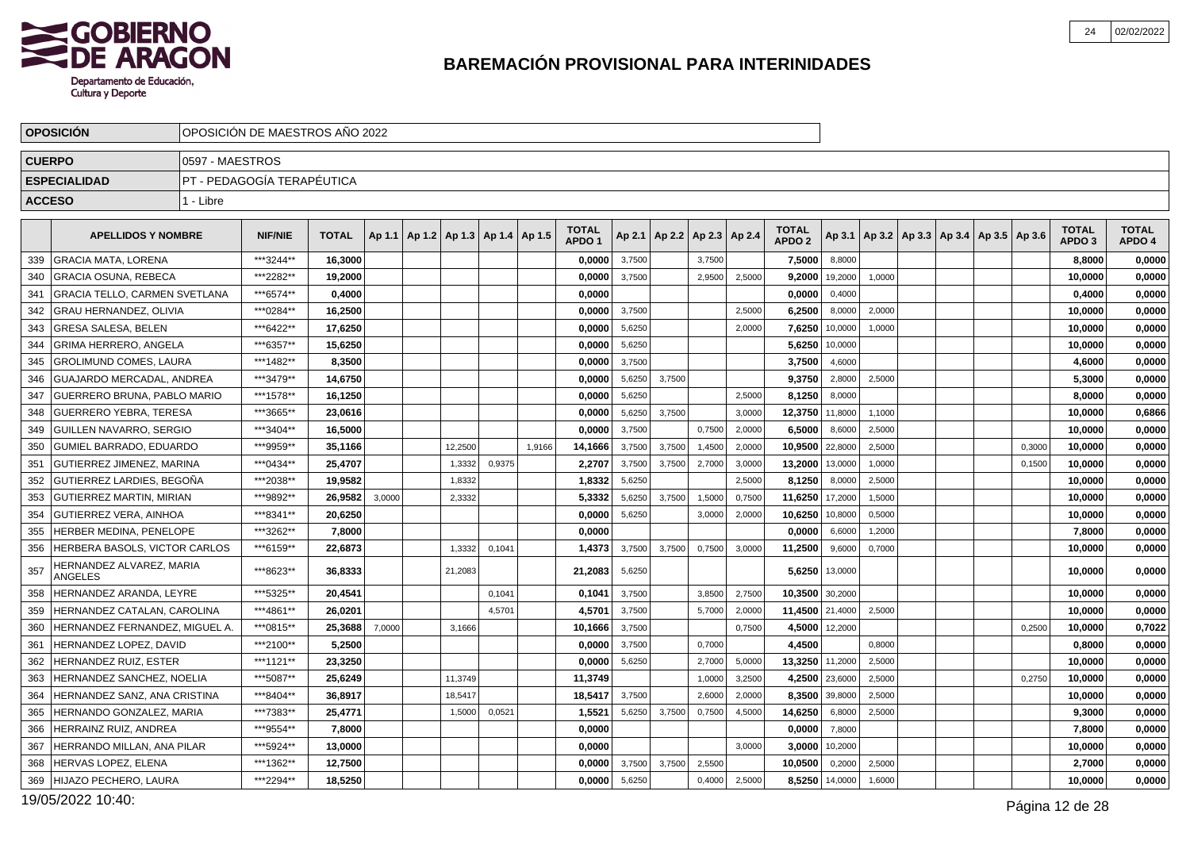# BAREMACIÓN PROVISIONAL PARA INTERINIDADES

GOBIERNO DE ARAGON
Departamento de Educación, Cultura y Deporte

| OPOSICIÓN | OPOSICIÓN DE MAESTROS AÑO 2022 |
|---|---|
| CUERPO | 0597 - MAESTROS |
| ESPECIALIDAD | PT - PEDAGOGÍA TERAPÉUTICA |
| ACCESO | 1 - Libre |

| | APELLIDOS Y NOMBRE | NIF/NIE | TOTAL | Ap 1.1 | Ap 1.2 | Ap 1.3 | Ap 1.4 | Ap 1.5 | TOTAL APDO 1 | Ap 2.1 | Ap 2.2 | Ap 2.3 | Ap 2.4 | TOTAL APDO 2 | Ap 3.1 | Ap 3.2 | Ap 3.3 | Ap 3.4 | Ap 3.5 | Ap 3.6 | TOTAL APDO 3 | TOTAL APDO 4 |
|---|---|---|---|---|---|---|---|---|---|---|---|---|---|---|---|---|---|---|---|---|---|---|
| 339 | GRACIA MATA, LORENA | ***3244** | 16,3000 | | | | | | 0,0000 | 3,7500 | | 3,7500 | | 7,5000 | 8,8000 | | | | | | 8,8000 | 0,0000 |
| 340 | GRACIA OSUNA, REBECA | ***2282** | 19,2000 | | | | | | 0,0000 | 3,7500 | | 2,9500 | 2,5000 | 9,2000 | 19,2000 | 1,0000 | | | | | 10,0000 | 0,0000 |
| 341 | GRACIA TELLO, CARMEN SVETLANA | ***6574** | 0,4000 | | | | | | 0,0000 | | | | | 0,0000 | 0,4000 | | | | | | 0,4000 | 0,0000 |
| 342 | GRAU HERNANDEZ, OLIVIA | ***0284** | 16,2500 | | | | | | 0,0000 | 3,7500 | | | 2,5000 | 6,2500 | 8,0000 | 2,0000 | | | | | 10,0000 | 0,0000 |
| 343 | GRESA SALESA, BELEN | ***6422** | 17,6250 | | | | | | 0,0000 | 5,6250 | | | 2,0000 | 7,6250 | 10,0000 | 1,0000 | | | | | 10,0000 | 0,0000 |
| 344 | GRIMA HERRERO, ANGELA | ***6357** | 15,6250 | | | | | | 0,0000 | 5,6250 | | | | 5,6250 | 10,0000 | | | | | | 10,0000 | 0,0000 |
| 345 | GROLIMUND COMES, LAURA | ***1482** | 8,3500 | | | | | | 0,0000 | 3,7500 | | | | 3,7500 | 4,6000 | | | | | | 4,6000 | 0,0000 |
| 346 | GUAJARDO MERCADAL, ANDREA | ***3479** | 14,6750 | | | | | | 0,0000 | 5,6250 | 3,7500 | | | 9,3750 | 2,8000 | 2,5000 | | | | | 5,3000 | 0,0000 |
| 347 | GUERRERO BRUNA, PABLO MARIO | ***1578** | 16,1250 | | | | | | 0,0000 | 5,6250 | | | 2,5000 | 8,1250 | 8,0000 | | | | | | 8,0000 | 0,0000 |
| 348 | GUERRERO YEBRA, TERESA | ***3665** | 23,0616 | | | | | | 0,0000 | 5,6250 | 3,7500 | | 3,0000 | 12,3750 | 11,8000 | 1,1000 | | | | | 10,0000 | 0,6866 |
| 349 | GUILLEN NAVARRO, SERGIO | ***3404** | 16,5000 | | | | | | 0,0000 | 3,7500 | | 0,7500 | 2,0000 | 6,5000 | 8,6000 | 2,5000 | | | | | 10,0000 | 0,0000 |
| 350 | GUMIEL BARRADO, EDUARDO | ***9959** | 35,1166 | | | 12,2500 | | 1,9166 | 14,1666 | 3,7500 | 3,7500 | 1,4500 | 2,0000 | 10,9500 | 22,8000 | 2,5000 | | | | 0,3000 | 10,0000 | 0,0000 |
| 351 | GUTIERREZ JIMENEZ, MARINA | ***0434** | 25,4707 | | | 1,3332 | 0,9375 | | 2,2707 | 3,7500 | 3,7500 | 2,7000 | 3,0000 | 13,2000 | 13,0000 | 1,0000 | | | | 0,1500 | 10,0000 | 0,0000 |
| 352 | GUTIERREZ LARDIES, BEGOÑA | ***2038** | 19,9582 | | | 1,8332 | | | 1,8332 | 5,6250 | | | 2,5000 | 8,1250 | 8,0000 | 2,5000 | | | | | 10,0000 | 0,0000 |
| 353 | GUTIERREZ MARTIN, MIRIAN | ***9892** | 26,9582 | 3,0000 | | 2,3332 | | | 5,3332 | 5,6250 | 3,7500 | 1,5000 | 0,7500 | 11,6250 | 17,2000 | 1,5000 | | | | | 10,0000 | 0,0000 |
| 354 | GUTIERREZ VERA, AINHOA | ***8341** | 20,6250 | | | | | | 0,0000 | 5,6250 | | 3,0000 | 2,0000 | 10,6250 | 10,8000 | 0,5000 | | | | | 10,0000 | 0,0000 |
| 355 | HERBER MEDINA, PENELOPE | ***3262** | 7,8000 | | | | | | 0,0000 | | | | | 0,0000 | 6,6000 | 1,2000 | | | | | 7,8000 | 0,0000 |
| 356 | HERBERA BASOLS, VICTOR CARLOS | ***6159** | 22,6873 | | | 1,3332 | 0,1041 | | 1,4373 | 3,7500 | 3,7500 | 0,7500 | 3,0000 | 11,2500 | 9,6000 | 0,7000 | | | | | 10,0000 | 0,0000 |
| 357 | HERNANDEZ ALVAREZ, MARIA ANGELES | ***8623** | 36,8333 | | | 21,2083 | | | 21,2083 | 5,6250 | | | | 5,6250 | 13,0000 | | | | | | 10,0000 | 0,0000 |
| 358 | HERNANDEZ ARANDA, LEYRE | ***5325** | 20,4541 | | | | 0,1041 | | 0,1041 | 3,7500 | | 3,8500 | 2,7500 | 10,3500 | 30,2000 | | | | | | 10,0000 | 0,0000 |
| 359 | HERNANDEZ CATALAN, CAROLINA | ***4861** | 26,0201 | | | | 4,5701 | | 4,5701 | 3,7500 | | 5,7000 | 2,0000 | 11,4500 | 21,4000 | 2,5000 | | | | | 10,0000 | 0,0000 |
| 360 | HERNANDEZ FERNANDEZ, MIGUEL A. | ***0815** | 25,3688 | 7,0000 | | 3,1666 | | | 10,1666 | 3,7500 | | | 0,7500 | 4,5000 | 12,2000 | | | | | 0,2500 | 10,0000 | 0,7022 |
| 361 | HERNANDEZ LOPEZ, DAVID | ***2100** | 5,2500 | | | | | | 0,0000 | 3,7500 | | 0,7000 | | 4,4500 | | 0,8000 | | | | | 0,8000 | 0,0000 |
| 362 | HERNANDEZ RUIZ, ESTER | ***1121** | 23,3250 | | | | | | 0,0000 | 5,6250 | | 2,7000 | 5,0000 | 13,3250 | 11,2000 | 2,5000 | | | | | 10,0000 | 0,0000 |
| 363 | HERNANDEZ SANCHEZ, NOELIA | ***5087** | 25,6249 | | | 11,3749 | | | 11,3749 | | | 1,0000 | 3,2500 | 4,2500 | 23,6000 | 2,5000 | | | | 0,2750 | 10,0000 | 0,0000 |
| 364 | HERNANDEZ SANZ, ANA CRISTINA | ***8404** | 36,8917 | | | 18,5417 | | | 18,5417 | 3,7500 | | 2,6000 | 2,0000 | 8,3500 | 39,8000 | 2,5000 | | | | | 10,0000 | 0,0000 |
| 365 | HERNANDO GONZALEZ, MARIA | ***7383** | 25,4771 | | | 1,5000 | 0,0521 | | 1,5521 | 5,6250 | 3,7500 | 0,7500 | 4,5000 | 14,6250 | 6,8000 | 2,5000 | | | | | 9,3000 | 0,0000 |
| 366 | HERRAINZ RUIZ, ANDREA | ***9554** | 7,8000 | | | | | | 0,0000 | | | | | 0,0000 | 7,8000 | | | | | | 7,8000 | 0,0000 |
| 367 | HERRANDO MILLAN, ANA PILAR | ***5924** | 13,0000 | | | | | | 0,0000 | | | | 3,0000 | 3,0000 | 10,2000 | | | | | | 10,0000 | 0,0000 |
| 368 | HERVAS LOPEZ, ELENA | ***1362** | 12,7500 | | | | | | 0,0000 | 3,7500 | 3,7500 | 2,5500 | | 10,0500 | 0,2000 | 2,5000 | | | | | 2,7000 | 0,0000 |
| 369 | HIJAZO PECHERO, LAURA | ***2294** | 18,5250 | | | | | | 0,0000 | 5,6250 | | 0,4000 | 2,5000 | 8,5250 | 14,0000 | 1,6000 | | | | | 10,0000 | 0,0000 |

19/05/2022 10:40: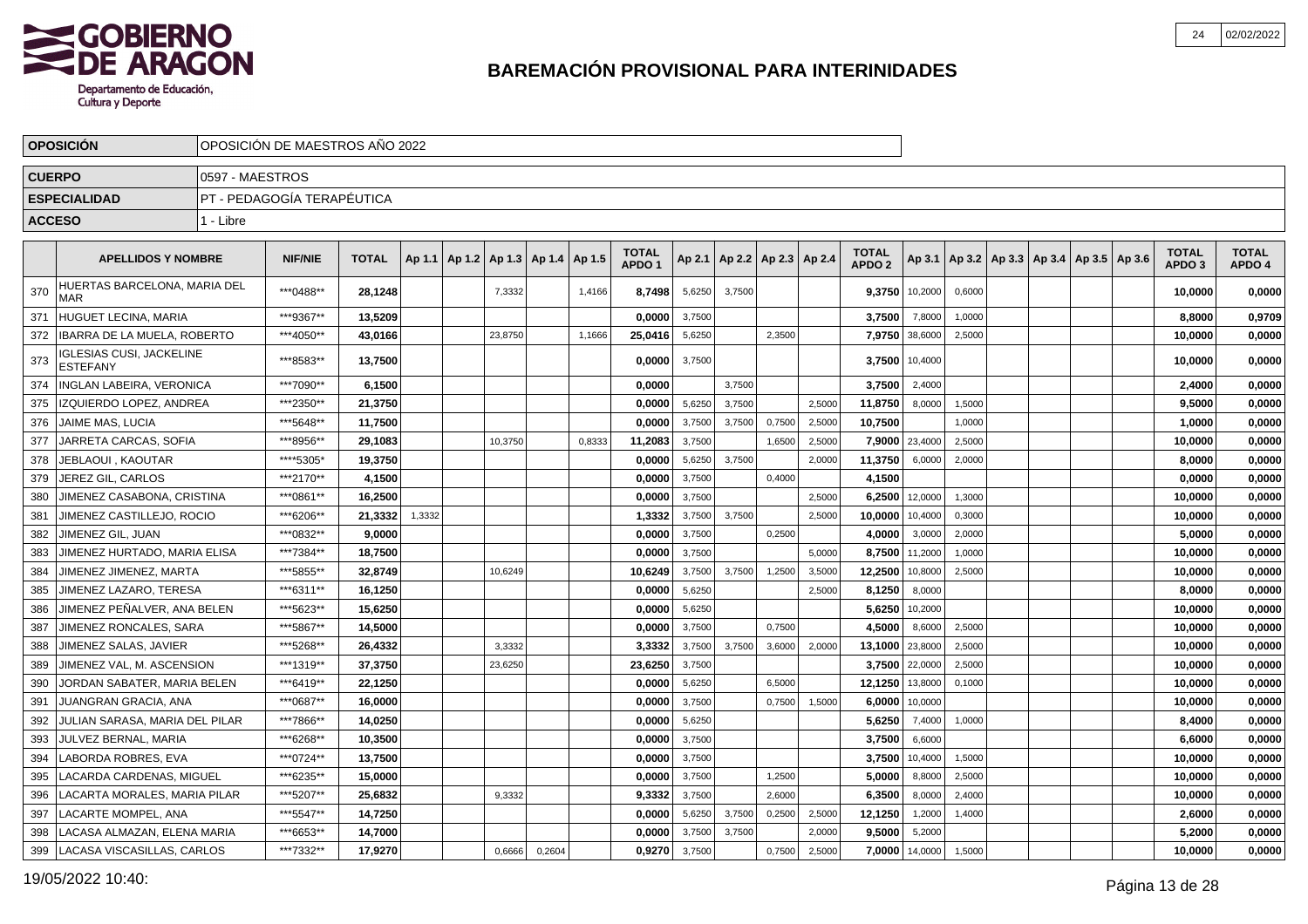# BAREMACIÓN PROVISIONAL PARA INTERINIDADES

| | |
|---|---|
| **OPOSICIÓN** | OPOSICIÓN DE MAESTROS AÑO 2022 |
| **CUERPO** | 0597 - MAESTROS |
| **ESPECIALIDAD** | PT - PEDAGOGÍA TERAPÉUTICA |
| **ACCESO** | 1 - Libre |

| | APELLIDOS Y NOMBRE | NIF/NIE | TOTAL | Ap 1.1 | Ap 1.2 | Ap 1.3 | Ap 1.4 | Ap 1.5 | TOTAL APDO 1 | Ap 2.1 | Ap 2.2 | Ap 2.3 | Ap 2.4 | TOTAL APDO 2 | Ap 3.1 | Ap 3.2 | Ap 3.3 | Ap 3.4 | Ap 3.5 | Ap 3.6 | TOTAL APDO 3 | TOTAL APDO 4 |
|---|---|---|---|---|---|---|---|---|---|---|---|---|---|---|---|---|---|---|---|---|---|---|
| 370 | HUERTAS BARCELONA, MARIA DEL MAR | ***0488** | **28,1248** | | | 7,3332 | | 1,4166 | **8,7498** | 5,6250 | 3,7500 | | | **9,3750** | 10,2000 | 0,6000 | | | | | **10,0000** | **0,0000** |
| 371 | HUGUET LECINA, MARIA | ***9367** | **13,5209** | | | | | | **0,0000** | 3,7500 | | | | **3,7500** | 7,8000 | 1,0000 | | | | | **8,8000** | **0,9709** |
| 372 | IBARRA DE LA MUELA, ROBERTO | ***4050** | **43,0166** | | | 23,8750 | | 1,1666 | **25,0416** | 5,6250 | | 2,3500 | | **7,9750** | 38,6000 | 2,5000 | | | | | **10,0000** | **0,0000** |
| 373 | IGLESIAS CUSI, JACKELINE ESTEFANY | ***8583** | **13,7500** | | | | | | **0,0000** | 3,7500 | | | | **3,7500** | 10,4000 | | | | | | **10,0000** | **0,0000** |
| 374 | INGLAN LABEIRA, VERONICA | ***7090** | **6,1500** | | | | | | **0,0000** | | 3,7500 | | | **3,7500** | 2,4000 | | | | | | **2,4000** | **0,0000** |
| 375 | IZQUIERDO LOPEZ, ANDREA | ***2350** | **21,3750** | | | | | | **0,0000** | 5,6250 | 3,7500 | | 2,5000 | **11,8750** | 8,0000 | 1,5000 | | | | | **9,5000** | **0,0000** |
| 376 | JAIME MAS, LUCIA | ***5648** | **11,7500** | | | | | | **0,0000** | 3,7500 | 3,7500 | 0,7500 | 2,5000 | **10,7500** | | 1,0000 | | | | | **1,0000** | **0,0000** |
| 377 | JARRETA CARCAS, SOFIA | ***8956** | **29,1083** | | | 10,3750 | | 0,8333 | **11,2083** | 3,7500 | | 1,6500 | 2,5000 | **7,9000** | 23,4000 | 2,5000 | | | | | **10,0000** | **0,0000** |
| 378 | JEBLAOUI , KAOUTAR | ****5305* | **19,3750** | | | | | | **0,0000** | 5,6250 | 3,7500 | | 2,0000 | **11,3750** | 6,0000 | 2,0000 | | | | | **8,0000** | **0,0000** |
| 379 | JEREZ GIL, CARLOS | ***2170** | **4,1500** | | | | | | **0,0000** | 3,7500 | | 0,4000 | | **4,1500** | | | | | | | **0,0000** | **0,0000** |
| 380 | JIMENEZ CASABONA, CRISTINA | ***0861** | **16,2500** | | | | | | **0,0000** | 3,7500 | | | 2,5000 | **6,2500** | 12,0000 | 1,3000 | | | | | **10,0000** | **0,0000** |
| 381 | JIMENEZ CASTILLEJO, ROCIO | ***6206** | **21,3332** | 1,3332 | | | | | **1,3332** | 3,7500 | 3,7500 | | 2,5000 | **10,0000** | 10,4000 | 0,3000 | | | | | **10,0000** | **0,0000** |
| 382 | JIMENEZ GIL, JUAN | ***0832** | **9,0000** | | | | | | **0,0000** | 3,7500 | | 0,2500 | | **4,0000** | 3,0000 | 2,0000 | | | | | **5,0000** | **0,0000** |
| 383 | JIMENEZ HURTADO, MARIA ELISA | ***7384** | **18,7500** | | | | | | **0,0000** | 3,7500 | | | 5,0000 | **8,7500** | 11,2000 | 1,0000 | | | | | **10,0000** | **0,0000** |
| 384 | JIMENEZ JIMENEZ, MARTA | ***5855** | **32,8749** | | | 10,6249 | | | **10,6249** | 3,7500 | 3,7500 | 1,2500 | 3,5000 | **12,2500** | 10,8000 | 2,5000 | | | | | **10,0000** | **0,0000** |
| 385 | JIMENEZ LAZARO, TERESA | ***6311** | **16,1250** | | | | | | **0,0000** | 5,6250 | | | 2,5000 | **8,1250** | 8,0000 | | | | | | **8,0000** | **0,0000** |
| 386 | JIMENEZ PEÑALVER, ANA BELEN | ***5623** | **15,6250** | | | | | | **0,0000** | 5,6250 | | | | **5,6250** | 10,2000 | | | | | | **10,0000** | **0,0000** |
| 387 | JIMENEZ RONCALES, SARA | ***5867** | **14,5000** | | | | | | **0,0000** | 3,7500 | | 0,7500 | | **4,5000** | 8,6000 | 2,5000 | | | | | **10,0000** | **0,0000** |
| 388 | JIMENEZ SALAS, JAVIER | ***5268** | **26,4332** | | | 3,3332 | | | **3,3332** | 3,7500 | 3,7500 | 3,6000 | 2,0000 | **13,1000** | 23,8000 | 2,5000 | | | | | **10,0000** | **0,0000** |
| 389 | JIMENEZ VAL, M. ASCENSION | ***1319** | **37,3750** | | | 23,6250 | | | **23,6250** | 3,7500 | | | | **3,7500** | 22,0000 | 2,5000 | | | | | **10,0000** | **0,0000** |
| 390 | JORDAN SABATER, MARIA BELEN | ***6419** | **22,1250** | | | | | | **0,0000** | 5,6250 | | 6,5000 | | **12,1250** | 13,8000 | 0,1000 | | | | | **10,0000** | **0,0000** |
| 391 | JUANGRAN GRACIA, ANA | ***0687** | **16,0000** | | | | | | **0,0000** | 3,7500 | | 0,7500 | 1,5000 | **6,0000** | 10,0000 | | | | | | **10,0000** | **0,0000** |
| 392 | JULIAN SARASA, MARIA DEL PILAR | ***7866** | **14,0250** | | | | | | **0,0000** | 5,6250 | | | | **5,6250** | 7,4000 | 1,0000 | | | | | **8,4000** | **0,0000** |
| 393 | JULVEZ BERNAL, MARIA | ***6268** | **10,3500** | | | | | | **0,0000** | 3,7500 | | | | **3,7500** | 6,6000 | | | | | | **6,6000** | **0,0000** |
| 394 | LABORDA ROBRES, EVA | ***0724** | **13,7500** | | | | | | **0,0000** | 3,7500 | | | | **3,7500** | 10,4000 | 1,5000 | | | | | **10,0000** | **0,0000** |
| 395 | LACARDA CARDENAS, MIGUEL | ***6235** | **15,0000** | | | | | | **0,0000** | 3,7500 | | 1,2500 | | **5,0000** | 8,8000 | 2,5000 | | | | | **10,0000** | **0,0000** |
| 396 | LACARTA MORALES, MARIA PILAR | ***5207** | **25,6832** | | | 9,3332 | | | **9,3332** | 3,7500 | | 2,6000 | | **6,3500** | 8,0000 | 2,4000 | | | | | **10,0000** | **0,0000** |
| 397 | LACARTE MOMPEL, ANA | ***5547** | **14,7250** | | | | | | **0,0000** | 5,6250 | 3,7500 | 0,2500 | 2,5000 | **12,1250** | 1,2000 | 1,4000 | | | | | **2,6000** | **0,0000** |
| 398 | LACASA ALMAZAN, ELENA MARIA | ***6653** | **14,7000** | | | | | | **0,0000** | 3,7500 | 3,7500 | | 2,0000 | **9,5000** | 5,2000 | | | | | | **5,2000** | **0,0000** |
| 399 | LACASA VISCASILLAS, CARLOS | ***7332** | **17,9270** | | | 0,6666 | 0,2604 | | **0,9270** | 3,7500 | | 0,7500 | 2,5000 | **7,0000** | 14,0000 | 1,5000 | | | | | **10,0000** | **0,0000** |

19/05/2022 10:40: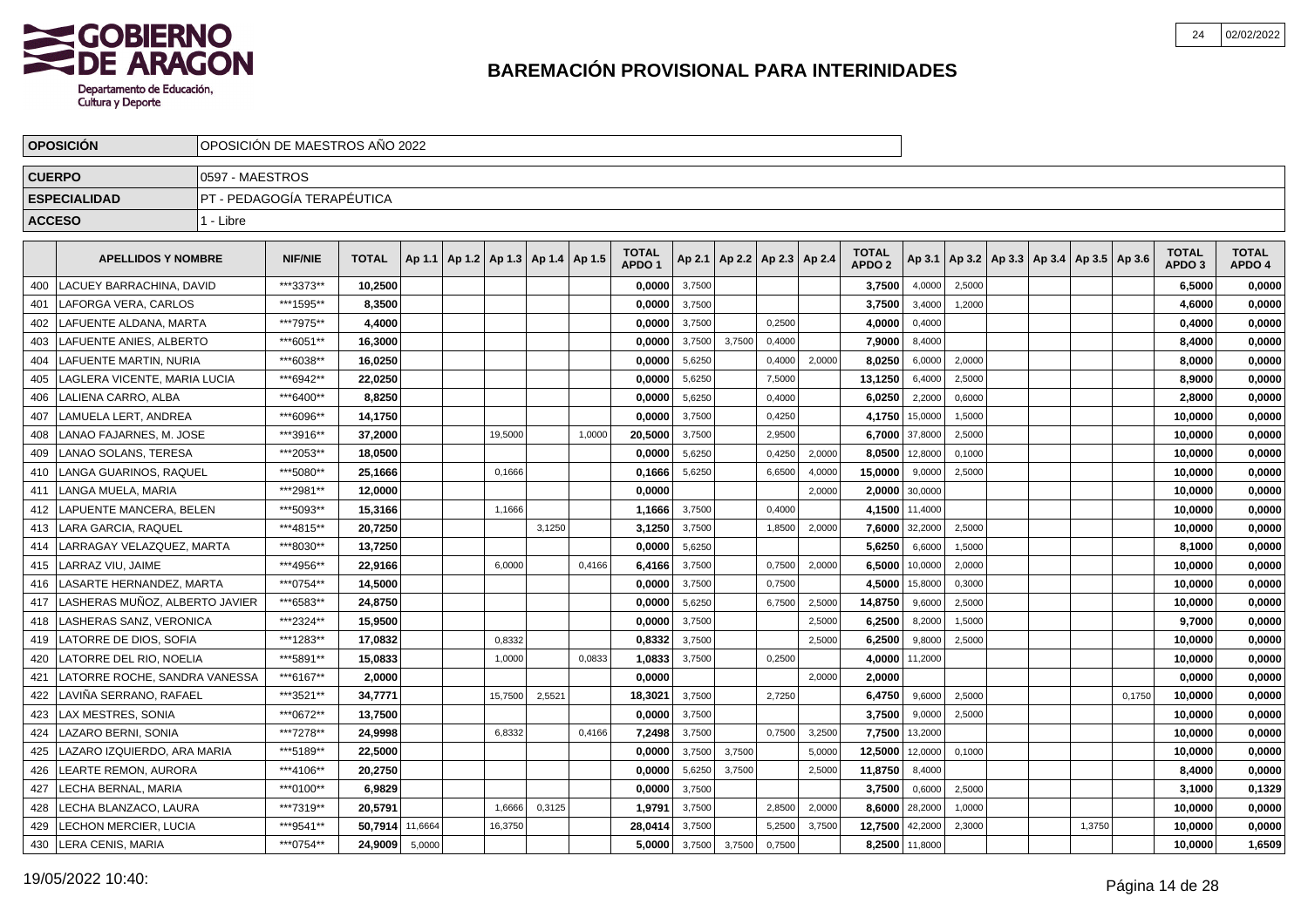# BAREMACIÓN PROVISIONAL PARA INTERINIDADES

| OPOSICIÓN | OPOSICIÓN DE MAESTROS AÑO 2022 |
|---|---|
| CUERPO | 0597 - MAESTROS |
| ESPECIALIDAD | PT - PEDAGOGÍA TERAPÉUTICA |
| ACCESO | 1 - Libre |

| | APELLIDOS Y NOMBRE | NIF/NIE | TOTAL | Ap 1.1 | Ap 1.2 | Ap 1.3 | Ap 1.4 | Ap 1.5 | TOTAL APDO 1 | Ap 2.1 | Ap 2.2 | Ap 2.3 | Ap 2.4 | TOTAL APDO 2 | Ap 3.1 | Ap 3.2 | Ap 3.3 | Ap 3.4 | Ap 3.5 | Ap 3.6 | TOTAL APDO 3 | TOTAL APDO 4 |
|---|---|---|---|---|---|---|---|---|---|---|---|---|---|---|---|---|---|---|---|---|---|---|
| 400 | LACUEY BARRACHINA, DAVID | ***3373** | 10,2500 | | | | | | 0,0000 | 3,7500 | | | | 3,7500 | 4,0000 | 2,5000 | | | | | 6,5000 | 0,0000 |
| 401 | LAFORGA VERA, CARLOS | ***1595** | 8,3500 | | | | | | 0,0000 | 3,7500 | | | | 3,7500 | 3,4000 | 1,2000 | | | | | 4,6000 | 0,0000 |
| 402 | LAFUENTE ALDANA, MARTA | ***7975** | 4,4000 | | | | | | 0,0000 | 3,7500 | | 0,2500 | | 4,0000 | 0,4000 | | | | | | 0,4000 | 0,0000 |
| 403 | LAFUENTE ANIES, ALBERTO | ***6051** | 16,3000 | | | | | | 0,0000 | 3,7500 | 3,7500 | 0,4000 | | 7,9000 | 8,4000 | | | | | | 8,4000 | 0,0000 |
| 404 | LAFUENTE MARTIN, NURIA | ***6038** | 16,0250 | | | | | | 0,0000 | 5,6250 | | 0,4000 | 2,0000 | 8,0250 | 6,0000 | 2,0000 | | | | | 8,0000 | 0,0000 |
| 405 | LAGLERA VICENTE, MARIA LUCIA | ***6942** | 22,0250 | | | | | | 0,0000 | 5,6250 | | 7,5000 | | 13,1250 | 6,4000 | 2,5000 | | | | | 8,9000 | 0,0000 |
| 406 | LALIENA CARRO, ALBA | ***6400** | 8,8250 | | | | | | 0,0000 | 5,6250 | | 0,4000 | | 6,0250 | 2,2000 | 0,6000 | | | | | 2,8000 | 0,0000 |
| 407 | LAMUELA LERT, ANDREA | ***6096** | 14,1750 | | | | | | 0,0000 | 3,7500 | | 0,4250 | | 4,1750 | 15,0000 | 1,5000 | | | | | 10,0000 | 0,0000 |
| 408 | LANAO FAJARNES, M. JOSE | ***3916** | 37,2000 | | | 19,5000 | | 1,0000 | 20,5000 | 3,7500 | | 2,9500 | | 6,7000 | 37,8000 | 2,5000 | | | | | 10,0000 | 0,0000 |
| 409 | LANAO SOLANS, TERESA | ***2053** | 18,0500 | | | | | | 0,0000 | 5,6250 | | 0,4250 | 2,0000 | 8,0500 | 12,8000 | 0,1000 | | | | | 10,0000 | 0,0000 |
| 410 | LANGA GUARINOS, RAQUEL | ***5080** | 25,1666 | | | 0,1666 | | | 0,1666 | 5,6250 | | 6,6500 | 4,0000 | 15,0000 | 9,0000 | 2,5000 | | | | | 10,0000 | 0,0000 |
| 411 | LANGA MUELA, MARIA | ***2981** | 12,0000 | | | | | | 0,0000 | | | | 2,0000 | 2,0000 | 30,0000 | | | | | | 10,0000 | 0,0000 |
| 412 | LAPUENTE MANCERA, BELEN | ***5093** | 15,3166 | | | 1,1666 | | | 1,1666 | 3,7500 | | 0,4000 | | 4,1500 | 11,4000 | | | | | | 10,0000 | 0,0000 |
| 413 | LARA GARCIA, RAQUEL | ***4815** | 20,7250 | | | | 3,1250 | | 3,1250 | 3,7500 | | 1,8500 | 2,0000 | 7,6000 | 32,2000 | 2,5000 | | | | | 10,0000 | 0,0000 |
| 414 | LARRAGAY VELAZQUEZ, MARTA | ***8030** | 13,7250 | | | | | | 0,0000 | 5,6250 | | | | 5,6250 | 6,6000 | 1,5000 | | | | | 8,1000 | 0,0000 |
| 415 | LARRAZ VIU, JAIME | ***4956** | 22,9166 | | | 6,0000 | | 0,4166 | 6,4166 | 3,7500 | | 0,7500 | 2,0000 | 6,5000 | 10,0000 | 2,0000 | | | | | 10,0000 | 0,0000 |
| 416 | LASARTE HERNANDEZ, MARTA | ***0754** | 14,5000 | | | | | | 0,0000 | 3,7500 | | 0,7500 | | 4,5000 | 15,8000 | 0,3000 | | | | | 10,0000 | 0,0000 |
| 417 | LASHERAS MUÑOZ, ALBERTO JAVIER | ***6583** | 24,8750 | | | | | | 0,0000 | 5,6250 | | 6,7500 | 2,5000 | 14,8750 | 9,6000 | 2,5000 | | | | | 10,0000 | 0,0000 |
| 418 | LASHERAS SANZ, VERONICA | ***2324** | 15,9500 | | | | | | 0,0000 | 3,7500 | | | 2,5000 | 6,2500 | 8,2000 | 1,5000 | | | | | 9,7000 | 0,0000 |
| 419 | LATORRE DE DIOS, SOFIA | ***1283** | 17,0832 | | | 0,8332 | | | 0,8332 | 3,7500 | | | 2,5000 | 6,2500 | 9,8000 | 2,5000 | | | | | 10,0000 | 0,0000 |
| 420 | LATORRE DEL RIO, NOELIA | ***5891** | 15,0833 | | | 1,0000 | | 0,0833 | 1,0833 | 3,7500 | | 0,2500 | | 4,0000 | 11,2000 | | | | | | 10,0000 | 0,0000 |
| 421 | LATORRE ROCHE, SANDRA VANESSA | ***6167** | 2,0000 | | | | | | 0,0000 | | | | 2,0000 | 2,0000 | | | | | | | 0,0000 | 0,0000 |
| 422 | LAVIÑA SERRANO, RAFAEL | ***3521** | 34,7771 | | | 15,7500 | 2,5521 | | 18,3021 | 3,7500 | | 2,7250 | | 6,4750 | 9,6000 | 2,5000 | | | | 0,1750 | 10,0000 | 0,0000 |
| 423 | LAX MESTRES, SONIA | ***0672** | 13,7500 | | | | | | 0,0000 | 3,7500 | | | | 3,7500 | 9,0000 | 2,5000 | | | | | 10,0000 | 0,0000 |
| 424 | LAZARO BERNI, SONIA | ***7278** | 24,9998 | | | 6,8332 | | 0,4166 | 7,2498 | 3,7500 | | 0,7500 | 3,2500 | 7,7500 | 13,2000 | | | | | | 10,0000 | 0,0000 |
| 425 | LAZARO IZQUIERDO, ARA MARIA | ***5189** | 22,5000 | | | | | | 0,0000 | 3,7500 | 3,7500 | | 5,0000 | 12,5000 | 12,0000 | 0,1000 | | | | | 10,0000 | 0,0000 |
| 426 | LEARTE REMON, AURORA | ***4106** | 20,2750 | | | | | | 0,0000 | 5,6250 | 3,7500 | | 2,5000 | 11,8750 | 8,4000 | | | | | | 8,4000 | 0,0000 |
| 427 | LECHA BERNAL, MARIA | ***0100** | 6,9829 | | | | | | 0,0000 | 3,7500 | | | | 3,7500 | 0,6000 | 2,5000 | | | | | 3,1000 | 0,1329 |
| 428 | LECHA BLANZACO, LAURA | ***7319** | 20,5791 | | | 1,6666 | 0,3125 | | 1,9791 | 3,7500 | | 2,8500 | 2,0000 | 8,6000 | 28,2000 | 1,0000 | | | | | 10,0000 | 0,0000 |
| 429 | LECHON MERCIER, LUCIA | ***9541** | 50,7914 | 11,6664 | | 16,3750 | | | 28,0414 | 3,7500 | | 5,2500 | 3,7500 | 12,7500 | 42,2000 | 2,3000 | | | 1,3750 | | 10,0000 | 0,0000 |
| 430 | LERA CENIS, MARIA | ***0754** | 24,9009 | 5,0000 | | | | | 5,0000 | 3,7500 | 3,7500 | 0,7500 | | 8,2500 | 11,8000 | | | | | | 10,0000 | 1,6509 |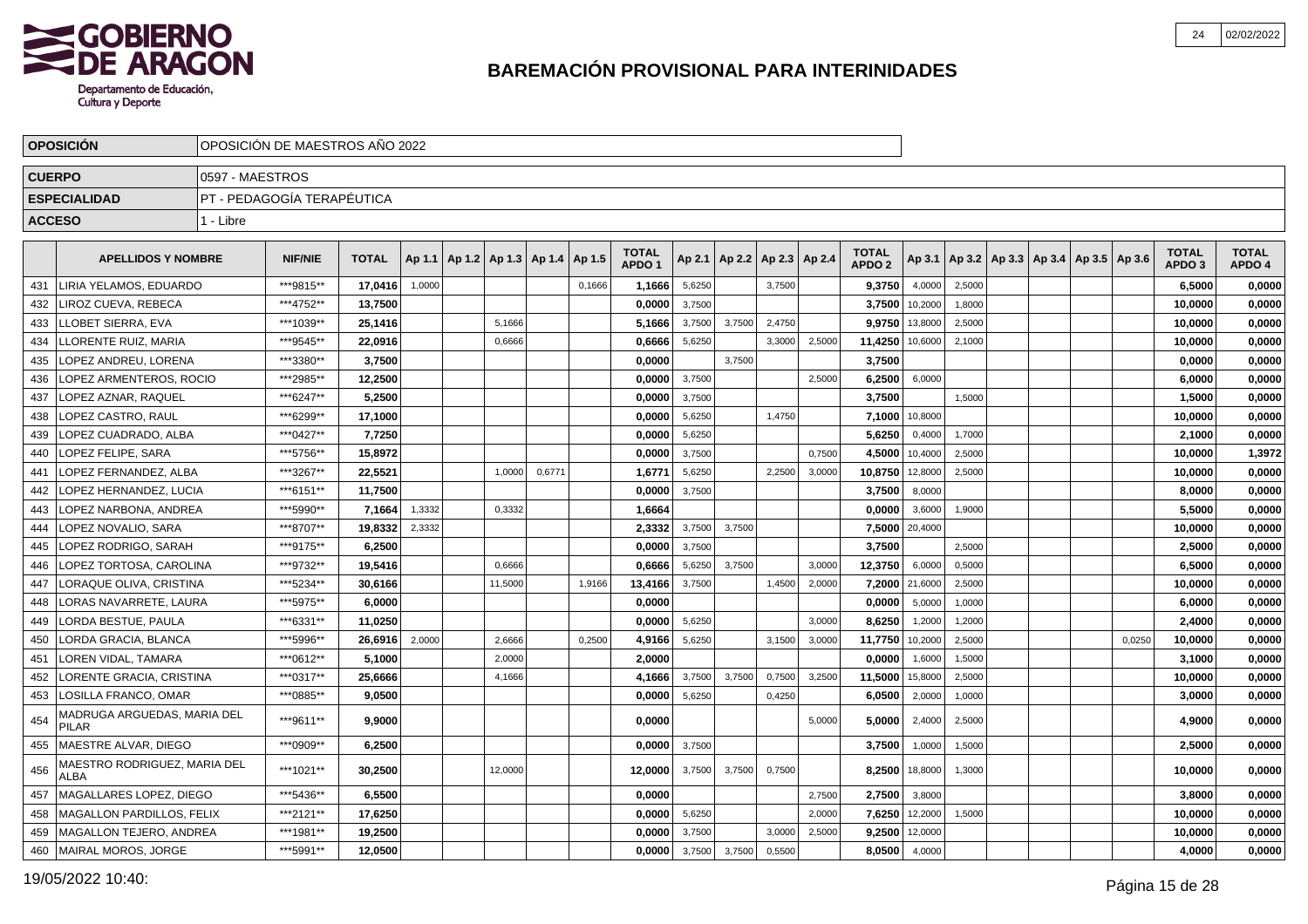# BAREMACIÓN PROVISIONAL PARA INTERINIDADES

| OPOSICIÓN | OPOSICIÓN DE MAESTROS AÑO 2022 |
|---|---|
| CUERPO | 0597 - MAESTROS |
| ESPECIALIDAD | PT - PEDAGOGÍA TERAPÉUTICA |
| ACCESO | 1 - Libre |

| | APELLIDOS Y NOMBRE | NIF/NIE | TOTAL | Ap 1.1 | Ap 1.2 | Ap 1.3 | Ap 1.4 | Ap 1.5 | TOTAL APDO 1 | Ap 2.1 | Ap 2.2 | Ap 2.3 | Ap 2.4 | TOTAL APDO 2 | Ap 3.1 | Ap 3.2 | Ap 3.3 | Ap 3.4 | Ap 3.5 | Ap 3.6 | TOTAL APDO 3 | TOTAL APDO 4 |
|---|---|---|---|---|---|---|---|---|---|---|---|---|---|---|---|---|---|---|---|---|---|---|
| 431 | LIRIA YELAMOS, EDUARDO | ***9815** | 17,0416 | 1,0000 | | | | 0,1666 | 1,1666 | 5,6250 | | 3,7500 | | 9,3750 | 4,0000 | 2,5000 | | | | | 6,5000 | 0,0000 |
| 432 | LIROZ CUEVA, REBECA | ***4752** | 13,7500 | | | | | | 0,0000 | 3,7500 | | | | 3,7500 | 10,2000 | 1,8000 | | | | | 10,0000 | 0,0000 |
| 433 | LLOBET SIERRA, EVA | ***1039** | 25,1416 | | | 5,1666 | | | 5,1666 | 3,7500 | 3,7500 | 2,4750 | | 9,9750 | 13,8000 | 2,5000 | | | | | 10,0000 | 0,0000 |
| 434 | LLORENTE RUIZ, MARIA | ***9545** | 22,0916 | | | 0,6666 | | | 0,6666 | 5,6250 | | 3,3000 | 2,5000 | 11,4250 | 10,6000 | 2,1000 | | | | | 10,0000 | 0,0000 |
| 435 | LOPEZ ANDREU, LORENA | ***3380** | 3,7500 | | | | | | 0,0000 | | 3,7500 | | | 3,7500 | | | | | | | 0,0000 | 0,0000 |
| 436 | LOPEZ ARMENTEROS, ROCIO | ***2985** | 12,2500 | | | | | | 0,0000 | 3,7500 | | | 2,5000 | 6,2500 | 6,0000 | | | | | | 6,0000 | 0,0000 |
| 437 | LOPEZ AZNAR, RAQUEL | ***6247** | 5,2500 | | | | | | 0,0000 | 3,7500 | | | | 3,7500 | | 1,5000 | | | | | 1,5000 | 0,0000 |
| 438 | LOPEZ CASTRO, RAUL | ***6299** | 17,1000 | | | | | | 0,0000 | 5,6250 | | 1,4750 | | 7,1000 | 10,8000 | | | | | | 10,0000 | 0,0000 |
| 439 | LOPEZ CUADRADO, ALBA | ***0427** | 7,7250 | | | | | | 0,0000 | 5,6250 | | | | 5,6250 | 0,4000 | 1,7000 | | | | | 2,1000 | 0,0000 |
| 440 | LOPEZ FELIPE, SARA | ***5756** | 15,8972 | | | | | | 0,0000 | 3,7500 | | | 0,7500 | 4,5000 | 10,4000 | 2,5000 | | | | | 10,0000 | 1,3972 |
| 441 | LOPEZ FERNANDEZ, ALBA | ***3267** | 22,5521 | | | 1,0000 | 0,6771 | | 1,6771 | 5,6250 | | 2,2500 | 3,0000 | 10,8750 | 12,8000 | 2,5000 | | | | | 10,0000 | 0,0000 |
| 442 | LOPEZ HERNANDEZ, LUCIA | ***6151** | 11,7500 | | | | | | 0,0000 | 3,7500 | | | | 3,7500 | 8,0000 | | | | | | 8,0000 | 0,0000 |
| 443 | LOPEZ NARBONA, ANDREA | ***5990** | 7,1664 | 1,3332 | | 0,3332 | | | 1,6664 | | | | | 0,0000 | 3,6000 | 1,9000 | | | | | 5,5000 | 0,0000 |
| 444 | LOPEZ NOVALIO, SARA | ***8707** | 19,8332 | 2,3332 | | | | | 2,3332 | 3,7500 | 3,7500 | | | 7,5000 | 20,4000 | | | | | | 10,0000 | 0,0000 |
| 445 | LOPEZ RODRIGO, SARAH | ***9175** | 6,2500 | | | | | | 0,0000 | 3,7500 | | | | 3,7500 | | 2,5000 | | | | | 2,5000 | 0,0000 |
| 446 | LOPEZ TORTOSA, CAROLINA | ***9732** | 19,5416 | | | 0,6666 | | | 0,6666 | 5,6250 | 3,7500 | | 3,0000 | 12,3750 | 6,0000 | 0,5000 | | | | | 6,5000 | 0,0000 |
| 447 | LORAQUE OLIVA, CRISTINA | ***5234** | 30,6166 | | | 11,5000 | | 1,9166 | 13,4166 | 3,7500 | | 1,4500 | 2,0000 | 7,2000 | 21,6000 | 2,5000 | | | | | 10,0000 | 0,0000 |
| 448 | LORAS NAVARRETE, LAURA | ***5975** | 6,0000 | | | | | | 0,0000 | | | | | 0,0000 | 5,0000 | 1,0000 | | | | | 6,0000 | 0,0000 |
| 449 | LORDA BESTUE, PAULA | ***6331** | 11,0250 | | | | | | 0,0000 | 5,6250 | | | 3,0000 | 8,6250 | 1,2000 | 1,2000 | | | | | 2,4000 | 0,0000 |
| 450 | LORDA GRACIA, BLANCA | ***5996** | 26,6916 | 2,0000 | | 2,6666 | | 0,2500 | 4,9166 | 5,6250 | | 3,1500 | 3,0000 | 11,7750 | 10,2000 | 2,5000 | | | | 0,0250 | 10,0000 | 0,0000 |
| 451 | LOREN VIDAL, TAMARA | ***0612** | 5,1000 | | | 2,0000 | | | 2,0000 | | | | | 0,0000 | 1,6000 | 1,5000 | | | | | 3,1000 | 0,0000 |
| 452 | LORENTE GRACIA, CRISTINA | ***0317** | 25,6666 | | | 4,1666 | | | 4,1666 | 3,7500 | 3,7500 | 0,7500 | 3,2500 | 11,5000 | 15,8000 | 2,5000 | | | | | 10,0000 | 0,0000 |
| 453 | LOSILLA FRANCO, OMAR | ***0885** | 9,0500 | | | | | | 0,0000 | 5,6250 | | 0,4250 | | 6,0500 | 2,0000 | 1,0000 | | | | | 3,0000 | 0,0000 |
| 454 | MADRUGA ARGUEDAS, MARIA DEL PILAR | ***9611** | 9,9000 | | | | | | 0,0000 | | | | 5,0000 | 5,0000 | 2,4000 | 2,5000 | | | | | 4,9000 | 0,0000 |
| 455 | MAESTRE ALVAR, DIEGO | ***0909** | 6,2500 | | | | | | 0,0000 | 3,7500 | | | | 3,7500 | 1,0000 | 1,5000 | | | | | 2,5000 | 0,0000 |
| 456 | MAESTRO RODRIGUEZ, MARIA DEL ALBA | ***1021** | 30,2500 | | | 12,0000 | | | 12,0000 | 3,7500 | 3,7500 | 0,7500 | | 8,2500 | 18,8000 | 1,3000 | | | | | 10,0000 | 0,0000 |
| 457 | MAGALLARES LOPEZ, DIEGO | ***5436** | 6,5500 | | | | | | 0,0000 | | | | 2,7500 | 2,7500 | 3,8000 | | | | | | 3,8000 | 0,0000 |
| 458 | MAGALLON PARDILLOS, FELIX | ***2121** | 17,6250 | | | | | | 0,0000 | 5,6250 | | | 2,0000 | 7,6250 | 12,2000 | 1,5000 | | | | | 10,0000 | 0,0000 |
| 459 | MAGALLON TEJERO, ANDREA | ***1981** | 19,2500 | | | | | | 0,0000 | 3,7500 | | 3,0000 | 2,5000 | 9,2500 | 12,0000 | | | | | | 10,0000 | 0,0000 |
| 460 | MAIRAL MOROS, JORGE | ***5991** | 12,0500 | | | | | | 0,0000 | 3,7500 | 3,7500 | 0,5500 | | 8,0500 | 4,0000 | | | | | | 4,0000 | 0,0000 |

19/05/2022 10:40: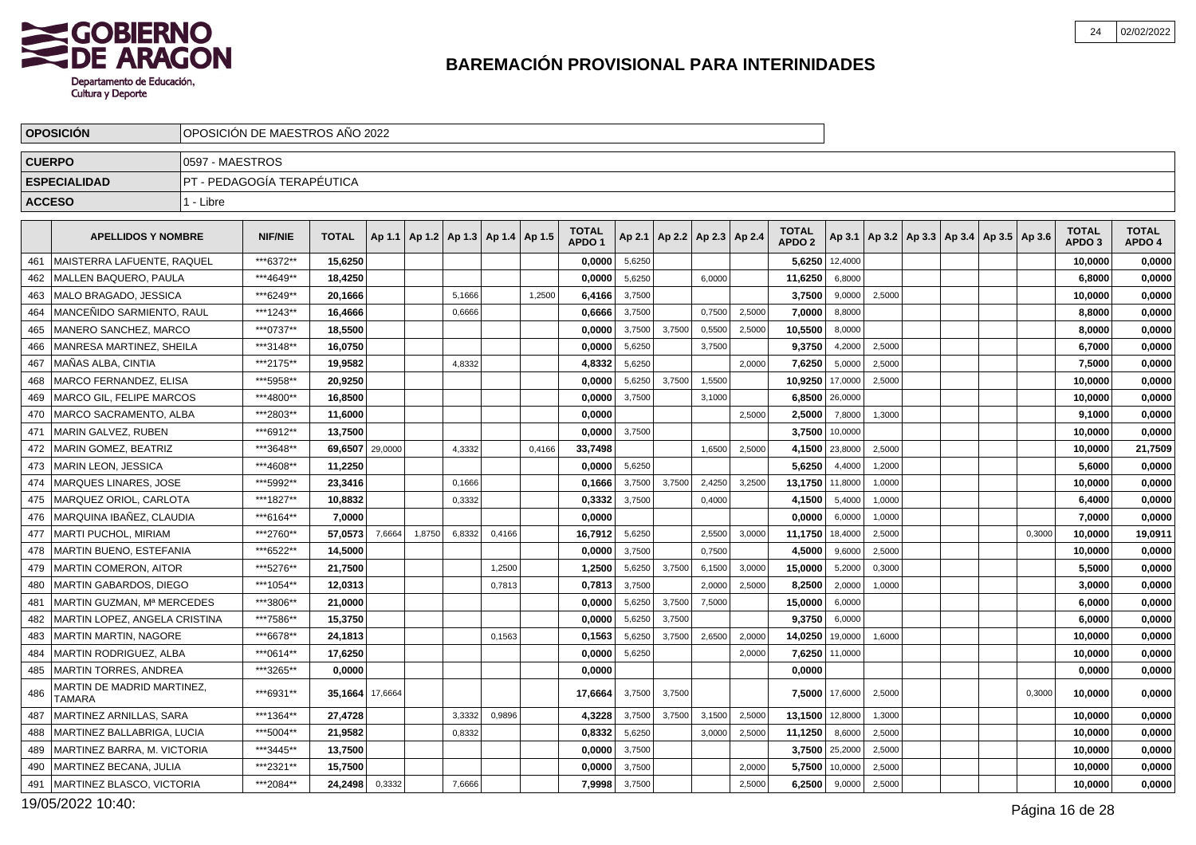# BAREMACIÓN PROVISIONAL PARA INTERINIDADES

| OPOSICIÓN | OPOSICIÓN DE MAESTROS AÑO 2022 |
|---|---|
| CUERPO | 0597 - MAESTROS |
| ESPECIALIDAD | PT - PEDAGOGÍA TERAPÉUTICA |
| ACCESO | 1 - Libre |

| | APELLIDOS Y NOMBRE | NIF/NIE | TOTAL | Ap 1.1 | Ap 1.2 | Ap 1.3 | Ap 1.4 | Ap 1.5 | TOTAL APDO 1 | Ap 2.1 | Ap 2.2 | Ap 2.3 | Ap 2.4 | TOTAL APDO 2 | Ap 3.1 | Ap 3.2 | Ap 3.3 | Ap 3.4 | Ap 3.5 | Ap 3.6 | TOTAL APDO 3 | TOTAL APDO 4 |
|---|---|---|---|---|---|---|---|---|---|---|---|---|---|---|---|---|---|---|---|---|---|---|
| 461 | MAISTERRA LAFUENTE, RAQUEL | ***6372** | 15,6250 | | | | | | 0,0000 | 5,6250 | | | | 5,6250 | 12,4000 | | | | | | 10,0000 | 0,0000 |
| 462 | MALLEN BAQUERO, PAULA | ***4649** | 18,4250 | | | | | | 0,0000 | 5,6250 | | 6,0000 | | 11,6250 | 6,8000 | | | | | | 6,8000 | 0,0000 |
| 463 | MALO BRAGADO, JESSICA | ***6249** | 20,1666 | | | 5,1666 | | 1,2500 | 6,4166 | 3,7500 | | | | 3,7500 | 9,0000 | 2,5000 | | | | | 10,0000 | 0,0000 |
| 464 | MANCEÑIDO SARMIENTO, RAUL | ***1243** | 16,4666 | | | 0,6666 | | | 0,6666 | 3,7500 | | 0,7500 | 2,5000 | 7,0000 | 8,8000 | | | | | | 8,8000 | 0,0000 |
| 465 | MANERO SANCHEZ, MARCO | ***0737** | 18,5500 | | | | | | 0,0000 | 3,7500 | 3,7500 | 0,5500 | 2,5000 | 10,5500 | 8,0000 | | | | | | 8,0000 | 0,0000 |
| 466 | MANRESA MARTINEZ, SHEILA | ***3148** | 16,0750 | | | | | | 0,0000 | 5,6250 | | 3,7500 | | 9,3750 | 4,2000 | 2,5000 | | | | | 6,7000 | 0,0000 |
| 467 | MAÑAS ALBA, CINTIA | ***2175** | 19,9582 | | | 4,8332 | | | 4,8332 | 5,6250 | | | 2,0000 | 7,6250 | 5,0000 | 2,5000 | | | | | 7,5000 | 0,0000 |
| 468 | MARCO FERNANDEZ, ELISA | ***5958** | 20,9250 | | | | | | 0,0000 | 5,6250 | 3,7500 | 1,5500 | | 10,9250 | 17,0000 | 2,5000 | | | | | 10,0000 | 0,0000 |
| 469 | MARCO GIL, FELIPE MARCOS | ***4800** | 16,8500 | | | | | | 0,0000 | 3,7500 | | 3,1000 | | 6,8500 | 26,0000 | | | | | | 10,0000 | 0,0000 |
| 470 | MARCO SACRAMENTO, ALBA | ***2803** | 11,6000 | | | | | | 0,0000 | | | | 2,5000 | 2,5000 | 7,8000 | 1,3000 | | | | | 9,1000 | 0,0000 |
| 471 | MARIN GALVEZ, RUBEN | ***6912** | 13,7500 | | | | | | 0,0000 | 3,7500 | | | | 3,7500 | 10,0000 | | | | | | 10,0000 | 0,0000 |
| 472 | MARIN GOMEZ, BEATRIZ | ***3648** | 69,6507 | 29,0000 | | 4,3332 | | 0,4166 | 33,7498 | | | 1,6500 | 2,5000 | 4,1500 | 23,8000 | 2,5000 | | | | | 10,0000 | 21,7509 |
| 473 | MARIN LEON, JESSICA | ***4608** | 11,2250 | | | | | | 0,0000 | 5,6250 | | | | 5,6250 | 4,4000 | 1,2000 | | | | | 5,6000 | 0,0000 |
| 474 | MARQUES LINARES, JOSE | ***5992** | 23,3416 | | | 0,1666 | | | 0,1666 | 3,7500 | 3,7500 | 2,4250 | 3,2500 | 13,1750 | 11,8000 | 1,0000 | | | | | 10,0000 | 0,0000 |
| 475 | MARQUEZ ORIOL, CARLOTA | ***1827** | 10,8832 | | | 0,3332 | | | 0,3332 | 3,7500 | | 0,4000 | | 4,1500 | 5,4000 | 1,0000 | | | | | 6,4000 | 0,0000 |
| 476 | MARQUINA IBAÑEZ, CLAUDIA | ***6164** | 7,0000 | | | | | | 0,0000 | | | | | 0,0000 | 6,0000 | 1,0000 | | | | | 7,0000 | 0,0000 |
| 477 | MARTI PUCHOL, MIRIAM | ***2760** | 57,0573 | 7,6664 | 1,8750 | 6,8332 | 0,4166 | | 16,7912 | 5,6250 | | 2,5500 | 3,0000 | 11,1750 | 18,4000 | 2,5000 | | | | 0,3000 | 10,0000 | 19,0911 |
| 478 | MARTIN BUENO, ESTEFANIA | ***6522** | 14,5000 | | | | | | 0,0000 | 3,7500 | | 0,7500 | | 4,5000 | 9,6000 | 2,5000 | | | | | 10,0000 | 0,0000 |
| 479 | MARTIN COMERON, AITOR | ***5276** | 21,7500 | | | | 1,2500 | | 1,2500 | 5,6250 | 3,7500 | 6,1500 | 3,0000 | 15,0000 | 5,2000 | 0,3000 | | | | | 5,5000 | 0,0000 |
| 480 | MARTIN GABARDOS, DIEGO | ***1054** | 12,0313 | | | | 0,7813 | | 0,7813 | 3,7500 | | 2,0000 | 2,5000 | 8,2500 | 2,0000 | 1,0000 | | | | | 3,0000 | 0,0000 |
| 481 | MARTIN GUZMAN, Mª MERCEDES | ***3806** | 21,0000 | | | | | | 0,0000 | 5,6250 | 3,7500 | 7,5000 | | 15,0000 | 6,0000 | | | | | | 6,0000 | 0,0000 |
| 482 | MARTIN LOPEZ, ANGELA CRISTINA | ***7586** | 15,3750 | | | | | | 0,0000 | 5,6250 | 3,7500 | | | 9,3750 | 6,0000 | | | | | | 6,0000 | 0,0000 |
| 483 | MARTIN MARTIN, NAGORE | ***6678** | 24,1813 | | | | 0,1563 | | 0,1563 | 5,6250 | 3,7500 | 2,6500 | 2,0000 | 14,0250 | 19,0000 | 1,6000 | | | | | 10,0000 | 0,0000 |
| 484 | MARTIN RODRIGUEZ, ALBA | ***0614** | 17,6250 | | | | | | 0,0000 | 5,6250 | | | 2,0000 | 7,6250 | 11,0000 | | | | | | 10,0000 | 0,0000 |
| 485 | MARTIN TORRES, ANDREA | ***3265** | 0,0000 | | | | | | 0,0000 | | | | | 0,0000 | | | | | | | 0,0000 | 0,0000 |
| 486 | MARTIN DE MADRID MARTINEZ, TAMARA | ***6931** | 35,1664 | 17,6664 | | | | | 17,6664 | 3,7500 | 3,7500 | | | 7,5000 | 17,6000 | 2,5000 | | | | 0,3000 | 10,0000 | 0,0000 |
| 487 | MARTINEZ ARNILLAS, SARA | ***1364** | 27,4728 | | | 3,3332 | 0,9896 | | 4,3228 | 3,7500 | 3,7500 | 3,1500 | 2,5000 | 13,1500 | 12,8000 | 1,3000 | | | | | 10,0000 | 0,0000 |
| 488 | MARTINEZ BALLABRIGA, LUCIA | ***5004** | 21,9582 | | | 0,8332 | | | 0,8332 | 5,6250 | | 3,0000 | 2,5000 | 11,1250 | 8,6000 | 2,5000 | | | | | 10,0000 | 0,0000 |
| 489 | MARTINEZ BARRA, M. VICTORIA | ***3445** | 13,7500 | | | | | | 0,0000 | 3,7500 | | | | 3,7500 | 25,2000 | 2,5000 | | | | | 10,0000 | 0,0000 |
| 490 | MARTINEZ BECANA, JULIA | ***2321** | 15,7500 | | | | | | 0,0000 | 3,7500 | | | 2,0000 | 5,7500 | 10,0000 | 2,5000 | | | | | 10,0000 | 0,0000 |
| 491 | MARTINEZ BLASCO, VICTORIA | ***2084** | 24,2498 | 0,3332 | | 7,6666 | | | 7,9998 | 3,7500 | | | 2,5000 | 6,2500 | 9,0000 | 2,5000 | | | | | 10,0000 | 0,0000 |

19/05/2022 10:40: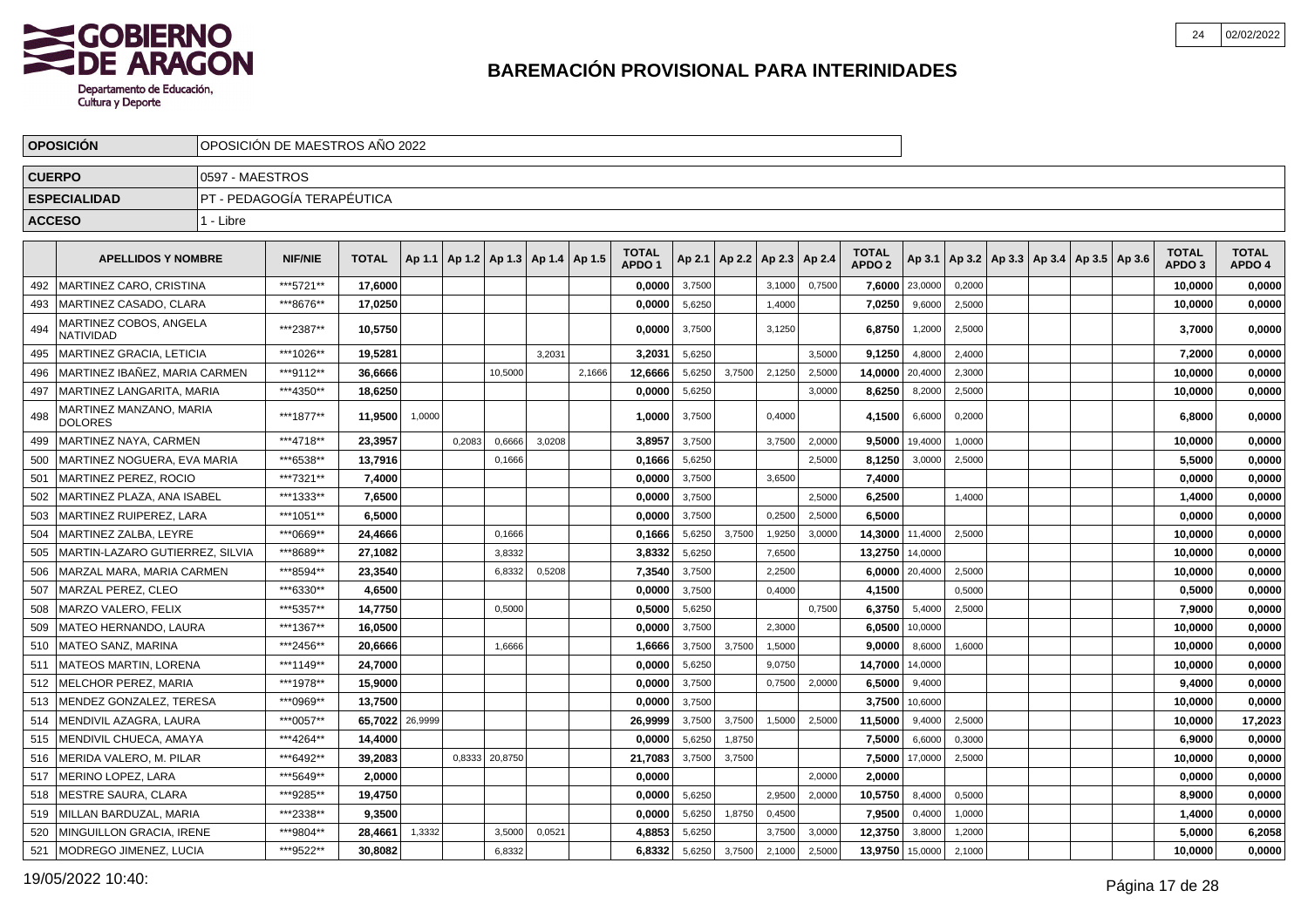# BAREMACIÓN PROVISIONAL PARA INTERINIDADES

| OPOSICIÓN | OPOSICIÓN DE MAESTROS AÑO 2022 |
|---|---|
| CUERPO | 0597 - MAESTROS |
| ESPECIALIDAD | PT - PEDAGOGÍA TERAPÉUTICA |
| ACCESO | 1 - Libre |

| | APELLIDOS Y NOMBRE | NIF/NIE | TOTAL | Ap 1.1 | Ap 1.2 | Ap 1.3 | Ap 1.4 | Ap 1.5 | TOTAL APDO 1 | Ap 2.1 | Ap 2.2 | Ap 2.3 | Ap 2.4 | TOTAL APDO 2 | Ap 3.1 | Ap 3.2 | Ap 3.3 | Ap 3.4 | Ap 3.5 | Ap 3.6 | TOTAL APDO 3 | TOTAL APDO 4 |
|---|---|---|---|---|---|---|---|---|---|---|---|---|---|---|---|---|---|---|---|---|---|---|
| 492 | MARTINEZ CARO, CRISTINA | ***5721** | 17,6000 | | | | | | 0,0000 | 3,7500 | | 3,1000 | 0,7500 | 7,6000 | 23,0000 | 0,2000 | | | | | 10,0000 | 0,0000 |
| 493 | MARTINEZ CASADO, CLARA | ***8676** | 17,0250 | | | | | | 0,0000 | 5,6250 | | 1,4000 | | 7,0250 | 9,6000 | 2,5000 | | | | | 10,0000 | 0,0000 |
| 494 | MARTINEZ COBOS, ANGELA NATIVIDAD | ***2387** | 10,5750 | | | | | | 0,0000 | 3,7500 | | 3,1250 | | 6,8750 | 1,2000 | 2,5000 | | | | | 3,7000 | 0,0000 |
| 495 | MARTINEZ GRACIA, LETICIA | ***1026** | 19,5281 | | | | 3,2031 | | 3,2031 | 5,6250 | | | 3,5000 | 9,1250 | 4,8000 | 2,4000 | | | | | 7,2000 | 0,0000 |
| 496 | MARTINEZ IBAÑEZ, MARIA CARMEN | ***9112** | 36,6666 | | | 10,5000 | | 2,1666 | 12,6666 | 5,6250 | 3,7500 | 2,1250 | 2,5000 | 14,0000 | 20,4000 | 2,3000 | | | | | 10,0000 | 0,0000 |
| 497 | MARTINEZ LANGARITA, MARIA | ***4350** | 18,6250 | | | | | | 0,0000 | 5,6250 | | | 3,0000 | 8,6250 | 8,2000 | 2,5000 | | | | | 10,0000 | 0,0000 |
| 498 | MARTINEZ MANZANO, MARIA DOLORES | ***1877** | 11,9500 | 1,0000 | | | | | 1,0000 | 3,7500 | | 0,4000 | | 4,1500 | 6,6000 | 0,2000 | | | | | 6,8000 | 0,0000 |
| 499 | MARTINEZ NAYA, CARMEN | ***4718** | 23,3957 | | 0,2083 | 0,6666 | 3,0208 | | 3,8957 | 3,7500 | | 3,7500 | 2,0000 | 9,5000 | 19,4000 | 1,0000 | | | | | 10,0000 | 0,0000 |
| 500 | MARTINEZ NOGUERA, EVA MARIA | ***6538** | 13,7916 | | | 0,1666 | | | 0,1666 | 5,6250 | | | 2,5000 | 8,1250 | 3,0000 | 2,5000 | | | | | 5,5000 | 0,0000 |
| 501 | MARTINEZ PEREZ, ROCIO | ***7321** | 7,4000 | | | | | | 0,0000 | 3,7500 | | 3,6500 | | 7,4000 | | | | | | | 0,0000 | 0,0000 |
| 502 | MARTINEZ PLAZA, ANA ISABEL | ***1333** | 7,6500 | | | | | | 0,0000 | 3,7500 | | | 2,5000 | 6,2500 | | 1,4000 | | | | | 1,4000 | 0,0000 |
| 503 | MARTINEZ RUIPEREZ, LARA | ***1051** | 6,5000 | | | | | | 0,0000 | 3,7500 | | 0,2500 | 2,5000 | 6,5000 | | | | | | | 0,0000 | 0,0000 |
| 504 | MARTINEZ ZALBA, LEYRE | ***0669** | 24,4666 | | | 0,1666 | | | 0,1666 | 5,6250 | 3,7500 | 1,9250 | 3,0000 | 14,3000 | 11,4000 | 2,5000 | | | | | 10,0000 | 0,0000 |
| 505 | MARTIN-LAZARO GUTIERREZ, SILVIA | ***8689** | 27,1082 | | | 3,8332 | | | 3,8332 | 5,6250 | | 7,6500 | | 13,2750 | 14,0000 | | | | | | 10,0000 | 0,0000 |
| 506 | MARZAL MARA, MARIA CARMEN | ***8594** | 23,3540 | | | 6,8332 | 0,5208 | | 7,3540 | 3,7500 | | 2,2500 | | 6,0000 | 20,4000 | 2,5000 | | | | | 10,0000 | 0,0000 |
| 507 | MARZAL PEREZ, CLEO | ***6330** | 4,6500 | | | | | | 0,0000 | 3,7500 | | 0,4000 | | 4,1500 | | 0,5000 | | | | | 0,5000 | 0,0000 |
| 508 | MARZO VALERO, FELIX | ***5357** | 14,7750 | | | 0,5000 | | | 0,5000 | 5,6250 | | | 0,7500 | 6,3750 | 5,4000 | 2,5000 | | | | | 7,9000 | 0,0000 |
| 509 | MATEO HERNANDO, LAURA | ***1367** | 16,0500 | | | | | | 0,0000 | 3,7500 | | 2,3000 | | 6,0500 | 10,0000 | | | | | | 10,0000 | 0,0000 |
| 510 | MATEO SANZ, MARINA | ***2456** | 20,6666 | | | 1,6666 | | | 1,6666 | 3,7500 | 3,7500 | 1,5000 | | 9,0000 | 8,6000 | 1,6000 | | | | | 10,0000 | 0,0000 |
| 511 | MATEOS MARTIN, LORENA | ***1149** | 24,7000 | | | | | | 0,0000 | 5,6250 | | 9,0750 | | 14,7000 | 14,0000 | | | | | | 10,0000 | 0,0000 |
| 512 | MELCHOR PEREZ, MARIA | ***1978** | 15,9000 | | | | | | 0,0000 | 3,7500 | | 0,7500 | 2,0000 | 6,5000 | 9,4000 | | | | | | 9,4000 | 0,0000 |
| 513 | MENDEZ GONZALEZ, TERESA | ***0969** | 13,7500 | | | | | | 0,0000 | 3,7500 | | | | 3,7500 | 10,6000 | | | | | | 10,0000 | 0,0000 |
| 514 | MENDIVIL AZAGRA, LAURA | ***0057** | 65,7022 | 26,9999 | | | | | 26,9999 | 3,7500 | 3,7500 | 1,5000 | 2,5000 | 11,5000 | 9,4000 | 2,5000 | | | | | 10,0000 | 17,2023 |
| 515 | MENDIVIL CHUECA, AMAYA | ***4264** | 14,4000 | | | | | | 0,0000 | 5,6250 | 1,8750 | | | 7,5000 | 6,6000 | 0,3000 | | | | | 6,9000 | 0,0000 |
| 516 | MERIDA VALERO, M. PILAR | ***6492** | 39,2083 | | 0,8333 | 20,8750 | | | 21,7083 | 3,7500 | 3,7500 | | | 7,5000 | 17,0000 | 2,5000 | | | | | 10,0000 | 0,0000 |
| 517 | MERINO LOPEZ, LARA | ***5649** | 2,0000 | | | | | | 0,0000 | | | | 2,0000 | 2,0000 | | | | | | | 0,0000 | 0,0000 |
| 518 | MESTRE SAURA, CLARA | ***9285** | 19,4750 | | | | | | 0,0000 | 5,6250 | | 2,9500 | 2,0000 | 10,5750 | 8,4000 | 0,5000 | | | | | 8,9000 | 0,0000 |
| 519 | MILLAN BARDUZAL, MARIA | ***2338** | 9,3500 | | | | | | 0,0000 | 5,6250 | 1,8750 | 0,4500 | | 7,9500 | 0,4000 | 1,0000 | | | | | 1,4000 | 0,0000 |
| 520 | MINGUILLON GRACIA, IRENE | ***9804** | 28,4661 | 1,3332 | | 3,5000 | 0,0521 | | 4,8853 | 5,6250 | | 3,7500 | 3,0000 | 12,3750 | 3,8000 | 1,2000 | | | | | 5,0000 | 6,2058 |
| 521 | MODREGO JIMENEZ, LUCIA | ***9522** | 30,8082 | | | 6,8332 | | | 6,8332 | 5,6250 | 3,7500 | 2,1000 | 2,5000 | 13,9750 | 15,0000 | 2,1000 | | | | | 10,0000 | 0,0000 |

19/05/2022 10:40: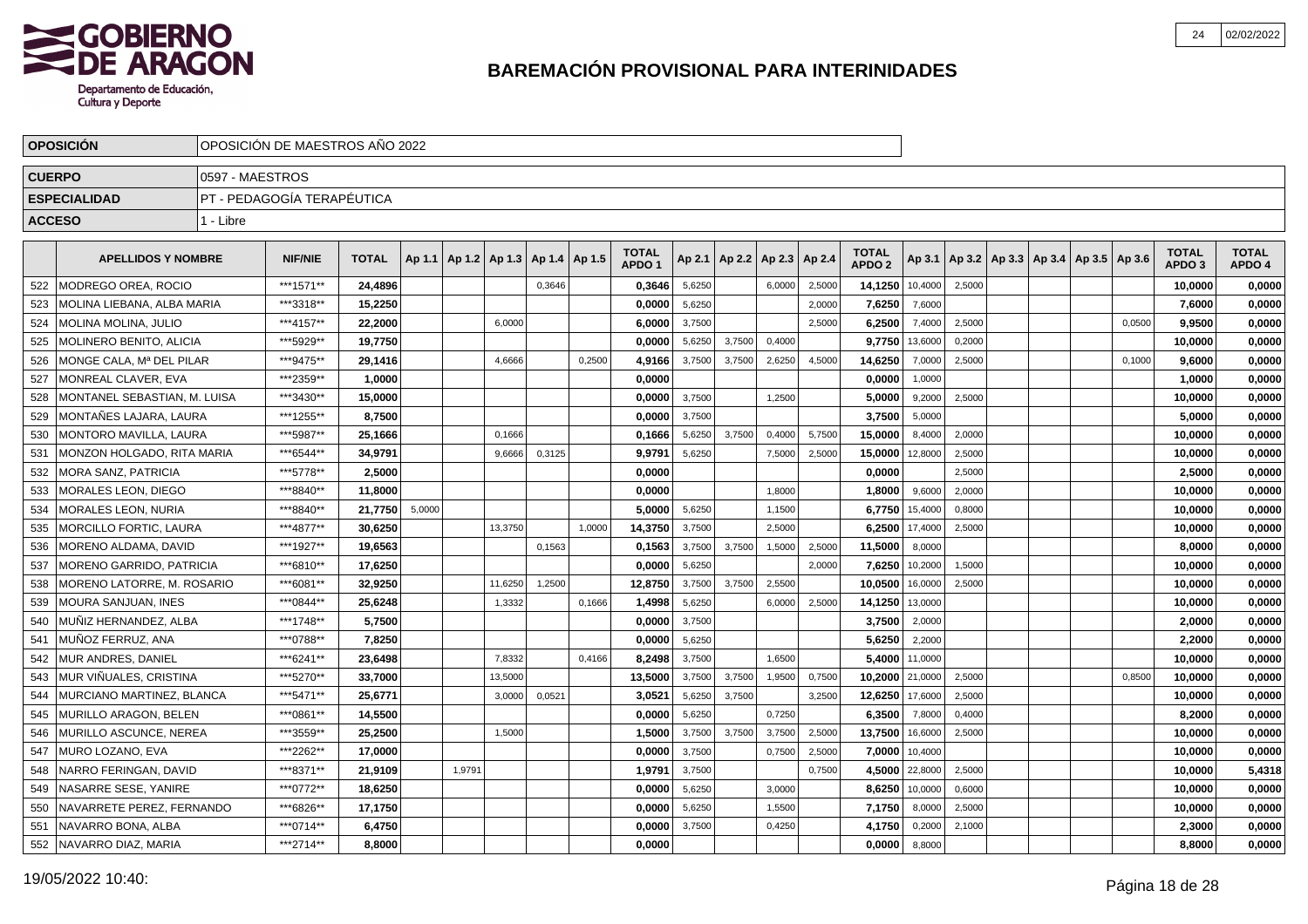# BAREMACIÓN PROVISIONAL PARA INTERINIDADES

| OPOSICIÓN | OPOSICIÓN DE MAESTROS AÑO 2022 |
|---|---|
| CUERPO | 0597 - MAESTROS |
| ESPECIALIDAD | PT - PEDAGOGÍA TERAPÉUTICA |
| ACCESO | 1 - Libre |

| | APELLIDOS Y NOMBRE | NIF/NIE | TOTAL | Ap 1.1 | Ap 1.2 | Ap 1.3 | Ap 1.4 | Ap 1.5 | TOTAL APDO 1 | Ap 2.1 | Ap 2.2 | Ap 2.3 | Ap 2.4 | TOTAL APDO 2 | Ap 3.1 | Ap 3.2 | Ap 3.3 | Ap 3.4 | Ap 3.5 | Ap 3.6 | TOTAL APDO 3 | TOTAL APDO 4 |
|---|---|---|---|---|---|---|---|---|---|---|---|---|---|---|---|---|---|---|---|---|---|---|
| 522 | MODREGO OREA, ROCIO | ***1571** | 24,4896 | | | | 0,3646 | | 0,3646 | 5,6250 | | 6,0000 | 2,5000 | 14,1250 | 10,4000 | 2,5000 | | | | | 10,0000 | 0,0000 |
| 523 | MOLINA LIEBANA, ALBA MARIA | ***3318** | 15,2250 | | | | | | 0,0000 | 5,6250 | | | 2,0000 | 7,6250 | 7,6000 | | | | | | 7,6000 | 0,0000 |
| 524 | MOLINA MOLINA, JULIO | ***4157** | 22,2000 | | | 6,0000 | | | 6,0000 | 3,7500 | | | 2,5000 | 6,2500 | 7,4000 | 2,5000 | | | | 0,0500 | 9,9500 | 0,0000 |
| 525 | MOLINERO BENITO, ALICIA | ***5929** | 19,7750 | | | | | | 0,0000 | 5,6250 | 3,7500 | 0,4000 | | 9,7750 | 13,6000 | 0,2000 | | | | | 10,0000 | 0,0000 |
| 526 | MONGE CALA, Mª DEL PILAR | ***9475** | 29,1416 | | | 4,6666 | | 0,2500 | 4,9166 | 3,7500 | 3,7500 | 2,6250 | 4,5000 | 14,6250 | 7,0000 | 2,5000 | | | | 0,1000 | 9,6000 | 0,0000 |
| 527 | MONREAL CLAVER, EVA | ***2359** | 1,0000 | | | | | | 0,0000 | | | | | 0,0000 | 1,0000 | | | | | | 1,0000 | 0,0000 |
| 528 | MONTANEL SEBASTIAN, M. LUISA | ***3430** | 15,0000 | | | | | | 0,0000 | 3,7500 | | 1,2500 | | 5,0000 | 9,2000 | 2,5000 | | | | | 10,0000 | 0,0000 |
| 529 | MONTAÑES LAJARA, LAURA | ***1255** | 8,7500 | | | | | | 0,0000 | 3,7500 | | | | 3,7500 | 5,0000 | | | | | | 5,0000 | 0,0000 |
| 530 | MONTORO MAVILLA, LAURA | ***5987** | 25,1666 | | | 0,1666 | | | 0,1666 | 5,6250 | 3,7500 | 0,4000 | 5,7500 | 15,0000 | 8,4000 | 2,0000 | | | | | 10,0000 | 0,0000 |
| 531 | MONZON HOLGADO, RITA MARIA | ***6544** | 34,9791 | | | 9,6666 | 0,3125 | | 9,9791 | 5,6250 | | 7,5000 | 2,5000 | 15,0000 | 12,8000 | 2,5000 | | | | | 10,0000 | 0,0000 |
| 532 | MORA SANZ, PATRICIA | ***5778** | 2,5000 | | | | | | 0,0000 | | | | | 0,0000 | | 2,5000 | | | | | 2,5000 | 0,0000 |
| 533 | MORALES LEON, DIEGO | ***8840** | 11,8000 | | | | | | 0,0000 | | | 1,8000 | | 1,8000 | 9,6000 | 2,0000 | | | | | 10,0000 | 0,0000 |
| 534 | MORALES LEON, NURIA | ***8840** | 21,7750 | 5,0000 | | | | | 5,0000 | 5,6250 | | 1,1500 | | 6,7750 | 15,4000 | 0,8000 | | | | | 10,0000 | 0,0000 |
| 535 | MORCILLO FORTIC, LAURA | ***4877** | 30,6250 | | | 13,3750 | | 1,0000 | 14,3750 | 3,7500 | | 2,5000 | | 6,2500 | 17,4000 | 2,5000 | | | | | 10,0000 | 0,0000 |
| 536 | MORENO ALDAMA, DAVID | ***1927** | 19,6563 | | | | 0,1563 | | 0,1563 | 3,7500 | 3,7500 | 1,5000 | 2,5000 | 11,5000 | 8,0000 | | | | | | 8,0000 | 0,0000 |
| 537 | MORENO GARRIDO, PATRICIA | ***6810** | 17,6250 | | | | | | 0,0000 | 5,6250 | | | 2,0000 | 7,6250 | 10,2000 | 1,5000 | | | | | 10,0000 | 0,0000 |
| 538 | MORENO LATORRE, M. ROSARIO | ***6081** | 32,9250 | | | 11,6250 | 1,2500 | | 12,8750 | 3,7500 | 3,7500 | 2,5500 | | 10,0500 | 16,0000 | 2,5000 | | | | | 10,0000 | 0,0000 |
| 539 | MOURA SANJUAN, INES | ***0844** | 25,6248 | | | 1,3332 | | 0,1666 | 1,4998 | 5,6250 | | 6,0000 | 2,5000 | 14,1250 | 13,0000 | | | | | | 10,0000 | 0,0000 |
| 540 | MUÑIZ HERNANDEZ, ALBA | ***1748** | 5,7500 | | | | | | 0,0000 | 3,7500 | | | | 3,7500 | 2,0000 | | | | | | 2,0000 | 0,0000 |
| 541 | MUÑOZ FERRUZ, ANA | ***0788** | 7,8250 | | | | | | 0,0000 | 5,6250 | | | | 5,6250 | 2,2000 | | | | | | 2,2000 | 0,0000 |
| 542 | MUR ANDRES, DANIEL | ***6241** | 23,6498 | | | 7,8332 | | 0,4166 | 8,2498 | 3,7500 | | 1,6500 | | 5,4000 | 11,0000 | | | | | | 10,0000 | 0,0000 |
| 543 | MUR VIÑUALES, CRISTINA | ***5270** | 33,7000 | | | 13,5000 | | | 13,5000 | 3,7500 | 3,7500 | 1,9500 | 0,7500 | 10,2000 | 21,0000 | 2,5000 | | | | 0,8500 | 10,0000 | 0,0000 |
| 544 | MURCIANO MARTINEZ, BLANCA | ***5471** | 25,6771 | | | 3,0000 | 0,0521 | | 3,0521 | 5,6250 | 3,7500 | | 3,2500 | 12,6250 | 17,6000 | 2,5000 | | | | | 10,0000 | 0,0000 |
| 545 | MURILLO ARAGON, BELEN | ***0861** | 14,5500 | | | | | | 0,0000 | 5,6250 | | 0,7250 | | 6,3500 | 7,8000 | 0,4000 | | | | | 8,2000 | 0,0000 |
| 546 | MURILLO ASCUNCE, NEREA | ***3559** | 25,2500 | | | 1,5000 | | | 1,5000 | 3,7500 | 3,7500 | 3,7500 | 2,5000 | 13,7500 | 16,6000 | 2,5000 | | | | | 10,0000 | 0,0000 |
| 547 | MURO LOZANO, EVA | ***2262** | 17,0000 | | | | | | 0,0000 | 3,7500 | | 0,7500 | 2,5000 | 7,0000 | 10,4000 | | | | | | 10,0000 | 0,0000 |
| 548 | NARRO FERINGAN, DAVID | ***8371** | 21,9109 | | 1,9791 | | | | 1,9791 | 3,7500 | | | 0,7500 | 4,5000 | 22,8000 | 2,5000 | | | | | 10,0000 | 5,4318 |
| 549 | NASARRE SESE, YANIRE | ***0772** | 18,6250 | | | | | | 0,0000 | 5,6250 | | 3,0000 | | 8,6250 | 10,0000 | 0,6000 | | | | | 10,0000 | 0,0000 |
| 550 | NAVARRETE PEREZ, FERNANDO | ***6826** | 17,1750 | | | | | | 0,0000 | 5,6250 | | 1,5500 | | 7,1750 | 8,0000 | 2,5000 | | | | | 10,0000 | 0,0000 |
| 551 | NAVARRO BONA, ALBA | ***0714** | 6,4750 | | | | | | 0,0000 | 3,7500 | | 0,4250 | | 4,1750 | 0,2000 | 2,1000 | | | | | 2,3000 | 0,0000 |
| 552 | NAVARRO DIAZ, MARIA | ***2714** | 8,8000 | | | | | | 0,0000 | | | | | 0,0000 | 8,8000 | | | | | | 8,8000 | 0,0000 |

19/05/2022 10:40: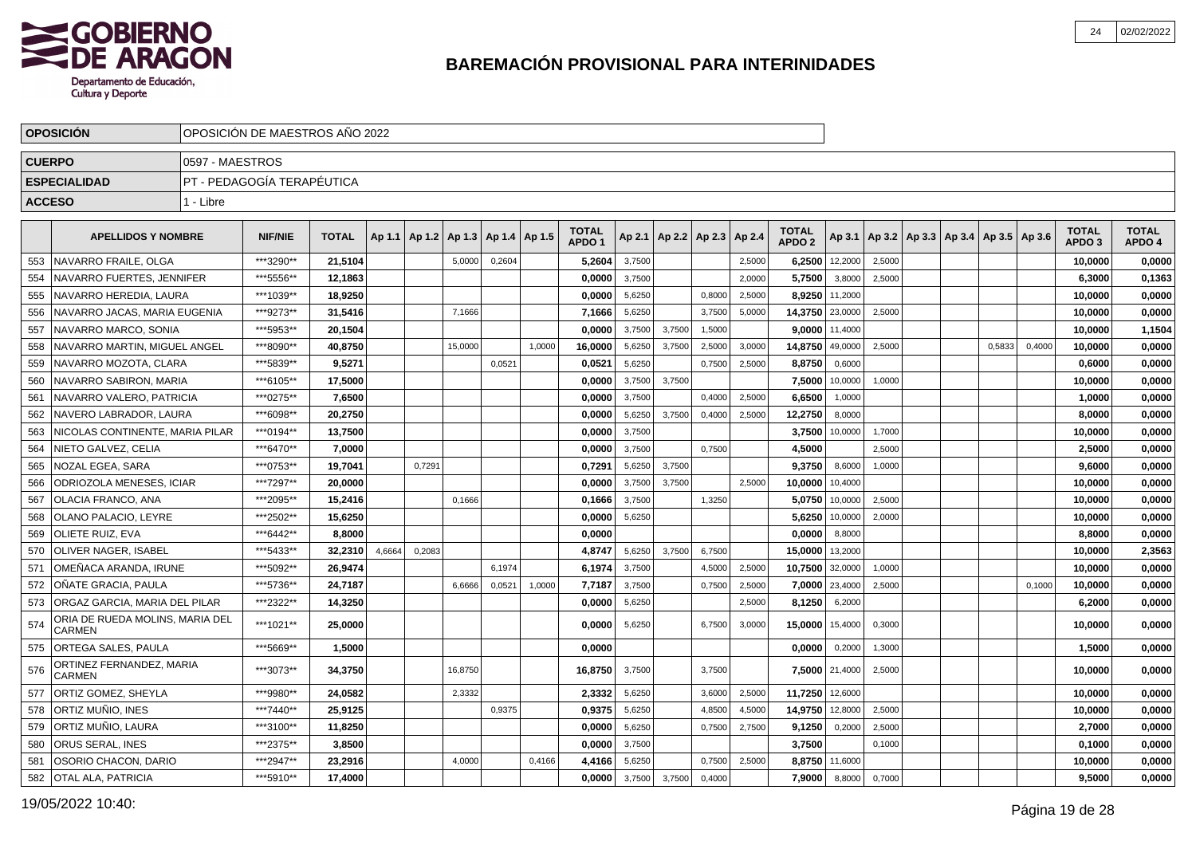# BAREMACIÓN PROVISIONAL PARA INTERINIDADES

| OPOSICIÓN | OPOSICIÓN DE MAESTROS AÑO 2022 |
|---|---|
| CUERPO | 0597 - MAESTROS |
| ESPECIALIDAD | PT - PEDAGOGÍA TERAPÉUTICA |
| ACCESO | 1 - Libre |

| | APELLIDOS Y NOMBRE | NIF/NIE | TOTAL | Ap 1.1 | Ap 1.2 | Ap 1.3 | Ap 1.4 | Ap 1.5 | TOTAL APDO 1 | Ap 2.1 | Ap 2.2 | Ap 2.3 | Ap 2.4 | TOTAL APDO 2 | Ap 3.1 | Ap 3.2 | Ap 3.3 | Ap 3.4 | Ap 3.5 | Ap 3.6 | TOTAL APDO 3 | TOTAL APDO 4 |
|---|---|---|---|---|---|---|---|---|---|---|---|---|---|---|---|---|---|---|---|---|---|---|
| 553 | NAVARRO FRAILE, OLGA | ***3290** | 21,5104 | | | 5,0000 | 0,2604 | | 5,2604 | 3,7500 | | | 2,5000 | 6,2500 | 12,2000 | 2,5000 | | | | | 10,0000 | 0,0000 |
| 554 | NAVARRO FUERTES, JENNIFER | ***5556** | 12,1863 | | | | | | 0,0000 | 3,7500 | | | 2,0000 | 5,7500 | 3,8000 | 2,5000 | | | | | 6,3000 | 0,1363 |
| 555 | NAVARRO HEREDIA, LAURA | ***1039** | 18,9250 | | | | | | 0,0000 | 5,6250 | | 0,8000 | 2,5000 | 8,9250 | 11,2000 | | | | | | 10,0000 | 0,0000 |
| 556 | NAVARRO JACAS, MARIA EUGENIA | ***9273** | 31,5416 | | | 7,1666 | | | 7,1666 | 5,6250 | | 3,7500 | 5,0000 | 14,3750 | 23,0000 | 2,5000 | | | | | 10,0000 | 0,0000 |
| 557 | NAVARRO MARCO, SONIA | ***5953** | 20,1504 | | | | | | 0,0000 | 3,7500 | 3,7500 | 1,5000 | | 9,0000 | 11,4000 | | | | | | 10,0000 | 1,1504 |
| 558 | NAVARRO MARTIN, MIGUEL ANGEL | ***8090** | 40,8750 | | | 15,0000 | | 1,0000 | 16,0000 | 5,6250 | 3,7500 | 2,5000 | 3,0000 | 14,8750 | 49,0000 | 2,5000 | | | 0,5833 | 0,4000 | 10,0000 | 0,0000 |
| 559 | NAVARRO MOZOTA, CLARA | ***5839** | 9,5271 | | | | 0,0521 | | 0,0521 | 5,6250 | | 0,7500 | 2,5000 | 8,8750 | 0,6000 | | | | | | 0,6000 | 0,0000 |
| 560 | NAVARRO SABIRON, MARIA | ***6105** | 17,5000 | | | | | | 0,0000 | 3,7500 | 3,7500 | | | 7,5000 | 10,0000 | 1,0000 | | | | | 10,0000 | 0,0000 |
| 561 | NAVARRO VALERO, PATRICIA | ***0275** | 7,6500 | | | | | | 0,0000 | 3,7500 | | 0,4000 | 2,5000 | 6,6500 | 1,0000 | | | | | | 1,0000 | 0,0000 |
| 562 | NAVERO LABRADOR, LAURA | ***6098** | 20,2750 | | | | | | 0,0000 | 5,6250 | 3,7500 | 0,4000 | 2,5000 | 12,2750 | 8,0000 | | | | | | 8,0000 | 0,0000 |
| 563 | NICOLAS CONTINENTE, MARIA PILAR | ***0194** | 13,7500 | | | | | | 0,0000 | 3,7500 | | | | 3,7500 | 10,0000 | 1,7000 | | | | | 10,0000 | 0,0000 |
| 564 | NIETO GALVEZ, CELIA | ***6470** | 7,0000 | | | | | | 0,0000 | 3,7500 | | 0,7500 | | 4,5000 | | 2,5000 | | | | | 2,5000 | 0,0000 |
| 565 | NOZAL EGEA, SARA | ***0753** | 19,7041 | | 0,7291 | | | | 0,7291 | 5,6250 | 3,7500 | | | 9,3750 | 8,6000 | 1,0000 | | | | | 9,6000 | 0,0000 |
| 566 | ODRIOZOLA MENESES, ICIAR | ***7297** | 20,0000 | | | | | | 0,0000 | 3,7500 | 3,7500 | | 2,5000 | 10,0000 | 10,4000 | | | | | | 10,0000 | 0,0000 |
| 567 | OLACIA FRANCO, ANA | ***2095** | 15,2416 | | | 0,1666 | | | 0,1666 | 3,7500 | | 1,3250 | | 5,0750 | 10,0000 | 2,5000 | | | | | 10,0000 | 0,0000 |
| 568 | OLANO PALACIO, LEYRE | ***2502** | 15,6250 | | | | | | 0,0000 | 5,6250 | | | | 5,6250 | 10,0000 | 2,0000 | | | | | 10,0000 | 0,0000 |
| 569 | OLIETE RUIZ, EVA | ***6442** | 8,8000 | | | | | | 0,0000 | | | | | 0,0000 | 8,8000 | | | | | | 8,8000 | 0,0000 |
| 570 | OLIVER NAGER, ISABEL | ***5433** | 32,2310 | 4,6664 | 0,2083 | | | | 4,8747 | 5,6250 | 3,7500 | 6,7500 | | 15,0000 | 13,2000 | | | | | | 10,0000 | 2,3563 |
| 571 | OMEÑACA ARANDA, IRUNE | ***5092** | 26,9474 | | | | 6,1974 | | 6,1974 | 3,7500 | | 4,5000 | 2,5000 | 10,7500 | 32,0000 | 1,0000 | | | | | 10,0000 | 0,0000 |
| 572 | OÑATE GRACIA, PAULA | ***5736** | 24,7187 | | | 6,6666 | 0,0521 | 1,0000 | 7,7187 | 3,7500 | | 0,7500 | 2,5000 | 7,0000 | 23,4000 | 2,5000 | | | | 0,1000 | 10,0000 | 0,0000 |
| 573 | ORGAZ GARCIA, MARIA DEL PILAR | ***2322** | 14,3250 | | | | | | 0,0000 | 5,6250 | | | 2,5000 | 8,1250 | 6,2000 | | | | | | 6,2000 | 0,0000 |
| 574 | ORIA DE RUEDA MOLINS, MARIA DEL CARMEN | ***1021** | 25,0000 | | | | | | 0,0000 | 5,6250 | | 6,7500 | 3,0000 | 15,0000 | 15,4000 | 0,3000 | | | | | 10,0000 | 0,0000 |
| 575 | ORTEGA SALES, PAULA | ***5669** | 1,5000 | | | | | | 0,0000 | | | | | 0,0000 | 0,2000 | 1,3000 | | | | | 1,5000 | 0,0000 |
| 576 | ORTINEZ FERNANDEZ, MARIA CARMEN | ***3073** | 34,3750 | | | 16,8750 | | | 16,8750 | 3,7500 | | 3,7500 | | 7,5000 | 21,4000 | 2,5000 | | | | | 10,0000 | 0,0000 |
| 577 | ORTIZ GOMEZ, SHEYLA | ***9980** | 24,0582 | | | 2,3332 | | | 2,3332 | 5,6250 | | 3,6000 | 2,5000 | 11,7250 | 12,6000 | | | | | | 10,0000 | 0,0000 |
| 578 | ORTIZ MUÑIO, INES | ***7440** | 25,9125 | | | | 0,9375 | | 0,9375 | 5,6250 | | 4,8500 | 4,5000 | 14,9750 | 12,8000 | 2,5000 | | | | | 10,0000 | 0,0000 |
| 579 | ORTIZ MUÑIO, LAURA | ***3100** | 11,8250 | | | | | | 0,0000 | 5,6250 | | 0,7500 | 2,7500 | 9,1250 | 0,2000 | 2,5000 | | | | | 2,7000 | 0,0000 |
| 580 | ORUS SERAL, INES | ***2375** | 3,8500 | | | | | | 0,0000 | 3,7500 | | | | 3,7500 | | 0,1000 | | | | | 0,1000 | 0,0000 |
| 581 | OSORIO CHACON, DARIO | ***2947** | 23,2916 | | | 4,0000 | | 0,4166 | 4,4166 | 5,6250 | | 0,7500 | 2,5000 | 8,8750 | 11,6000 | | | | | | 10,0000 | 0,0000 |
| 582 | OTAL ALA, PATRICIA | ***5910** | 17,4000 | | | | | | 0,0000 | 3,7500 | 3,7500 | 0,4000 | | 7,9000 | 8,8000 | 0,7000 | | | | | 9,5000 | 0,0000 |

19/05/2022 10:40: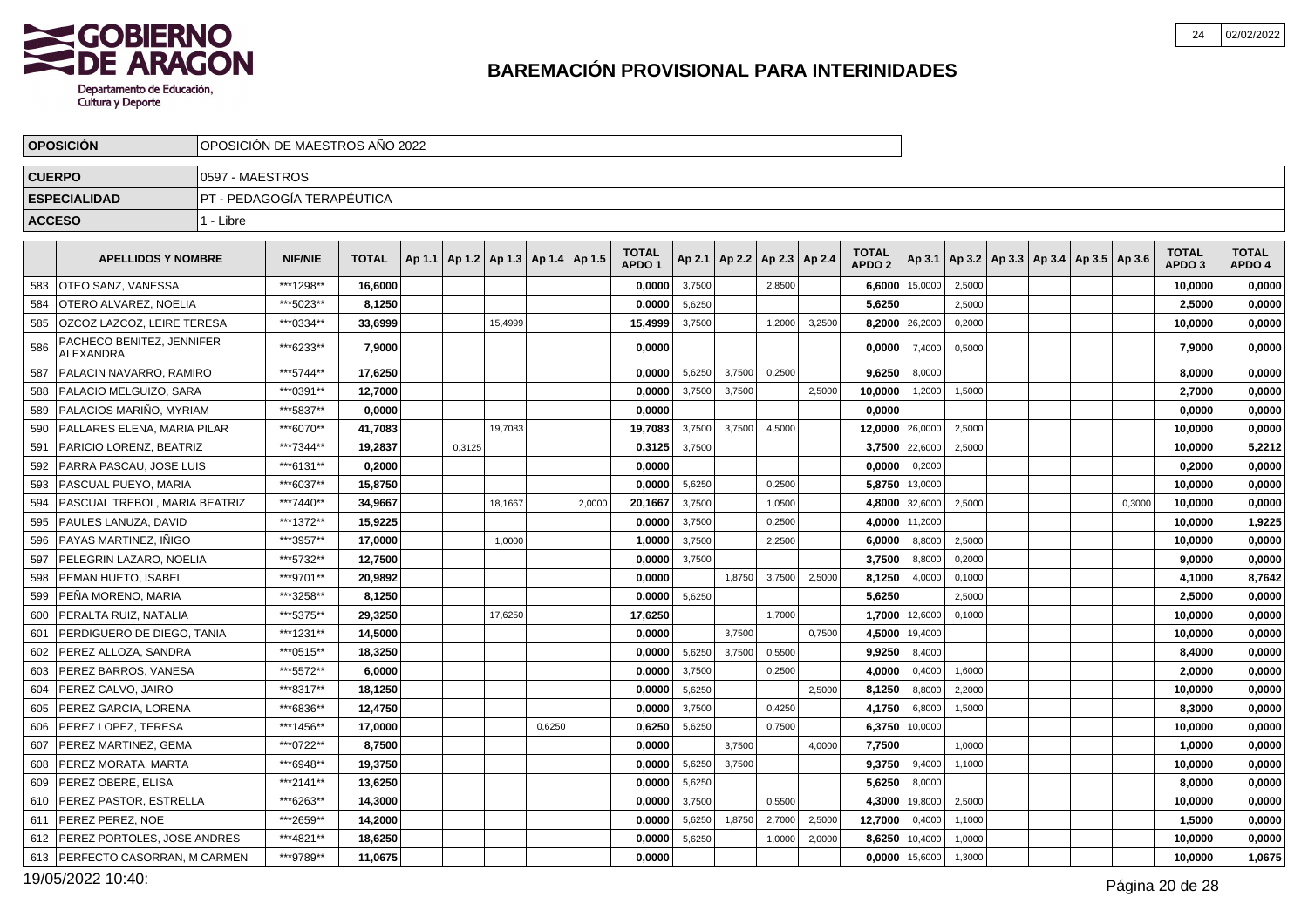# BAREMACIÓN PROVISIONAL PARA INTERINIDADES

| OPOSICIÓN | OPOSICIÓN DE MAESTROS AÑO 2022 |
|---|---|
| CUERPO | 0597 - MAESTROS |
| ESPECIALIDAD | PT - PEDAGOGÍA TERAPÉUTICA |
| ACCESO | 1 - Libre |

| | APELLIDOS Y NOMBRE | NIF/NIE | TOTAL | Ap 1.1 | Ap 1.2 | Ap 1.3 | Ap 1.4 | Ap 1.5 | TOTAL APDO 1 | Ap 2.1 | Ap 2.2 | Ap 2.3 | Ap 2.4 | TOTAL APDO 2 | Ap 3.1 | Ap 3.2 | Ap 3.3 | Ap 3.4 | Ap 3.5 | Ap 3.6 | TOTAL APDO 3 | TOTAL APDO 4 |
|---|---|---|---|---|---|---|---|---|---|---|---|---|---|---|---|---|---|---|---|---|---|---|
| 583 | OTEO SANZ, VANESSA | \*\*\*1298\*\* | 16,6000 | | | | | | 0,0000 | 3,7500 | | 2,8500 | | 6,6000 | 15,0000 | 2,5000 | | | | | 10,0000 | 0,0000 |
| 584 | OTERO ALVAREZ, NOELIA | \*\*\*5023\*\* | 8,1250 | | | | | | 0,0000 | 5,6250 | | | | 5,6250 | | 2,5000 | | | | | 2,5000 | 0,0000 |
| 585 | OZCOZ LAZCOZ, LEIRE TERESA | \*\*\*0334\*\* | 33,6999 | | | 15,4999 | | | 15,4999 | 3,7500 | | 1,2000 | 3,2500 | 8,2000 | 26,2000 | 0,2000 | | | | | 10,0000 | 0,0000 |
| 586 | PACHECO BENITEZ, JENNIFER ALEXANDRA | \*\*\*6233\*\* | 7,9000 | | | | | | 0,0000 | | | | | 0,0000 | 7,4000 | 0,5000 | | | | | 7,9000 | 0,0000 |
| 587 | PALACIN NAVARRO, RAMIRO | \*\*\*5744\*\* | 17,6250 | | | | | | 0,0000 | 5,6250 | 3,7500 | 0,2500 | | 9,6250 | 8,0000 | | | | | | 8,0000 | 0,0000 |
| 588 | PALACIO MELGUIZO, SARA | \*\*\*0391\*\* | 12,7000 | | | | | | 0,0000 | 3,7500 | 3,7500 | | 2,5000 | 10,0000 | 1,2000 | 1,5000 | | | | | 2,7000 | 0,0000 |
| 589 | PALACIOS MARIÑO, MYRIAM | \*\*\*5837\*\* | 0,0000 | | | | | | 0,0000 | | | | | 0,0000 | | | | | | | 0,0000 | 0,0000 |
| 590 | PALLARES ELENA, MARIA PILAR | \*\*\*6070\*\* | 41,7083 | | | 19,7083 | | | 19,7083 | 3,7500 | 3,7500 | 4,5000 | | 12,0000 | 26,0000 | 2,5000 | | | | | 10,0000 | 0,0000 |
| 591 | PARICIO LORENZ, BEATRIZ | \*\*\*7344\*\* | 19,2837 | | 0,3125 | | | | 0,3125 | 3,7500 | | | | 3,7500 | 22,6000 | 2,5000 | | | | | 10,0000 | 5,2212 |
| 592 | PARRA PASCAU, JOSE LUIS | \*\*\*6131\*\* | 0,2000 | | | | | | 0,0000 | | | | | 0,0000 | 0,2000 | | | | | | 0,2000 | 0,0000 |
| 593 | PASCUAL PUEYO, MARIA | \*\*\*6037\*\* | 15,8750 | | | | | | 0,0000 | 5,6250 | | 0,2500 | | 5,8750 | 13,0000 | | | | | | 10,0000 | 0,0000 |
| 594 | PASCUAL TREBOL, MARIA BEATRIZ | \*\*\*7440\*\* | 34,9667 | | | 18,1667 | | 2,0000 | 20,1667 | 3,7500 | | 1,0500 | | 4,8000 | 32,6000 | 2,5000 | | | | 0,3000 | 10,0000 | 0,0000 |
| 595 | PAULES LANUZA, DAVID | \*\*\*1372\*\* | 15,9225 | | | | | | 0,0000 | 3,7500 | | 0,2500 | | 4,0000 | 11,2000 | | | | | | 10,0000 | 1,9225 |
| 596 | PAYAS MARTINEZ, IÑIGO | \*\*\*3957\*\* | 17,0000 | | | 1,0000 | | | 1,0000 | 3,7500 | | 2,2500 | | 6,0000 | 8,8000 | 2,5000 | | | | | 10,0000 | 0,0000 |
| 597 | PELEGRIN LAZARO, NOELIA | \*\*\*5732\*\* | 12,7500 | | | | | | 0,0000 | 3,7500 | | | | 3,7500 | 8,8000 | 0,2000 | | | | | 9,0000 | 0,0000 |
| 598 | PEMAN HUETO, ISABEL | \*\*\*9701\*\* | 20,9892 | | | | | | 0,0000 | | 1,8750 | 3,7500 | 2,5000 | 8,1250 | 4,0000 | 0,1000 | | | | | 4,1000 | 8,7642 |
| 599 | PEÑA MORENO, MARIA | \*\*\*3258\*\* | 8,1250 | | | | | | 0,0000 | 5,6250 | | | | 5,6250 | | 2,5000 | | | | | 2,5000 | 0,0000 |
| 600 | PERALTA RUIZ, NATALIA | \*\*\*5375\*\* | 29,3250 | | | 17,6250 | | | 17,6250 | | | 1,7000 | | 1,7000 | 12,6000 | 0,1000 | | | | | 10,0000 | 0,0000 |
| 601 | PERDIGUERO DE DIEGO, TANIA | \*\*\*1231\*\* | 14,5000 | | | | | | 0,0000 | | 3,7500 | | 0,7500 | 4,5000 | 19,4000 | | | | | | 10,0000 | 0,0000 |
| 602 | PEREZ ALLOZA, SANDRA | \*\*\*0515\*\* | 18,3250 | | | | | | 0,0000 | 5,6250 | 3,7500 | 0,5500 | | 9,9250 | 8,4000 | | | | | | 8,4000 | 0,0000 |
| 603 | PEREZ BARROS, VANESA | \*\*\*5572\*\* | 6,0000 | | | | | | 0,0000 | 3,7500 | | 0,2500 | | 4,0000 | 0,4000 | 1,6000 | | | | | 2,0000 | 0,0000 |
| 604 | PEREZ CALVO, JAIRO | \*\*\*8317\*\* | 18,1250 | | | | | | 0,0000 | 5,6250 | | | 2,5000 | 8,1250 | 8,8000 | 2,2000 | | | | | 10,0000 | 0,0000 |
| 605 | PEREZ GARCIA, LORENA | \*\*\*6836\*\* | 12,4750 | | | | | | 0,0000 | 3,7500 | | 0,4250 | | 4,1750 | 6,8000 | 1,5000 | | | | | 8,3000 | 0,0000 |
| 606 | PEREZ LOPEZ, TERESA | \*\*\*1456\*\* | 17,0000 | | | | 0,6250 | | 0,6250 | 5,6250 | | 0,7500 | | 6,3750 | 10,0000 | | | | | | 10,0000 | 0,0000 |
| 607 | PEREZ MARTINEZ, GEMA | \*\*\*0722\*\* | 8,7500 | | | | | | 0,0000 | | 3,7500 | | 4,0000 | 7,7500 | | 1,0000 | | | | | 1,0000 | 0,0000 |
| 608 | PEREZ MORATA, MARTA | \*\*\*6948\*\* | 19,3750 | | | | | | 0,0000 | 5,6250 | 3,7500 | | | 9,3750 | 9,4000 | 1,1000 | | | | | 10,0000 | 0,0000 |
| 609 | PEREZ OBERE, ELISA | \*\*\*2141\*\* | 13,6250 | | | | | | 0,0000 | 5,6250 | | | | 5,6250 | 8,0000 | | | | | | 8,0000 | 0,0000 |
| 610 | PEREZ PASTOR, ESTRELLA | \*\*\*6263\*\* | 14,3000 | | | | | | 0,0000 | 3,7500 | | 0,5500 | | 4,3000 | 19,8000 | 2,5000 | | | | | 10,0000 | 0,0000 |
| 611 | PEREZ PEREZ, NOE | \*\*\*2659\*\* | 14,2000 | | | | | | 0,0000 | 5,6250 | 1,8750 | 2,7000 | 2,5000 | 12,7000 | 0,4000 | 1,1000 | | | | | 1,5000 | 0,0000 |
| 612 | PEREZ PORTOLES, JOSE ANDRES | \*\*\*4821\*\* | 18,6250 | | | | | | 0,0000 | 5,6250 | | 1,0000 | 2,0000 | 8,6250 | 10,4000 | 1,0000 | | | | | 10,0000 | 0,0000 |
| 613 | PERFECTO CASORRAN, M CARMEN | \*\*\*9789\*\* | 11,0675 | | | | | | 0,0000 | | | | | 0,0000 | 15,6000 | 1,3000 | | | | | 10,0000 | 1,0675 |

19/05/2022 10:40: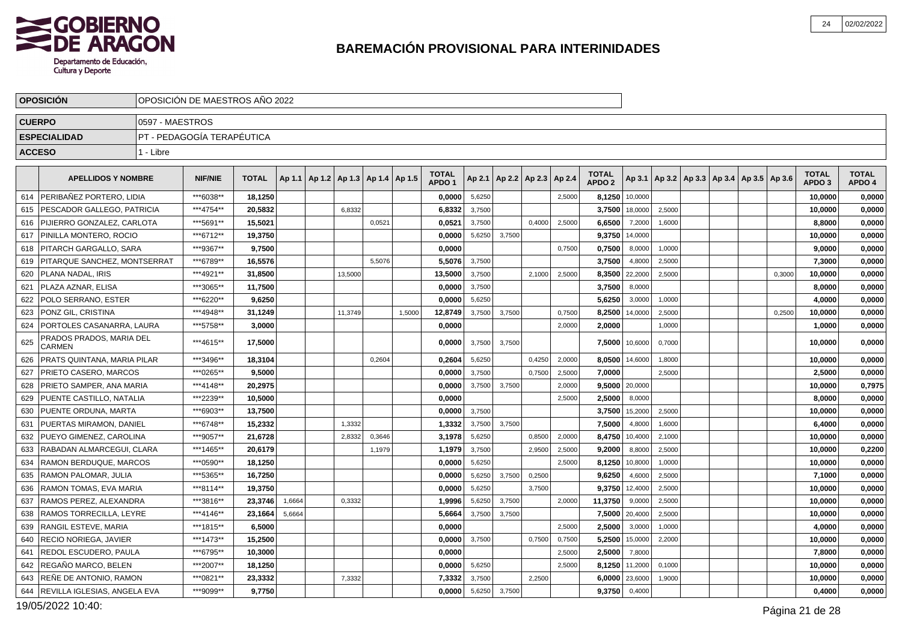# BAREMACIÓN PROVISIONAL PARA INTERINIDADES

| OPOSICIÓN | OPOSICIÓN DE MAESTROS AÑO 2022 |
|---|---|
| CUERPO | 0597 - MAESTROS |
| ESPECIALIDAD | PT - PEDAGOGÍA TERAPÉUTICA |
| ACCESO | 1 - Libre |

| | APELLIDOS Y NOMBRE | NIF/NIE | TOTAL | Ap 1.1 | Ap 1.2 | Ap 1.3 | Ap 1.4 | Ap 1.5 | TOTAL APDO 1 | Ap 2.1 | Ap 2.2 | Ap 2.3 | Ap 2.4 | TOTAL APDO 2 | Ap 3.1 | Ap 3.2 | Ap 3.3 | Ap 3.4 | Ap 3.5 | Ap 3.6 | TOTAL APDO 3 | TOTAL APDO 4 |
|---|---|---|---|---|---|---|---|---|---|---|---|---|---|---|---|---|---|---|---|---|---|---|
| 614 | PERIBAÑEZ PORTERO, LIDIA | ***6038** | 18,1250 | | | | | | 0,0000 | 5,6250 | | | 2,5000 | 8,1250 | 10,0000 | | | | | | 10,0000 | 0,0000 |
| 615 | PESCADOR GALLEGO, PATRICIA | ***4754** | 20,5832 | | | 6,8332 | | | 6,8332 | 3,7500 | | | | 3,7500 | 18,0000 | 2,5000 | | | | | 10,0000 | 0,0000 |
| 616 | PIJIERRO GONZALEZ, CARLOTA | ***5691** | 15,5021 | | | | 0,0521 | | 0,0521 | 3,7500 | | 0,4000 | 2,5000 | 6,6500 | 7,2000 | 1,6000 | | | | | 8,8000 | 0,0000 |
| 617 | PINILLA MONTERO, ROCIO | ***6712** | 19,3750 | | | | | | 0,0000 | 5,6250 | 3,7500 | | | 9,3750 | 14,0000 | | | | | | 10,0000 | 0,0000 |
| 618 | PITARCH GARGALLO, SARA | ***9367** | 9,7500 | | | | | | 0,0000 | | | | 0,7500 | 0,7500 | 8,0000 | 1,0000 | | | | | 9,0000 | 0,0000 |
| 619 | PITARQUE SANCHEZ, MONTSERRAT | ***6789** | 16,5576 | | | | 5,5076 | | 5,5076 | 3,7500 | | | | 3,7500 | 4,8000 | 2,5000 | | | | | 7,3000 | 0,0000 |
| 620 | PLANA NADAL, IRIS | ***4921** | 31,8500 | | | 13,5000 | | | 13,5000 | 3,7500 | | 2,1000 | 2,5000 | 8,3500 | 22,2000 | 2,5000 | | | | 0,3000 | 10,0000 | 0,0000 |
| 621 | PLAZA AZNAR, ELISA | ***3065** | 11,7500 | | | | | | 0,0000 | 3,7500 | | | | 3,7500 | 8,0000 | | | | | | 8,0000 | 0,0000 |
| 622 | POLO SERRANO, ESTER | ***6220** | 9,6250 | | | | | | 0,0000 | 5,6250 | | | | 5,6250 | 3,0000 | 1,0000 | | | | | 4,0000 | 0,0000 |
| 623 | PONZ GIL, CRISTINA | ***4948** | 31,1249 | | | 11,3749 | | 1,5000 | 12,8749 | 3,7500 | 3,7500 | | 0,7500 | 8,2500 | 14,0000 | 2,5000 | | | | 0,2500 | 10,0000 | 0,0000 |
| 624 | PORTOLES CASANARRA, LAURA | ***5758** | 3,0000 | | | | | | 0,0000 | | | | 2,0000 | 2,0000 | | 1,0000 | | | | | 1,0000 | 0,0000 |
| 625 | PRADOS PRADOS, MARIA DEL CARMEN | ***4615** | 17,5000 | | | | | | 0,0000 | 3,7500 | 3,7500 | | | 7,5000 | 10,6000 | 0,7000 | | | | | 10,0000 | 0,0000 |
| 626 | PRATS QUINTANA, MARIA PILAR | ***3496** | 18,3104 | | | | 0,2604 | | 0,2604 | 5,6250 | | 0,4250 | 2,0000 | 8,0500 | 14,6000 | 1,8000 | | | | | 10,0000 | 0,0000 |
| 627 | PRIETO CASERO, MARCOS | ***0265** | 9,5000 | | | | | | 0,0000 | 3,7500 | | 0,7500 | 2,5000 | 7,0000 | | 2,5000 | | | | | 2,5000 | 0,0000 |
| 628 | PRIETO SAMPER, ANA MARIA | ***4148** | 20,2975 | | | | | | 0,0000 | 3,7500 | 3,7500 | | 2,0000 | 9,5000 | 20,0000 | | | | | | 10,0000 | 0,7975 |
| 629 | PUENTE CASTILLO, NATALIA | ***2239** | 10,5000 | | | | | | 0,0000 | | | | 2,5000 | 2,5000 | 8,0000 | | | | | | 8,0000 | 0,0000 |
| 630 | PUENTE ORDUNA, MARTA | ***6903** | 13,7500 | | | | | | 0,0000 | 3,7500 | | | | 3,7500 | 15,2000 | 2,5000 | | | | | 10,0000 | 0,0000 |
| 631 | PUERTAS MIRAMON, DANIEL | ***6748** | 15,2332 | | | 1,3332 | | | 1,3332 | 3,7500 | 3,7500 | | | 7,5000 | 4,8000 | 1,6000 | | | | | 6,4000 | 0,0000 |
| 632 | PUEYO GIMENEZ, CAROLINA | ***9057** | 21,6728 | | | 2,8332 | 0,3646 | | 3,1978 | 5,6250 | | 0,8500 | 2,0000 | 8,4750 | 10,4000 | 2,1000 | | | | | 10,0000 | 0,0000 |
| 633 | RABADAN ALMARCEGUI, CLARA | ***1465** | 20,6179 | | | | 1,1979 | | 1,1979 | 3,7500 | | 2,9500 | 2,5000 | 9,2000 | 8,8000 | 2,5000 | | | | | 10,0000 | 0,2200 |
| 634 | RAMON BERDUQUE, MARCOS | ***0590** | 18,1250 | | | | | | 0,0000 | 5,6250 | | | 2,5000 | 8,1250 | 10,8000 | 1,0000 | | | | | 10,0000 | 0,0000 |
| 635 | RAMON PALOMAR, JULIA | ***5365** | 16,7250 | | | | | | 0,0000 | 5,6250 | 3,7500 | 0,2500 | | 9,6250 | 4,6000 | 2,5000 | | | | | 7,1000 | 0,0000 |
| 636 | RAMON TOMAS, EVA MARIA | ***8114** | 19,3750 | | | | | | 0,0000 | 5,6250 | | 3,7500 | | 9,3750 | 12,4000 | 2,5000 | | | | | 10,0000 | 0,0000 |
| 637 | RAMOS PEREZ, ALEXANDRA | ***3816** | 23,3746 | 1,6664 | | 0,3332 | | | 1,9996 | 5,6250 | 3,7500 | | 2,0000 | 11,3750 | 9,0000 | 2,5000 | | | | | 10,0000 | 0,0000 |
| 638 | RAMOS TORRECILLA, LEYRE | ***4146** | 23,1664 | 5,6664 | | | | | 5,6664 | 3,7500 | 3,7500 | | | 7,5000 | 20,4000 | 2,5000 | | | | | 10,0000 | 0,0000 |
| 639 | RANGIL ESTEVE, MARIA | ***1815** | 6,5000 | | | | | | 0,0000 | | | | 2,5000 | 2,5000 | 3,0000 | 1,0000 | | | | | 4,0000 | 0,0000 |
| 640 | RECIO NORIEGA, JAVIER | ***1473** | 15,2500 | | | | | | 0,0000 | 3,7500 | | 0,7500 | 0,7500 | 5,2500 | 15,0000 | 2,2000 | | | | | 10,0000 | 0,0000 |
| 641 | REDOL ESCUDERO, PAULA | ***6795** | 10,3000 | | | | | | 0,0000 | | | | 2,5000 | 2,5000 | 7,8000 | | | | | | 7,8000 | 0,0000 |
| 642 | REGAÑO MARCO, BELEN | ***2007** | 18,1250 | | | | | | 0,0000 | 5,6250 | | | 2,5000 | 8,1250 | 11,2000 | 0,1000 | | | | | 10,0000 | 0,0000 |
| 643 | REÑE DE ANTONIO, RAMON | ***0821** | 23,3332 | | | 7,3332 | | | 7,3332 | 3,7500 | | 2,2500 | | 6,0000 | 23,6000 | 1,9000 | | | | | 10,0000 | 0,0000 |
| 644 | REVILLA IGLESIAS, ANGELA EVA | ***9099** | 9,7750 | | | | | | 0,0000 | 5,6250 | 3,7500 | | | 9,3750 | 0,4000 | | | | | | 0,4000 | 0,0000 |

19/05/2022 10:40: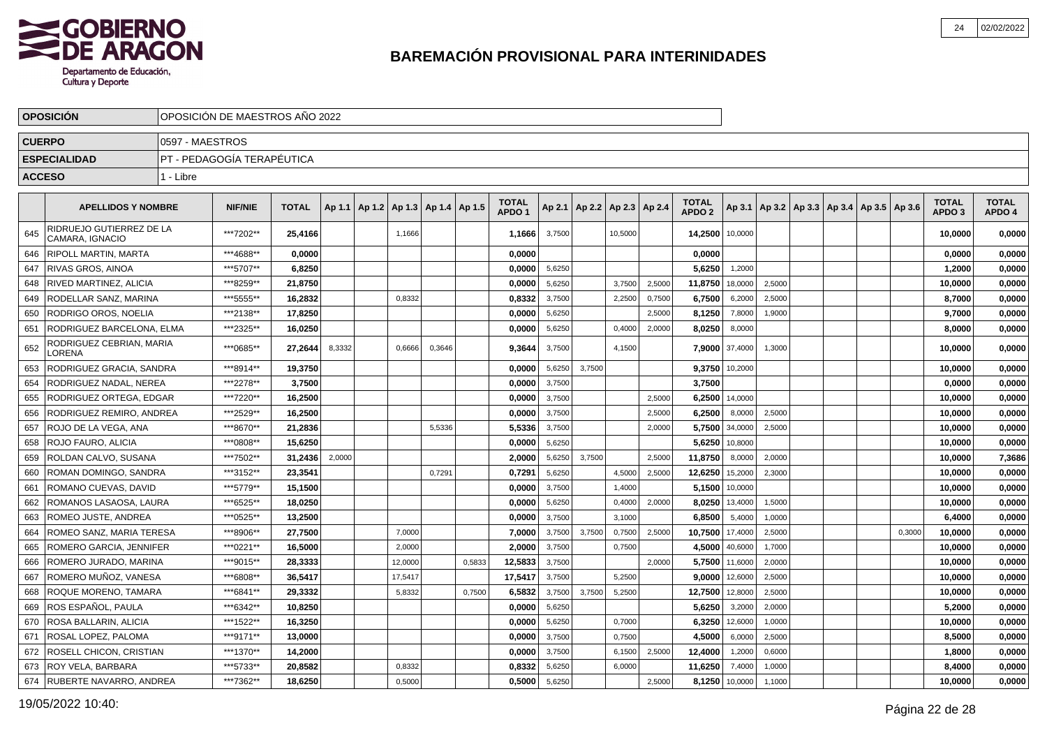# BAREMACIÓN PROVISIONAL PARA INTERINIDADES

GOBIERNO DE ARAGON
Departamento de Educación, Cultura y Deporte

| OPOSICIÓN | OPOSICIÓN DE MAESTROS AÑO 2022 |
|---|---|
| CUERPO | 0597 - MAESTROS |
| ESPECIALIDAD | PT - PEDAGOGÍA TERAPÉUTICA |
| ACCESO | 1 - Libre |

| | APELLIDOS Y NOMBRE | NIF/NIE | TOTAL | Ap 1.1 | Ap 1.2 | Ap 1.3 | Ap 1.4 | Ap 1.5 | TOTAL APDO 1 | Ap 2.1 | Ap 2.2 | Ap 2.3 | Ap 2.4 | TOTAL APDO 2 | Ap 3.1 | Ap 3.2 | Ap 3.3 | Ap 3.4 | Ap 3.5 | Ap 3.6 | TOTAL APDO 3 | TOTAL APDO 4 |
|---|---|---|---|---|---|---|---|---|---|---|---|---|---|---|---|---|---|---|---|---|---|---|
| 645 | RIDRUEJO GUTIERREZ DE LA CAMARA, IGNACIO | ***7202** | 25,4166 | | | 1,1666 | | | 1,1666 | 3,7500 | | 10,5000 | | 14,2500 | 10,0000 | | | | | | 10,0000 | 0,0000 |
| 646 | RIPOLL MARTIN, MARTA | ***4688** | 0,0000 | | | | | | 0,0000 | | | | | 0,0000 | | | | | | | 0,0000 | 0,0000 |
| 647 | RIVAS GROS, AINOA | ***5707** | 6,8250 | | | | | | 0,0000 | 5,6250 | | | | 5,6250 | 1,2000 | | | | | | 1,2000 | 0,0000 |
| 648 | RIVED MARTINEZ, ALICIA | ***8259** | 21,8750 | | | | | | 0,0000 | 5,6250 | | 3,7500 | 2,5000 | 11,8750 | 18,0000 | 2,5000 | | | | | 10,0000 | 0,0000 |
| 649 | RODELLAR SANZ, MARINA | ***5555** | 16,2832 | | | 0,8332 | | | 0,8332 | 3,7500 | | 2,2500 | 0,7500 | 6,7500 | 6,2000 | 2,5000 | | | | | 8,7000 | 0,0000 |
| 650 | RODRIGO OROS, NOELIA | ***2138** | 17,8250 | | | | | | 0,0000 | 5,6250 | | | 2,5000 | 8,1250 | 7,8000 | 1,9000 | | | | | 9,7000 | 0,0000 |
| 651 | RODRIGUEZ BARCELONA, ELMA | ***2325** | 16,0250 | | | | | | 0,0000 | 5,6250 | | 0,4000 | 2,0000 | 8,0250 | 8,0000 | | | | | | 8,0000 | 0,0000 |
| 652 | RODRIGUEZ CEBRIAN, MARIA LORENA | ***0685** | 27,2644 | 8,3332 | | 0,6666 | 0,3646 | | 9,3644 | 3,7500 | | 4,1500 | | 7,9000 | 37,4000 | 1,3000 | | | | | 10,0000 | 0,0000 |
| 653 | RODRIGUEZ GRACIA, SANDRA | ***8914** | 19,3750 | | | | | | 0,0000 | 5,6250 | 3,7500 | | | 9,3750 | 10,2000 | | | | | | 10,0000 | 0,0000 |
| 654 | RODRIGUEZ NADAL, NEREA | ***2278** | 3,7500 | | | | | | 0,0000 | 3,7500 | | | | 3,7500 | | | | | | | 0,0000 | 0,0000 |
| 655 | RODRIGUEZ ORTEGA, EDGAR | ***7220** | 16,2500 | | | | | | 0,0000 | 3,7500 | | | 2,5000 | 6,2500 | 14,0000 | | | | | | 10,0000 | 0,0000 |
| 656 | RODRIGUEZ REMIRO, ANDREA | ***2529** | 16,2500 | | | | | | 0,0000 | 3,7500 | | | 2,5000 | 6,2500 | 8,0000 | 2,5000 | | | | | 10,0000 | 0,0000 |
| 657 | ROJO DE LA VEGA, ANA | ***8670** | 21,2836 | | | | 5,5336 | | 5,5336 | 3,7500 | | | 2,0000 | 5,7500 | 34,0000 | 2,5000 | | | | | 10,0000 | 0,0000 |
| 658 | ROJO FAURO, ALICIA | ***0808** | 15,6250 | | | | | | 0,0000 | 5,6250 | | | | 5,6250 | 10,8000 | | | | | | 10,0000 | 0,0000 |
| 659 | ROLDAN CALVO, SUSANA | ***7502** | 31,2436 | 2,0000 | | | | | 2,0000 | 5,6250 | 3,7500 | | 2,5000 | 11,8750 | 8,0000 | 2,0000 | | | | | 10,0000 | 7,3686 |
| 660 | ROMAN DOMINGO, SANDRA | ***3152** | 23,3541 | | | | 0,7291 | | 0,7291 | 5,6250 | | 4,5000 | 2,5000 | 12,6250 | 15,2000 | 2,3000 | | | | | 10,0000 | 0,0000 |
| 661 | ROMANO CUEVAS, DAVID | ***5779** | 15,1500 | | | | | | 0,0000 | 3,7500 | | 1,4000 | | 5,1500 | 10,0000 | | | | | | 10,0000 | 0,0000 |
| 662 | ROMANOS LASAOSA, LAURA | ***6525** | 18,0250 | | | | | | 0,0000 | 5,6250 | | 0,4000 | 2,0000 | 8,0250 | 13,4000 | 1,5000 | | | | | 10,0000 | 0,0000 |
| 663 | ROMEO JUSTE, ANDREA | ***0525** | 13,2500 | | | | | | 0,0000 | 3,7500 | | 3,1000 | | 6,8500 | 5,4000 | 1,0000 | | | | | 6,4000 | 0,0000 |
| 664 | ROMEO SANZ, MARIA TERESA | ***8906** | 27,7500 | | | 7,0000 | | | 7,0000 | 3,7500 | 3,7500 | 0,7500 | 2,5000 | 10,7500 | 17,4000 | 2,5000 | | | | 0,3000 | 10,0000 | 0,0000 |
| 665 | ROMERO GARCIA, JENNIFER | ***0221** | 16,5000 | | | 2,0000 | | | 2,0000 | 3,7500 | | 0,7500 | | 4,5000 | 40,6000 | 1,7000 | | | | | 10,0000 | 0,0000 |
| 666 | ROMERO JURADO, MARINA | ***9015** | 28,3333 | | | 12,0000 | | 0,5833 | 12,5833 | 3,7500 | | | 2,0000 | 5,7500 | 11,6000 | 2,0000 | | | | | 10,0000 | 0,0000 |
| 667 | ROMERO MUÑOZ, VANESA | ***6808** | 36,5417 | | | 17,5417 | | | 17,5417 | 3,7500 | | 5,2500 | | 9,0000 | 12,6000 | 2,5000 | | | | | 10,0000 | 0,0000 |
| 668 | ROQUE MORENO, TAMARA | ***6841** | 29,3332 | | | 5,8332 | | 0,7500 | 6,5832 | 3,7500 | 3,7500 | 5,2500 | | 12,7500 | 12,8000 | 2,5000 | | | | | 10,0000 | 0,0000 |
| 669 | ROS ESPAÑOL, PAULA | ***6342** | 10,8250 | | | | | | 0,0000 | 5,6250 | | | | 5,6250 | 3,2000 | 2,0000 | | | | | 5,2000 | 0,0000 |
| 670 | ROSA BALLARIN, ALICIA | ***1522** | 16,3250 | | | | | | 0,0000 | 5,6250 | | 0,7000 | | 6,3250 | 12,6000 | 1,0000 | | | | | 10,0000 | 0,0000 |
| 671 | ROSAL LOPEZ, PALOMA | ***9171** | 13,0000 | | | | | | 0,0000 | 3,7500 | | 0,7500 | | 4,5000 | 6,0000 | 2,5000 | | | | | 8,5000 | 0,0000 |
| 672 | ROSELL CHICON, CRISTIAN | ***1370** | 14,2000 | | | | | | 0,0000 | 3,7500 | | 6,1500 | 2,5000 | 12,4000 | 1,2000 | 0,6000 | | | | | 1,8000 | 0,0000 |
| 673 | ROY VELA, BARBARA | ***5733** | 20,8582 | | | 0,8332 | | | 0,8332 | 5,6250 | | 6,0000 | | 11,6250 | 7,4000 | 1,0000 | | | | | 8,4000 | 0,0000 |
| 674 | RUBERTE NAVARRO, ANDREA | ***7362** | 18,6250 | | | 0,5000 | | | 0,5000 | 5,6250 | | | 2,5000 | 8,1250 | 10,0000 | 1,1000 | | | | | 10,0000 | 0,0000 |

19/05/2022 10:40: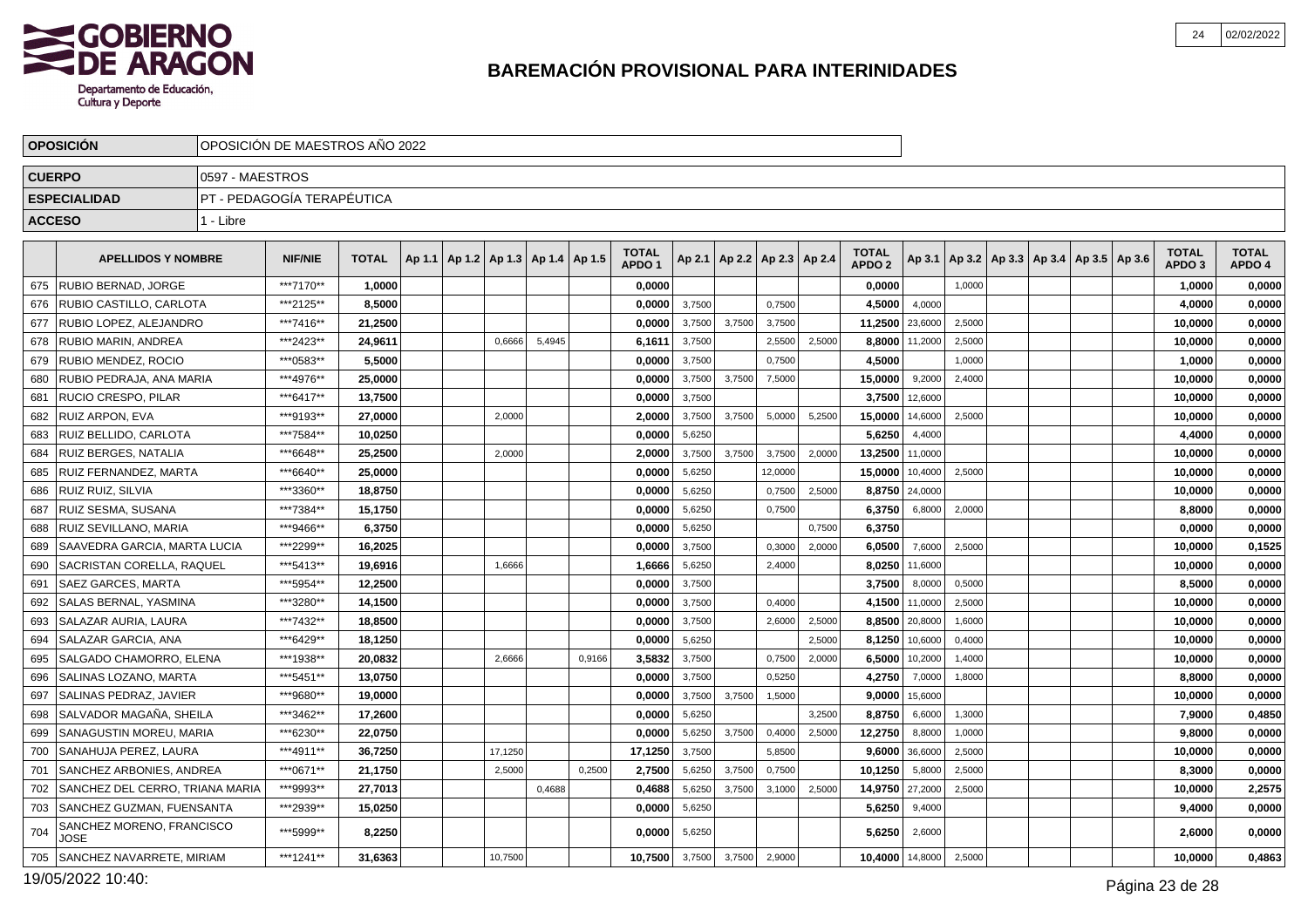# BAREMACIÓN PROVISIONAL PARA INTERINIDADES

GOBIERNO DE ARAGON
Departamento de Educación, Cultura y Deporte

| OPOSICIÓN | OPOSICIÓN DE MAESTROS AÑO 2022 |
|---|---|
| CUERPO | 0597 - MAESTROS |
| ESPECIALIDAD | PT - PEDAGOGÍA TERAPÉUTICA |
| ACCESO | 1 - Libre |

| | APELLIDOS Y NOMBRE | NIF/NIE | TOTAL | Ap 1.1 | Ap 1.2 | Ap 1.3 | Ap 1.4 | Ap 1.5 | TOTAL APDO 1 | Ap 2.1 | Ap 2.2 | Ap 2.3 | Ap 2.4 | TOTAL APDO 2 | Ap 3.1 | Ap 3.2 | Ap 3.3 | Ap 3.4 | Ap 3.5 | Ap 3.6 | TOTAL APDO 3 | TOTAL APDO 4 |
|---|---|---|---|---|---|---|---|---|---|---|---|---|---|---|---|---|---|---|---|---|---|---|
| 675 | RUBIO BERNAD, JORGE | ***7170** | 1,0000 | | | | | | 0,0000 | | | | | 0,0000 | | 1,0000 | | | | | 1,0000 | 0,0000 |
| 676 | RUBIO CASTILLO, CARLOTA | ***2125** | 8,5000 | | | | | | 0,0000 | 3,7500 | | 0,7500 | | 4,5000 | 4,0000 | | | | | | 4,0000 | 0,0000 |
| 677 | RUBIO LOPEZ, ALEJANDRO | ***7416** | 21,2500 | | | | | | 0,0000 | 3,7500 | 3,7500 | 3,7500 | | 11,2500 | 23,6000 | 2,5000 | | | | | 10,0000 | 0,0000 |
| 678 | RUBIO MARIN, ANDREA | ***2423** | 24,9611 | | | 0,6666 | 5,4945 | | 6,1611 | 3,7500 | | 2,5500 | 2,5000 | 8,8000 | 11,2000 | 2,5000 | | | | | 10,0000 | 0,0000 |
| 679 | RUBIO MENDEZ, ROCIO | ***0583** | 5,5000 | | | | | | 0,0000 | 3,7500 | | 0,7500 | | 4,5000 | | 1,0000 | | | | | 1,0000 | 0,0000 |
| 680 | RUBIO PEDRAJA, ANA MARIA | ***4976** | 25,0000 | | | | | | 0,0000 | 3,7500 | 3,7500 | 7,5000 | | 15,0000 | 9,2000 | 2,4000 | | | | | 10,0000 | 0,0000 |
| 681 | RUCIO CRESPO, PILAR | ***6417** | 13,7500 | | | | | | 0,0000 | 3,7500 | | | | 3,7500 | 12,6000 | | | | | | 10,0000 | 0,0000 |
| 682 | RUIZ ARPON, EVA | ***9193** | 27,0000 | | | 2,0000 | | | 2,0000 | 3,7500 | 3,7500 | 5,0000 | 5,2500 | 15,0000 | 14,6000 | 2,5000 | | | | | 10,0000 | 0,0000 |
| 683 | RUIZ BELLIDO, CARLOTA | ***7584** | 10,0250 | | | | | | 0,0000 | 5,6250 | | | | 5,6250 | 4,4000 | | | | | | 4,4000 | 0,0000 |
| 684 | RUIZ BERGES, NATALIA | ***6648** | 25,2500 | | | 2,0000 | | | 2,0000 | 3,7500 | 3,7500 | 3,7500 | 2,0000 | 13,2500 | 11,0000 | | | | | | 10,0000 | 0,0000 |
| 685 | RUIZ FERNANDEZ, MARTA | ***6640** | 25,0000 | | | | | | 0,0000 | 5,6250 | | 12,0000 | | 15,0000 | 10,4000 | 2,5000 | | | | | 10,0000 | 0,0000 |
| 686 | RUIZ RUIZ, SILVIA | ***3360** | 18,8750 | | | | | | 0,0000 | 5,6250 | | 0,7500 | 2,5000 | 8,8750 | 24,0000 | | | | | | 10,0000 | 0,0000 |
| 687 | RUIZ SESMA, SUSANA | ***7384** | 15,1750 | | | | | | 0,0000 | 5,6250 | | 0,7500 | | 6,3750 | 6,8000 | 2,0000 | | | | | 8,8000 | 0,0000 |
| 688 | RUIZ SEVILLANO, MARIA | ***9466** | 6,3750 | | | | | | 0,0000 | 5,6250 | | | 0,7500 | 6,3750 | | | | | | | 0,0000 | 0,0000 |
| 689 | SAAVEDRA GARCIA, MARTA LUCIA | ***2299** | 16,2025 | | | | | | 0,0000 | 3,7500 | | 0,3000 | 2,0000 | 6,0500 | 7,6000 | 2,5000 | | | | | 10,0000 | 0,1525 |
| 690 | SACRISTAN CORELLA, RAQUEL | ***5413** | 19,6916 | | | 1,6666 | | | 1,6666 | 5,6250 | | 2,4000 | | 8,0250 | 11,6000 | | | | | | 10,0000 | 0,0000 |
| 691 | SAEZ GARCES, MARTA | ***5954** | 12,2500 | | | | | | 0,0000 | 3,7500 | | | | 3,7500 | 8,0000 | 0,5000 | | | | | 8,5000 | 0,0000 |
| 692 | SALAS BERNAL, YASMINA | ***3280** | 14,1500 | | | | | | 0,0000 | 3,7500 | | 0,4000 | | 4,1500 | 11,0000 | 2,5000 | | | | | 10,0000 | 0,0000 |
| 693 | SALAZAR AURIA, LAURA | ***7432** | 18,8500 | | | | | | 0,0000 | 3,7500 | | 2,6000 | 2,5000 | 8,8500 | 20,8000 | 1,6000 | | | | | 10,0000 | 0,0000 |
| 694 | SALAZAR GARCIA, ANA | ***6429** | 18,1250 | | | | | | 0,0000 | 5,6250 | | | 2,5000 | 8,1250 | 10,6000 | 0,4000 | | | | | 10,0000 | 0,0000 |
| 695 | SALGADO CHAMORRO, ELENA | ***1938** | 20,0832 | | | 2,6666 | | 0,9166 | 3,5832 | 3,7500 | | 0,7500 | 2,0000 | 6,5000 | 10,2000 | 1,4000 | | | | | 10,0000 | 0,0000 |
| 696 | SALINAS LOZANO, MARTA | ***5451** | 13,0750 | | | | | | 0,0000 | 3,7500 | | 0,5250 | | 4,2750 | 7,0000 | 1,8000 | | | | | 8,8000 | 0,0000 |
| 697 | SALINAS PEDRAZ, JAVIER | ***9680** | 19,0000 | | | | | | 0,0000 | 3,7500 | 3,7500 | 1,5000 | | 9,0000 | 15,6000 | | | | | | 10,0000 | 0,0000 |
| 698 | SALVADOR MAGAÑA, SHEILA | ***3462** | 17,2600 | | | | | | 0,0000 | 5,6250 | | | 3,2500 | 8,8750 | 6,6000 | 1,3000 | | | | | 7,9000 | 0,4850 |
| 699 | SANAGUSTIN MOREU, MARIA | ***6230** | 22,0750 | | | | | | 0,0000 | 5,6250 | 3,7500 | 0,4000 | 2,5000 | 12,2750 | 8,8000 | 1,0000 | | | | | 9,8000 | 0,0000 |
| 700 | SANAHUJA PEREZ, LAURA | ***4911** | 36,7250 | | | 17,1250 | | | 17,1250 | 3,7500 | | 5,8500 | | 9,6000 | 36,6000 | 2,5000 | | | | | 10,0000 | 0,0000 |
| 701 | SANCHEZ ARBONIES, ANDREA | ***0671** | 21,1750 | | | 2,5000 | | 0,2500 | 2,7500 | 5,6250 | 3,7500 | 0,7500 | | 10,1250 | 5,8000 | 2,5000 | | | | | 8,3000 | 0,0000 |
| 702 | SANCHEZ DEL CERRO, TRIANA MARIA | ***9993** | 27,7013 | | | | 0,4688 | | 0,4688 | 5,6250 | 3,7500 | 3,1000 | 2,5000 | 14,9750 | 27,2000 | 2,5000 | | | | | 10,0000 | 2,2575 |
| 703 | SANCHEZ GUZMAN, FUENSANTA | ***2939** | 15,0250 | | | | | | 0,0000 | 5,6250 | | | | 5,6250 | 9,4000 | | | | | | 9,4000 | 0,0000 |
| 704 | SANCHEZ MORENO, FRANCISCO JOSE | ***5999** | 8,2250 | | | | | | 0,0000 | 5,6250 | | | | 5,6250 | 2,6000 | | | | | | 2,6000 | 0,0000 |
| 705 | SANCHEZ NAVARRETE, MIRIAM | ***1241** | 31,6363 | | | 10,7500 | | | 10,7500 | 3,7500 | 3,7500 | 2,9000 | | 10,4000 | 14,8000 | 2,5000 | | | | | 10,0000 | 0,4863 |

19/05/2022 10:40: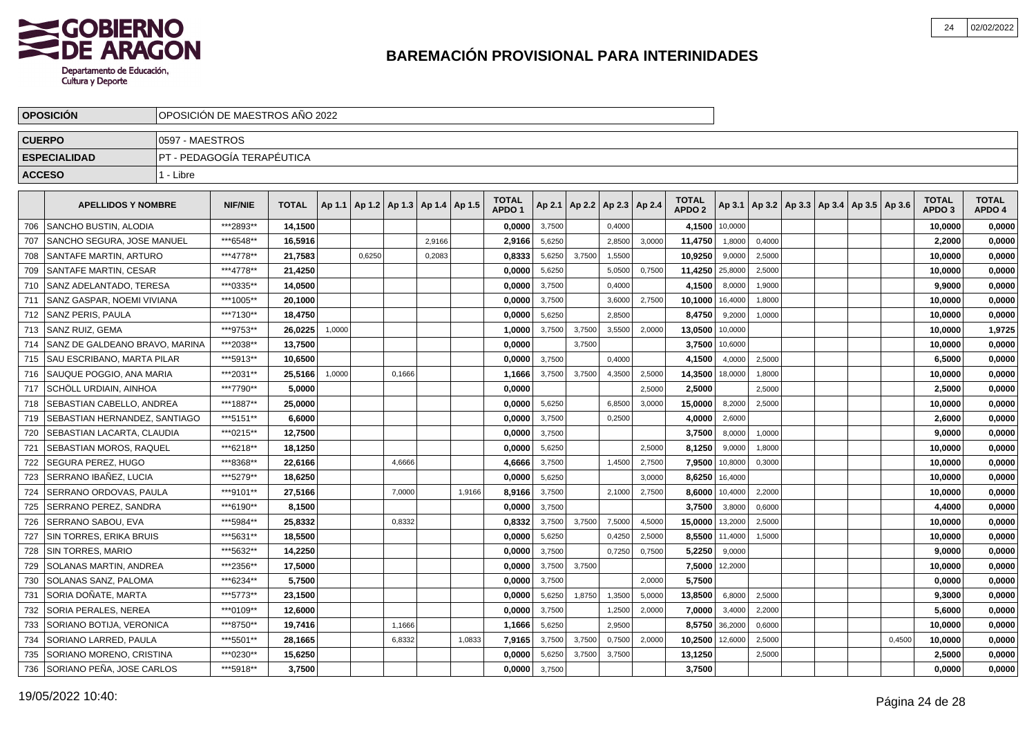# BAREMACIÓN PROVISIONAL PARA INTERINIDADES

| OPOSICIÓN | OPOSICIÓN DE MAESTROS AÑO 2022 |
|---|---|
| CUERPO | 0597 - MAESTROS |
| ESPECIALIDAD | PT - PEDAGOGÍA TERAPÉUTICA |
| ACCESO | 1 - Libre |

| | APELLIDOS Y NOMBRE | NIF/NIE | TOTAL | Ap 1.1 | Ap 1.2 | Ap 1.3 | Ap 1.4 | Ap 1.5 | TOTAL APDO 1 | Ap 2.1 | Ap 2.2 | Ap 2.3 | Ap 2.4 | TOTAL APDO 2 | Ap 3.1 | Ap 3.2 | Ap 3.3 | Ap 3.4 | Ap 3.5 | Ap 3.6 | TOTAL APDO 3 | TOTAL APDO 4 |
|---|---|---|---|---|---|---|---|---|---|---|---|---|---|---|---|---|---|---|---|---|---|---|
| 706 | SANCHO BUSTIN, ALODIA | ***2893** | 14,1500 | | | | | | 0,0000 | 3,7500 | | 0,4000 | | 4,1500 | 10,0000 | | | | | | 10,0000 | 0,0000 |
| 707 | SANCHO SEGURA, JOSE MANUEL | ***6548** | 16,5916 | | | | 2,9166 | | 2,9166 | 5,6250 | | 2,8500 | 3,0000 | 11,4750 | 1,8000 | 0,4000 | | | | | 2,2000 | 0,0000 |
| 708 | SANTAFE MARTIN, ARTURO | ***4778** | 21,7583 | | 0,6250 | | 0,2083 | | 0,8333 | 5,6250 | 3,7500 | 1,5500 | | 10,9250 | 9,0000 | 2,5000 | | | | | 10,0000 | 0,0000 |
| 709 | SANTAFE MARTIN, CESAR | ***4778** | 21,4250 | | | | | | 0,0000 | 5,6250 | | 5,0500 | 0,7500 | 11,4250 | 25,8000 | 2,5000 | | | | | 10,0000 | 0,0000 |
| 710 | SANZ ADELANTADO, TERESA | ***0335** | 14,0500 | | | | | | 0,0000 | 3,7500 | | 0,4000 | | 4,1500 | 8,0000 | 1,9000 | | | | | 9,9000 | 0,0000 |
| 711 | SANZ GASPAR, NOEMI VIVIANA | ***1005** | 20,1000 | | | | | | 0,0000 | 3,7500 | | 3,6000 | 2,7500 | 10,1000 | 16,4000 | 1,8000 | | | | | 10,0000 | 0,0000 |
| 712 | SANZ PERIS, PAULA | ***7130** | 18,4750 | | | | | | 0,0000 | 5,6250 | | 2,8500 | | 8,4750 | 9,2000 | 1,0000 | | | | | 10,0000 | 0,0000 |
| 713 | SANZ RUIZ, GEMA | ***9753** | 26,0225 | 1,0000 | | | | | 1,0000 | 3,7500 | 3,7500 | 3,5500 | 2,0000 | 13,0500 | 10,0000 | | | | | | 10,0000 | 1,9725 |
| 714 | SANZ DE GALDEANO BRAVO, MARINA | ***2038** | 13,7500 | | | | | | 0,0000 | | 3,7500 | | | 3,7500 | 10,6000 | | | | | | 10,0000 | 0,0000 |
| 715 | SAU ESCRIBANO, MARTA PILAR | ***5913** | 10,6500 | | | | | | 0,0000 | 3,7500 | | 0,4000 | | 4,1500 | 4,0000 | 2,5000 | | | | | 6,5000 | 0,0000 |
| 716 | SAUQUE POGGIO, ANA MARIA | ***2031** | 25,5166 | 1,0000 | | 0,1666 | | | 1,1666 | 3,7500 | 3,7500 | 4,3500 | 2,5000 | 14,3500 | 18,0000 | 1,8000 | | | | | 10,0000 | 0,0000 |
| 717 | SCHÖLL URDIAIN, AINHOA | ***7790** | 5,0000 | | | | | | 0,0000 | | | | 2,5000 | 2,5000 | | 2,5000 | | | | | 2,5000 | 0,0000 |
| 718 | SEBASTIAN CABELLO, ANDREA | ***1887** | 25,0000 | | | | | | 0,0000 | 5,6250 | | 6,8500 | 3,0000 | 15,0000 | 8,2000 | 2,5000 | | | | | 10,0000 | 0,0000 |
| 719 | SEBASTIAN HERNANDEZ, SANTIAGO | ***5151** | 6,6000 | | | | | | 0,0000 | 3,7500 | | 0,2500 | | 4,0000 | 2,6000 | | | | | | 2,6000 | 0,0000 |
| 720 | SEBASTIAN LACARTA, CLAUDIA | ***0215** | 12,7500 | | | | | | 0,0000 | 3,7500 | | | | 3,7500 | 8,0000 | 1,0000 | | | | | 9,0000 | 0,0000 |
| 721 | SEBASTIAN MOROS, RAQUEL | ***6218** | 18,1250 | | | | | | 0,0000 | 5,6250 | | | 2,5000 | 8,1250 | 9,0000 | 1,8000 | | | | | 10,0000 | 0,0000 |
| 722 | SEGURA PEREZ, HUGO | ***8368** | 22,6166 | | | 4,6666 | | | 4,6666 | 3,7500 | | 1,4500 | 2,7500 | 7,9500 | 10,8000 | 0,3000 | | | | | 10,0000 | 0,0000 |
| 723 | SERRANO IBAÑEZ, LUCIA | ***5279** | 18,6250 | | | | | | 0,0000 | 5,6250 | | | 3,0000 | 8,6250 | 16,4000 | | | | | | 10,0000 | 0,0000 |
| 724 | SERRANO ORDOVAS, PAULA | ***9101** | 27,5166 | | | 7,0000 | | 1,9166 | 8,9166 | 3,7500 | | 2,1000 | 2,7500 | 8,6000 | 10,4000 | 2,2000 | | | | | 10,0000 | 0,0000 |
| 725 | SERRANO PEREZ, SANDRA | ***6190** | 8,1500 | | | | | | 0,0000 | 3,7500 | | | | 3,7500 | 3,8000 | 0,6000 | | | | | 4,4000 | 0,0000 |
| 726 | SERRANO SABOU, EVA | ***5984** | 25,8332 | | | 0,8332 | | | 0,8332 | 3,7500 | 3,7500 | 7,5000 | 4,5000 | 15,0000 | 13,2000 | 2,5000 | | | | | 10,0000 | 0,0000 |
| 727 | SIN TORRES, ERIKA BRUIS | ***5631** | 18,5500 | | | | | | 0,0000 | 5,6250 | | 0,4250 | 2,5000 | 8,5500 | 11,4000 | 1,5000 | | | | | 10,0000 | 0,0000 |
| 728 | SIN TORRES, MARIO | ***5632** | 14,2250 | | | | | | 0,0000 | 3,7500 | | 0,7250 | 0,7500 | 5,2250 | 9,0000 | | | | | | 9,0000 | 0,0000 |
| 729 | SOLANAS MARTIN, ANDREA | ***2356** | 17,5000 | | | | | | 0,0000 | 3,7500 | 3,7500 | | | 7,5000 | 12,2000 | | | | | | 10,0000 | 0,0000 |
| 730 | SOLANAS SANZ, PALOMA | ***6234** | 5,7500 | | | | | | 0,0000 | 3,7500 | | | 2,0000 | 5,7500 | | | | | | | 0,0000 | 0,0000 |
| 731 | SORIA DOÑATE, MARTA | ***5773** | 23,1500 | | | | | | 0,0000 | 5,6250 | 1,8750 | 1,3500 | 5,0000 | 13,8500 | 6,8000 | 2,5000 | | | | | 9,3000 | 0,0000 |
| 732 | SORIA PERALES, NEREA | ***0109** | 12,6000 | | | | | | 0,0000 | 3,7500 | | 1,2500 | 2,0000 | 7,0000 | 3,4000 | 2,2000 | | | | | 5,6000 | 0,0000 |
| 733 | SORIANO BOTIJA, VERONICA | ***8750** | 19,7416 | | | 1,1666 | | | 1,1666 | 5,6250 | | 2,9500 | | 8,5750 | 36,2000 | 0,6000 | | | | | 10,0000 | 0,0000 |
| 734 | SORIANO LARRED, PAULA | ***5501** | 28,1665 | | | 6,8332 | | 1,0833 | 7,9165 | 3,7500 | 3,7500 | 0,7500 | 2,0000 | 10,2500 | 12,6000 | 2,5000 | | | | 0,4500 | 10,0000 | 0,0000 |
| 735 | SORIANO MORENO, CRISTINA | ***0230** | 15,6250 | | | | | | 0,0000 | 5,6250 | 3,7500 | 3,7500 | | 13,1250 | | 2,5000 | | | | | 2,5000 | 0,0000 |
| 736 | SORIANO PEÑA, JOSE CARLOS | ***5918** | 3,7500 | | | | | | 0,0000 | 3,7500 | | | | 3,7500 | | | | | | | 0,0000 | 0,0000 |

19/05/2022 10:40: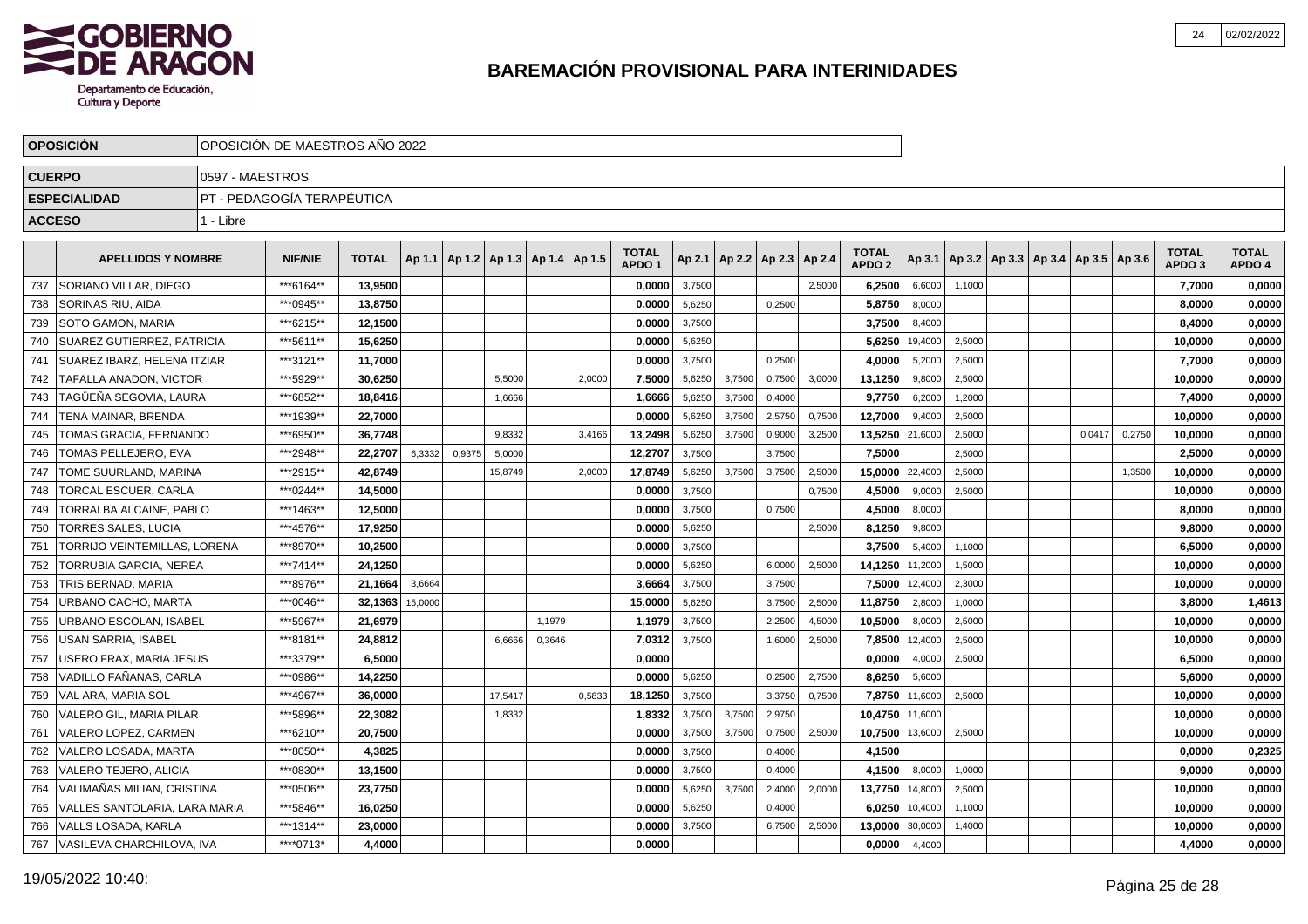# BAREMACIÓN PROVISIONAL PARA INTERINIDADES

| OPOSICIÓN | OPOSICIÓN DE MAESTROS AÑO 2022 |
|---|---|
| CUERPO | 0597 - MAESTROS |
| ESPECIALIDAD | PT - PEDAGOGÍA TERAPÉUTICA |
| ACCESO | 1 - Libre |

| | APELLIDOS Y NOMBRE | NIF/NIE | TOTAL | Ap 1.1 | Ap 1.2 | Ap 1.3 | Ap 1.4 | Ap 1.5 | TOTAL APDO 1 | Ap 2.1 | Ap 2.2 | Ap 2.3 | Ap 2.4 | TOTAL APDO 2 | Ap 3.1 | Ap 3.2 | Ap 3.3 | Ap 3.4 | Ap 3.5 | Ap 3.6 | TOTAL APDO 3 | TOTAL APDO 4 |
|---|---|---|---|---|---|---|---|---|---|---|---|---|---|---|---|---|---|---|---|---|---|---|
| 737 | SORIANO VILLAR, DIEGO | ***6164** | 13,9500 | | | | | | 0,0000 | 3,7500 | | | 2,5000 | 6,2500 | 6,6000 | 1,1000 | | | | | 7,7000 | 0,0000 |
| 738 | SORINAS RIU, AIDA | ***0945** | 13,8750 | | | | | | 0,0000 | 5,6250 | | 0,2500 | | 5,8750 | 8,0000 | | | | | | 8,0000 | 0,0000 |
| 739 | SOTO GAMON, MARIA | ***6215** | 12,1500 | | | | | | 0,0000 | 3,7500 | | | | 3,7500 | 8,4000 | | | | | | 8,4000 | 0,0000 |
| 740 | SUAREZ GUTIERREZ, PATRICIA | ***5611** | 15,6250 | | | | | | 0,0000 | 5,6250 | | | | 5,6250 | 19,4000 | 2,5000 | | | | | 10,0000 | 0,0000 |
| 741 | SUAREZ IBARZ, HELENA ITZIAR | ***3121** | 11,7000 | | | | | | 0,0000 | 3,7500 | | 0,2500 | | 4,0000 | 5,2000 | 2,5000 | | | | | 7,7000 | 0,0000 |
| 742 | TAFALLA ANADON, VICTOR | ***5929** | 30,6250 | | | 5,5000 | | 2,0000 | 7,5000 | 5,6250 | 3,7500 | 0,7500 | 3,0000 | 13,1250 | 9,8000 | 2,5000 | | | | | 10,0000 | 0,0000 |
| 743 | TAGÜEÑA SEGOVIA, LAURA | ***6852** | 18,8416 | | | 1,6666 | | | 1,6666 | 5,6250 | 3,7500 | 0,4000 | | 9,7750 | 6,2000 | 1,2000 | | | | | 7,4000 | 0,0000 |
| 744 | TENA MAINAR, BRENDA | ***1939** | 22,7000 | | | | | | 0,0000 | 5,6250 | 3,7500 | 2,5750 | 0,7500 | 12,7000 | 9,4000 | 2,5000 | | | | | 10,0000 | 0,0000 |
| 745 | TOMAS GRACIA, FERNANDO | ***6950** | 36,7748 | | | 9,8332 | | 3,4166 | 13,2498 | 5,6250 | 3,7500 | 0,9000 | 3,2500 | 13,5250 | 21,6000 | 2,5000 | | | 0,0417 | 0,2750 | 10,0000 | 0,0000 |
| 746 | TOMAS PELLEJERO, EVA | ***2948** | 22,2707 | 6,3332 | 0,9375 | 5,0000 | | | 12,2707 | 3,7500 | | 3,7500 | | 7,5000 | | 2,5000 | | | | | 2,5000 | 0,0000 |
| 747 | TOME SUURLAND, MARINA | ***2915** | 42,8749 | | | 15,8749 | | 2,0000 | 17,8749 | 5,6250 | 3,7500 | 3,7500 | 2,5000 | 15,0000 | 22,4000 | 2,5000 | | | | 1,3500 | 10,0000 | 0,0000 |
| 748 | TORCAL ESCUER, CARLA | ***0244** | 14,5000 | | | | | | 0,0000 | 3,7500 | | | 0,7500 | 4,5000 | 9,0000 | 2,5000 | | | | | 10,0000 | 0,0000 |
| 749 | TORRALBA ALCAINE, PABLO | ***1463** | 12,5000 | | | | | | 0,0000 | 3,7500 | | 0,7500 | | 4,5000 | 8,0000 | | | | | | 8,0000 | 0,0000 |
| 750 | TORRES SALES, LUCIA | ***4576** | 17,9250 | | | | | | 0,0000 | 5,6250 | | | 2,5000 | 8,1250 | 9,8000 | | | | | | 9,8000 | 0,0000 |
| 751 | TORRIJO VEINTEMILLAS, LORENA | ***8970** | 10,2500 | | | | | | 0,0000 | 3,7500 | | | | 3,7500 | 5,4000 | 1,1000 | | | | | 6,5000 | 0,0000 |
| 752 | TORRUBIA GARCIA, NEREA | ***7414** | 24,1250 | | | | | | 0,0000 | 5,6250 | | 6,0000 | 2,5000 | 14,1250 | 11,2000 | 1,5000 | | | | | 10,0000 | 0,0000 |
| 753 | TRIS BERNAD, MARIA | ***8976** | 21,1664 | 3,6664 | | | | | 3,6664 | 3,7500 | | 3,7500 | | 7,5000 | 12,4000 | 2,3000 | | | | | 10,0000 | 0,0000 |
| 754 | URBANO CACHO, MARTA | ***0046** | 32,1363 | 15,0000 | | | | | 15,0000 | 5,6250 | | 3,7500 | 2,5000 | 11,8750 | 2,8000 | 1,0000 | | | | | 3,8000 | 1,4613 |
| 755 | URBANO ESCOLAN, ISABEL | ***5967** | 21,6979 | | | | 1,1979 | | 1,1979 | 3,7500 | | 2,2500 | 4,5000 | 10,5000 | 8,0000 | 2,5000 | | | | | 10,0000 | 0,0000 |
| 756 | USAN SARRIA, ISABEL | ***8181** | 24,8812 | | | 6,6666 | 0,3646 | | 7,0312 | 3,7500 | | 1,6000 | 2,5000 | 7,8500 | 12,4000 | 2,5000 | | | | | 10,0000 | 0,0000 |
| 757 | USERO FRAX, MARIA JESUS | ***3379** | 6,5000 | | | | | | 0,0000 | | | | | 0,0000 | 4,0000 | 2,5000 | | | | | 6,5000 | 0,0000 |
| 758 | VADILLO FAÑANAS, CARLA | ***0986** | 14,2250 | | | | | | 0,0000 | 5,6250 | | 0,2500 | 2,7500 | 8,6250 | 5,6000 | | | | | | 5,6000 | 0,0000 |
| 759 | VAL ARA, MARIA SOL | ***4967** | 36,0000 | | | 17,5417 | | 0,5833 | 18,1250 | 3,7500 | | 3,3750 | 0,7500 | 7,8750 | 11,6000 | 2,5000 | | | | | 10,0000 | 0,0000 |
| 760 | VALERO GIL, MARIA PILAR | ***5896** | 22,3082 | | | 1,8332 | | | 1,8332 | 3,7500 | 3,7500 | 2,9750 | | 10,4750 | 11,6000 | | | | | | 10,0000 | 0,0000 |
| 761 | VALERO LOPEZ, CARMEN | ***6210** | 20,7500 | | | | | | 0,0000 | 3,7500 | 3,7500 | 0,7500 | 2,5000 | 10,7500 | 13,6000 | 2,5000 | | | | | 10,0000 | 0,0000 |
| 762 | VALERO LOSADA, MARTA | ***8050** | 4,3825 | | | | | | 0,0000 | 3,7500 | | 0,4000 | | 4,1500 | | | | | | | 0,0000 | 0,2325 |
| 763 | VALERO TEJERO, ALICIA | ***0830** | 13,1500 | | | | | | 0,0000 | 3,7500 | | 0,4000 | | 4,1500 | 8,0000 | 1,0000 | | | | | 9,0000 | 0,0000 |
| 764 | VALIMAÑAS MILIAN, CRISTINA | ***0506** | 23,7750 | | | | | | 0,0000 | 5,6250 | 3,7500 | 2,4000 | 2,0000 | 13,7750 | 14,8000 | 2,5000 | | | | | 10,0000 | 0,0000 |
| 765 | VALLES SANTOLARIA, LARA MARIA | ***5846** | 16,0250 | | | | | | 0,0000 | 5,6250 | | 0,4000 | | 6,0250 | 10,4000 | 1,1000 | | | | | 10,0000 | 0,0000 |
| 766 | VALLS LOSADA, KARLA | ***1314** | 23,0000 | | | | | | 0,0000 | 3,7500 | | 6,7500 | 2,5000 | 13,0000 | 30,0000 | 1,4000 | | | | | 10,0000 | 0,0000 |
| 767 | VASILEVA CHARCHILOVA, IVA | ****0713* | 4,4000 | | | | | | 0,0000 | | | | | 0,0000 | 4,4000 | | | | | | 4,4000 | 0,0000 |

19/05/2022 10:40: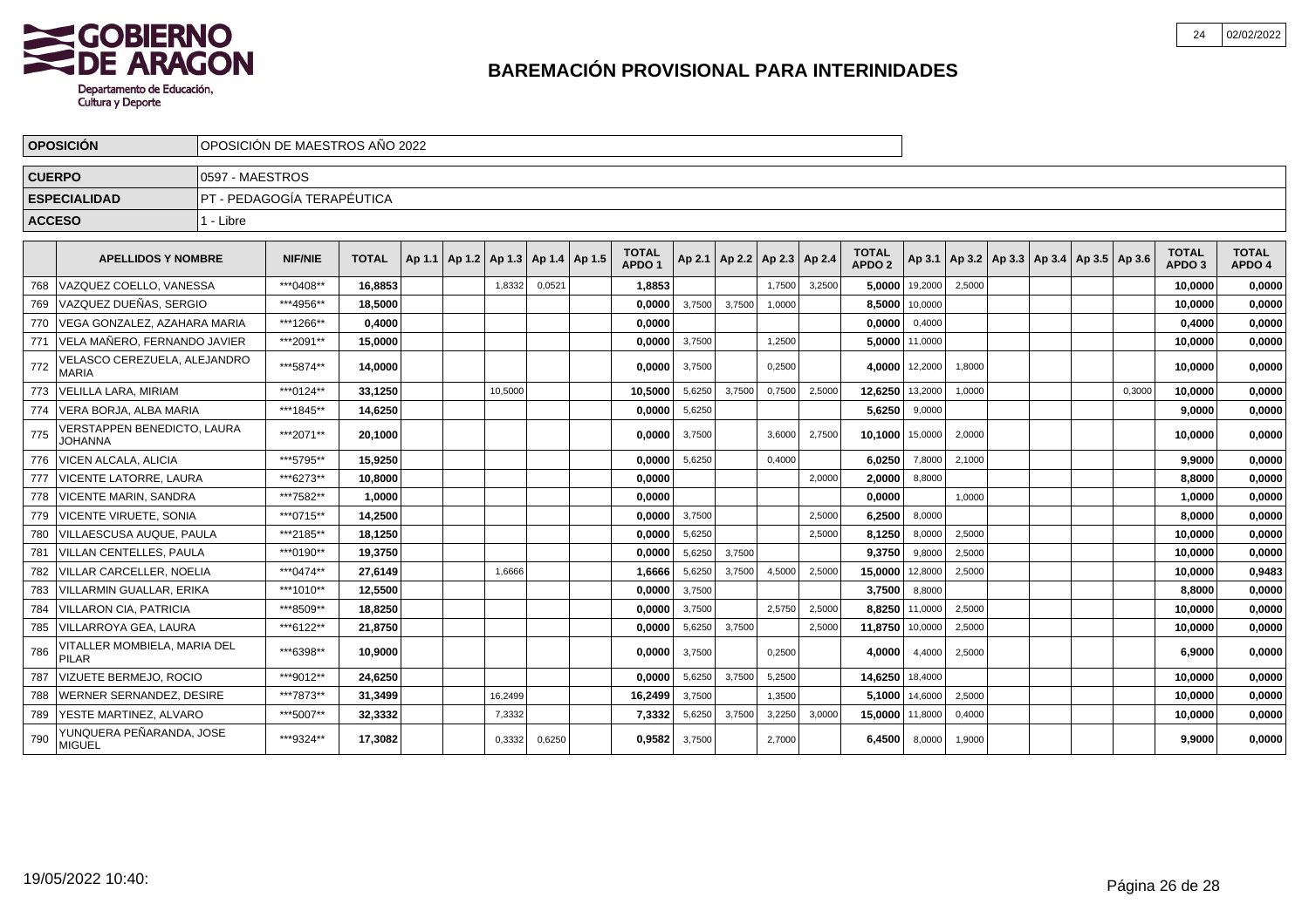# BAREMACIÓN PROVISIONAL PARA INTERINIDADES

| OPOSICIÓN | OPOSICIÓN DE MAESTROS AÑO 2022 |
|---|---|
| CUERPO | 0597 - MAESTROS |
| ESPECIALIDAD | PT - PEDAGOGÍA TERAPÉUTICA |
| ACCESO | 1 - Libre |

| | APELLIDOS Y NOMBRE | NIF/NIE | TOTAL | Ap 1.1 | Ap 1.2 | Ap 1.3 | Ap 1.4 | Ap 1.5 | TOTAL APDO 1 | Ap 2.1 | Ap 2.2 | Ap 2.3 | Ap 2.4 | TOTAL APDO 2 | Ap 3.1 | Ap 3.2 | Ap 3.3 | Ap 3.4 | Ap 3.5 | Ap 3.6 | TOTAL APDO 3 | TOTAL APDO 4 |
|---|---|---|---|---|---|---|---|---|---|---|---|---|---|---|---|---|---|---|---|---|---|---|
| 768 | VAZQUEZ COELLO, VANESSA | ***0408** | 16,8853 | | | 1,8332 | 0,0521 | | 1,8853 | | | 1,7500 | 3,2500 | 5,0000 | 19,2000 | 2,5000 | | | | | 10,0000 | 0,0000 |
| 769 | VAZQUEZ DUEÑAS, SERGIO | ***4956** | 18,5000 | | | | | | 0,0000 | 3,7500 | 3,7500 | 1,0000 | | 8,5000 | 10,0000 | | | | | | 10,0000 | 0,0000 |
| 770 | VEGA GONZALEZ, AZAHARA MARIA | ***1266** | 0,4000 | | | | | | 0,0000 | | | | | 0,0000 | 0,4000 | | | | | | 0,4000 | 0,0000 |
| 771 | VELA MAÑERO, FERNANDO JAVIER | ***2091** | 15,0000 | | | | | | 0,0000 | 3,7500 | | 1,2500 | | 5,0000 | 11,0000 | | | | | | 10,0000 | 0,0000 |
| 772 | VELASCO CEREZUELA, ALEJANDRO MARIA | ***5874** | 14,0000 | | | | | | 0,0000 | 3,7500 | | 0,2500 | | 4,0000 | 12,2000 | 1,8000 | | | | | 10,0000 | 0,0000 |
| 773 | VELILLA LARA, MIRIAM | ***0124** | 33,1250 | | | 10,5000 | | | 10,5000 | 5,6250 | 3,7500 | 0,7500 | 2,5000 | 12,6250 | 13,2000 | 1,0000 | | | | 0,3000 | 10,0000 | 0,0000 |
| 774 | VERA BORJA, ALBA MARIA | ***1845** | 14,6250 | | | | | | 0,0000 | 5,6250 | | | | 5,6250 | 9,0000 | | | | | | 9,0000 | 0,0000 |
| 775 | VERSTAPPEN BENEDICTO, LAURA JOHANNA | ***2071** | 20,1000 | | | | | | 0,0000 | 3,7500 | | 3,6000 | 2,7500 | 10,1000 | 15,0000 | 2,0000 | | | | | 10,0000 | 0,0000 |
| 776 | VICEN ALCALA, ALICIA | ***5795** | 15,9250 | | | | | | 0,0000 | 5,6250 | | 0,4000 | | 6,0250 | 7,8000 | 2,1000 | | | | | 9,9000 | 0,0000 |
| 777 | VICENTE LATORRE, LAURA | ***6273** | 10,8000 | | | | | | 0,0000 | | | | 2,0000 | 2,0000 | 8,8000 | | | | | | 8,8000 | 0,0000 |
| 778 | VICENTE MARIN, SANDRA | ***7582** | 1,0000 | | | | | | 0,0000 | | | | | 0,0000 | | 1,0000 | | | | | 1,0000 | 0,0000 |
| 779 | VICENTE VIRUETE, SONIA | ***0715** | 14,2500 | | | | | | 0,0000 | 3,7500 | | | 2,5000 | 6,2500 | 8,0000 | | | | | | 8,0000 | 0,0000 |
| 780 | VILLAESCUSA AUQUE, PAULA | ***2185** | 18,1250 | | | | | | 0,0000 | 5,6250 | | | 2,5000 | 8,1250 | 8,0000 | 2,5000 | | | | | 10,0000 | 0,0000 |
| 781 | VILLAN CENTELLES, PAULA | ***0190** | 19,3750 | | | | | | 0,0000 | 5,6250 | 3,7500 | | | 9,3750 | 9,8000 | 2,5000 | | | | | 10,0000 | 0,0000 |
| 782 | VILLAR CARCELLER, NOELIA | ***0474** | 27,6149 | | | 1,6666 | | | 1,6666 | 5,6250 | 3,7500 | 4,5000 | 2,5000 | 15,0000 | 12,8000 | 2,5000 | | | | | 10,0000 | 0,9483 |
| 783 | VILLARMIN GUALLAR, ERIKA | ***1010** | 12,5500 | | | | | | 0,0000 | 3,7500 | | | | 3,7500 | 8,8000 | | | | | | 8,8000 | 0,0000 |
| 784 | VILLARON CIA, PATRICIA | ***8509** | 18,8250 | | | | | | 0,0000 | 3,7500 | | 2,5750 | 2,5000 | 8,8250 | 11,0000 | 2,5000 | | | | | 10,0000 | 0,0000 |
| 785 | VILLARROYA GEA, LAURA | ***6122** | 21,8750 | | | | | | 0,0000 | 5,6250 | 3,7500 | | 2,5000 | 11,8750 | 10,0000 | 2,5000 | | | | | 10,0000 | 0,0000 |
| 786 | VITALLER MOMBIELA, MARIA DEL PILAR | ***6398** | 10,9000 | | | | | | 0,0000 | 3,7500 | | 0,2500 | | 4,0000 | 4,4000 | 2,5000 | | | | | 6,9000 | 0,0000 |
| 787 | VIZUETE BERMEJO, ROCIO | ***9012** | 24,6250 | | | | | | 0,0000 | 5,6250 | 3,7500 | 5,2500 | | 14,6250 | 18,4000 | | | | | | 10,0000 | 0,0000 |
| 788 | WERNER SERNANDEZ, DESIRE | ***7873** | 31,3499 | | | 16,2499 | | | 16,2499 | 3,7500 | | 1,3500 | | 5,1000 | 14,6000 | 2,5000 | | | | | 10,0000 | 0,0000 |
| 789 | YESTE MARTINEZ, ALVARO | ***5007** | 32,3332 | | | 7,3332 | | | 7,3332 | 5,6250 | 3,7500 | 3,2250 | 3,0000 | 15,0000 | 11,8000 | 0,4000 | | | | | 10,0000 | 0,0000 |
| 790 | YUNQUERA PEÑARANDA, JOSE MIGUEL | ***9324** | 17,3082 | | | 0,3332 | 0,6250 | | 0,9582 | 3,7500 | | 2,7000 | | 6,4500 | 8,0000 | 1,9000 | | | | | 9,9000 | 0,0000 |

19/05/2022 10:40: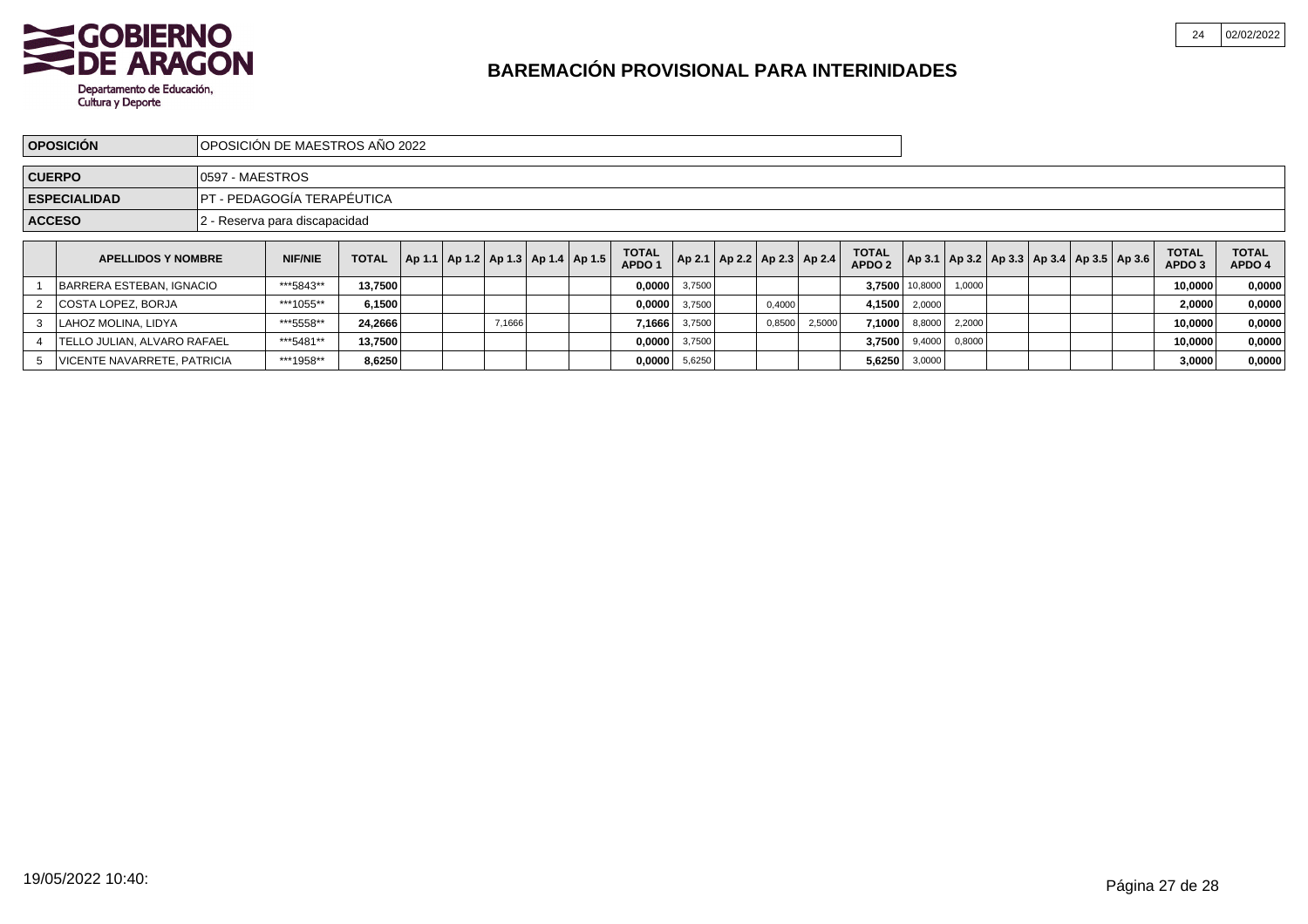**GOBIERNO DE ARAGON**
Departamento de Educación, Cultura y Deporte

# BAREMACIÓN PROVISIONAL PARA INTERINIDADES

| | |
|---|---|
| **OPOSICIÓN** | OPOSICIÓN DE MAESTROS AÑO 2022 |
| **CUERPO** | 0597 - MAESTROS |
| **ESPECIALIDAD** | PT - PEDAGOGÍA TERAPÉUTICA |
| **ACCESO** | 2 - Reserva para discapacidad |

| | APELLIDOS Y NOMBRE | NIF/NIE | TOTAL | Ap 1.1 | Ap 1.2 | Ap 1.3 | Ap 1.4 | Ap 1.5 | TOTAL APDO 1 | Ap 2.1 | Ap 2.2 | Ap 2.3 | Ap 2.4 | TOTAL APDO 2 | Ap 3.1 | Ap 3.2 | Ap 3.3 | Ap 3.4 | Ap 3.5 | Ap 3.6 | TOTAL APDO 3 | TOTAL APDO 4 |
|---|---|---|---|---|---|---|---|---|---|---|---|---|---|---|---|---|---|---|---|---|---|---|
| 1 | BARRERA ESTEBAN, IGNACIO | ***5843** | **13,7500** | | | | | | **0,0000** | 3,7500 | | | | **3,7500** | 10,8000 | 1,0000 | | | | | **10,0000** | **0,0000** |
| 2 | COSTA LOPEZ, BORJA | ***1055** | **6,1500** | | | | | | **0,0000** | 3,7500 | | 0,4000 | | **4,1500** | 2,0000 | | | | | | **2,0000** | **0,0000** |
| 3 | LAHOZ MOLINA, LIDYA | ***5558** | **24,2666** | | | 7,1666 | | | **7,1666** | 3,7500 | | 0,8500 | 2,5000 | **7,1000** | 8,8000 | 2,2000 | | | | | **10,0000** | **0,0000** |
| 4 | TELLO JULIAN, ALVARO RAFAEL | ***5481** | **13,7500** | | | | | | **0,0000** | 3,7500 | | | | **3,7500** | 9,4000 | 0,8000 | | | | | **10,0000** | **0,0000** |
| 5 | VICENTE NAVARRETE, PATRICIA | ***1958** | **8,6250** | | | | | | **0,0000** | 5,6250 | | | | **5,6250** | 3,0000 | | | | | | **3,0000** | **0,0000** |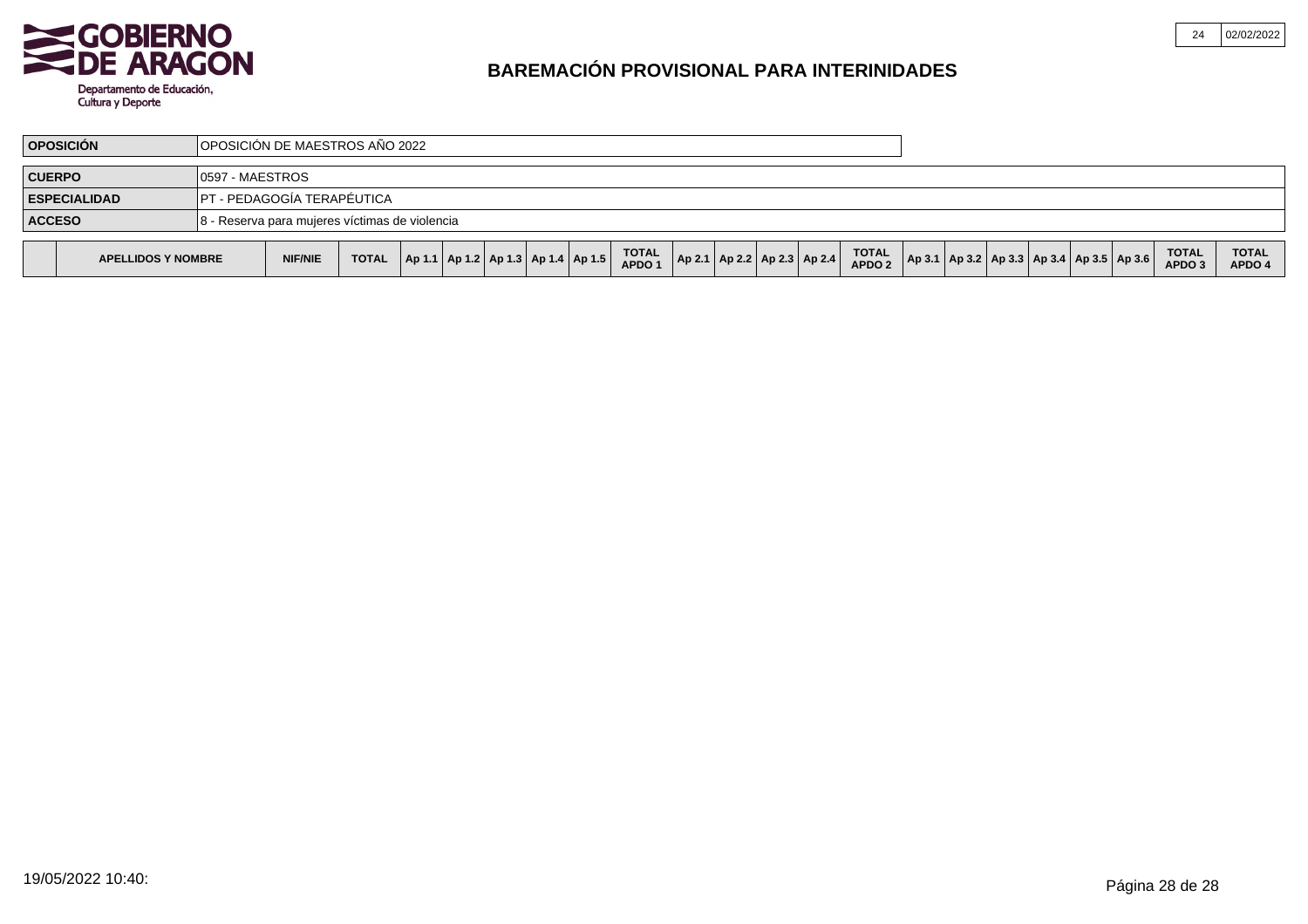# BAREMACIÓN PROVISIONAL PARA INTERINIDADES

| | |
|---|---|
| **OPOSICIÓN** | OPOSICIÓN DE MAESTROS AÑO 2022 |
| **CUERPO** | 0597 - MAESTROS |
| **ESPECIALIDAD** | PT - PEDAGOGÍA TERAPÉUTICA |
| **ACCESO** | 8 - Reserva para mujeres víctimas de violencia |

| | APELLIDOS Y NOMBRE | NIF/NIE | TOTAL | Ap 1.1 | Ap 1.2 | Ap 1.3 | Ap 1.4 | Ap 1.5 | TOTAL APDO 1 | Ap 2.1 | Ap 2.2 | Ap 2.3 | Ap 2.4 | TOTAL APDO 2 | Ap 3.1 | Ap 3.2 | Ap 3.3 | Ap 3.4 | Ap 3.5 | Ap 3.6 | TOTAL APDO 3 | TOTAL APDO 4 |
|---|---|---|---|---|---|---|---|---|---|---|---|---|---|---|---|---|---|---|---|---|---|---|

19/05/2022 10:40: